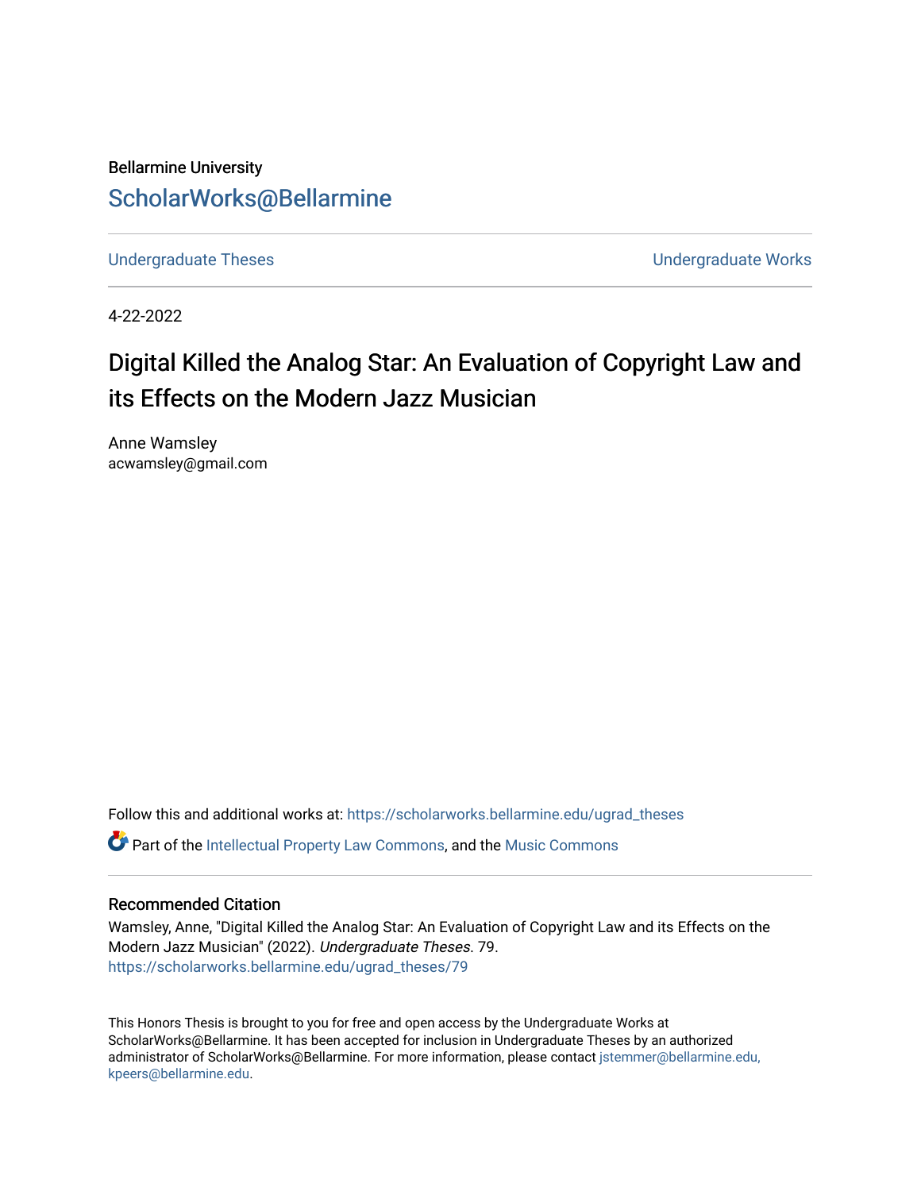Bellarmine University

# ScholarWorks@Bellarmine

Undergraduate Theses | Undergraduate Works

4-22-2022

## Digital Killed the Analog Star: An Evaluation of Copyright Law and its Effects on the Modern Jazz Musician

Anne Wamsley
acwamsley@gmail.com

Follow this and additional works at: https://scholarworks.bellarmine.edu/ugrad_theses

Part of the Intellectual Property Law Commons, and the Music Commons

### Recommended Citation

Wamsley, Anne, "Digital Killed the Analog Star: An Evaluation of Copyright Law and its Effects on the Modern Jazz Musician" (2022). *Undergraduate Theses*. 79.
https://scholarworks.bellarmine.edu/ugrad_theses/79

This Honors Thesis is brought to you for free and open access by the Undergraduate Works at ScholarWorks@Bellarmine. It has been accepted for inclusion in Undergraduate Theses by an authorized administrator of ScholarWorks@Bellarmine. For more information, please contact jstemmer@bellarmine.edu, kpeers@bellarmine.edu.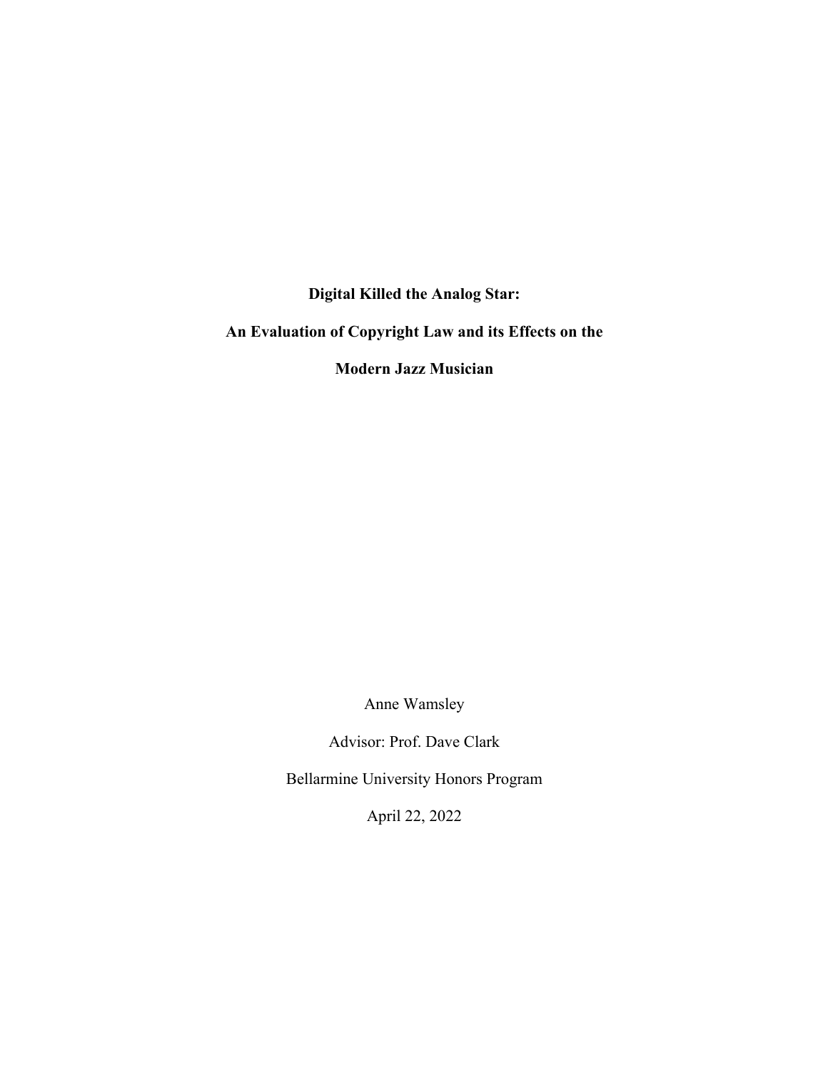# Digital Killed the Analog Star:

# An Evaluation of Copyright Law and its Effects on the Modern Jazz Musician

Anne Wamsley

Advisor: Prof. Dave Clark

Bellarmine University Honors Program

April 22, 2022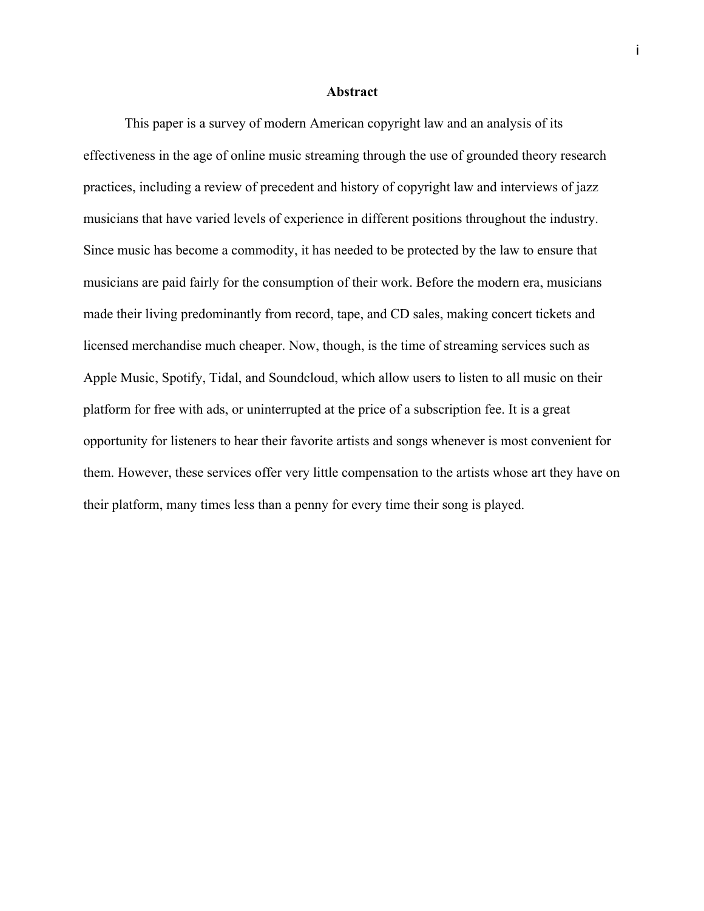## Abstract

This paper is a survey of modern American copyright law and an analysis of its effectiveness in the age of online music streaming through the use of grounded theory research practices, including a review of precedent and history of copyright law and interviews of jazz musicians that have varied levels of experience in different positions throughout the industry. Since music has become a commodity, it has needed to be protected by the law to ensure that musicians are paid fairly for the consumption of their work. Before the modern era, musicians made their living predominantly from record, tape, and CD sales, making concert tickets and licensed merchandise much cheaper. Now, though, is the time of streaming services such as Apple Music, Spotify, Tidal, and Soundcloud, which allow users to listen to all music on their platform for free with ads, or uninterrupted at the price of a subscription fee. It is a great opportunity for listeners to hear their favorite artists and songs whenever is most convenient for them. However, these services offer very little compensation to the artists whose art they have on their platform, many times less than a penny for every time their song is played.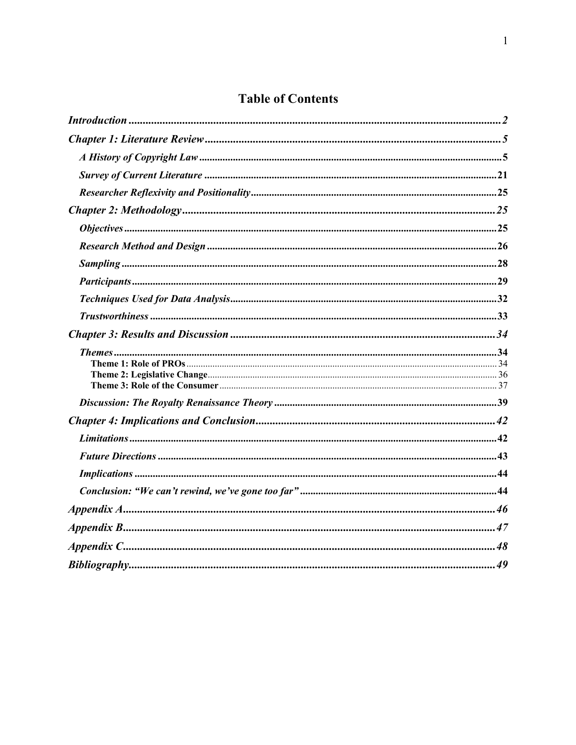# Table of Contents

*Introduction* ........ *2*

*Chapter 1: Literature Review* ........ *5*

- *A History of Copyright Law* ........ 5
- *Survey of Current Literature* ........ 21
- *Researcher Reflexivity and Positionality* ........ 25

*Chapter 2: Methodology* ........ *25*

- *Objectives* ........ 25
- *Research Method and Design* ........ 26
- *Sampling* ........ 28
- *Participants* ........ 29
- *Techniques Used for Data Analysis* ........ 32
- *Trustworthiness* ........ 33

*Chapter 3: Results and Discussion* ........ *34*

- *Themes* ........ 34
  - **Theme 1: Role of PROs** ........ 34
  - **Theme 2: Legislative Change** ........ 36
  - **Theme 3: Role of the Consumer** ........ 37
- *Discussion: The Royalty Renaissance Theory* ........ 39

*Chapter 4: Implications and Conclusion* ........ *42*

- *Limitations* ........ 42
- *Future Directions* ........ 43
- *Implications* ........ 44
- *Conclusion: "We can't rewind, we've gone too far"* ........ 44

*Appendix A* ........ *46*

*Appendix B* ........ *47*

*Appendix C* ........ *48*

*Bibliography* ........ *49*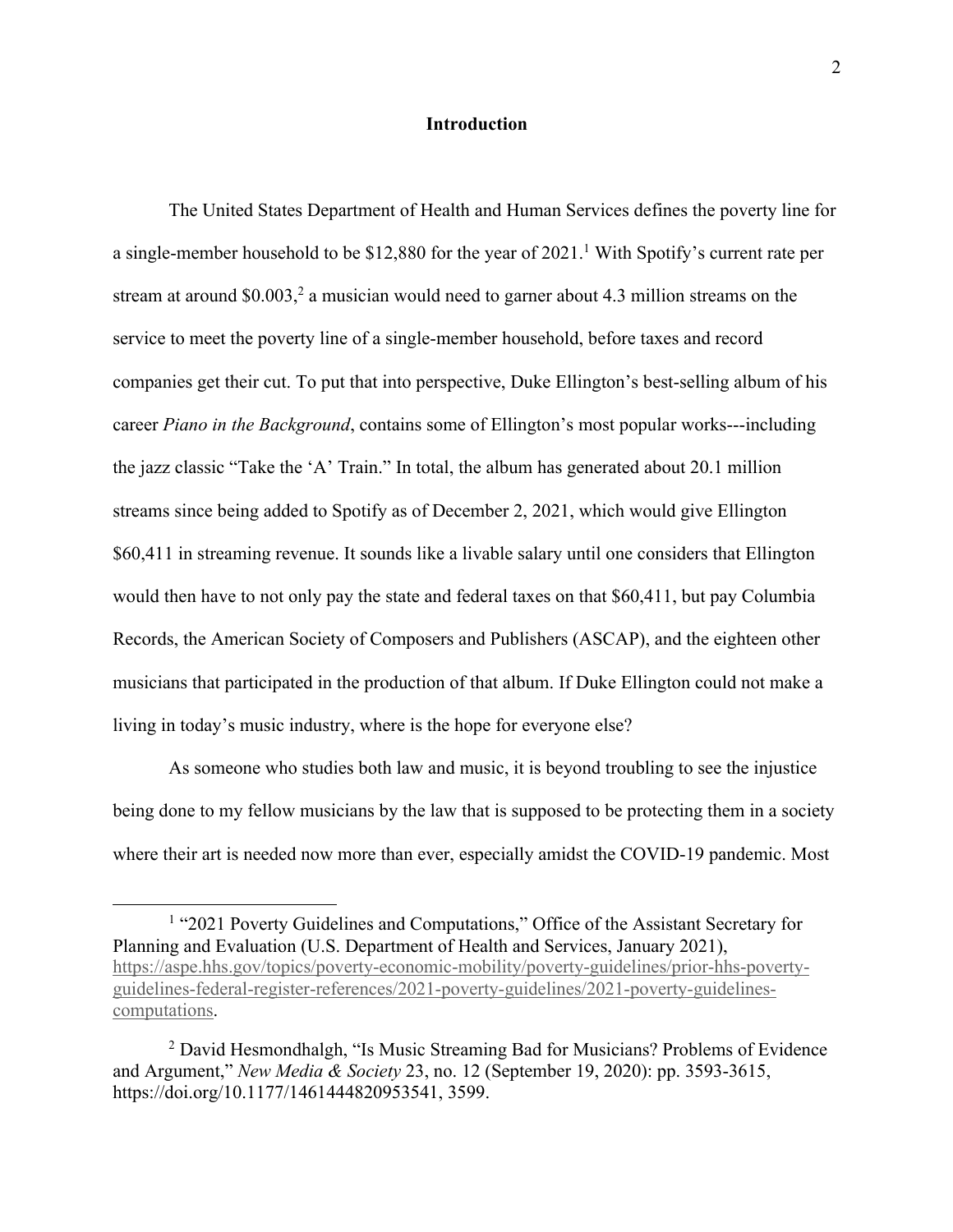## Introduction

The United States Department of Health and Human Services defines the poverty line for a single-member household to be $12,880 for the year of 2021.[1] With Spotify's current rate per stream at around $0.003,[2] a musician would need to garner about 4.3 million streams on the service to meet the poverty line of a single-member household, before taxes and record companies get their cut. To put that into perspective, Duke Ellington's best-selling album of his career *Piano in the Background*, contains some of Ellington's most popular works---including the jazz classic "Take the 'A' Train." In total, the album has generated about 20.1 million streams since being added to Spotify as of December 2, 2021, which would give Ellington $60,411 in streaming revenue. It sounds like a livable salary until one considers that Ellington would then have to not only pay the state and federal taxes on that $60,411, but pay Columbia Records, the American Society of Composers and Publishers (ASCAP), and the eighteen other musicians that participated in the production of that album. If Duke Ellington could not make a living in today's music industry, where is the hope for everyone else?

As someone who studies both law and music, it is beyond troubling to see the injustice being done to my fellow musicians by the law that is supposed to be protecting them in a society where their art is needed now more than ever, especially amidst the COVID-19 pandemic. Most

[1] "2021 Poverty Guidelines and Computations," Office of the Assistant Secretary for Planning and Evaluation (U.S. Department of Health and Services, January 2021), https://aspe.hhs.gov/topics/poverty-economic-mobility/poverty-guidelines/prior-hhs-poverty-guidelines-federal-register-references/2021-poverty-guidelines/2021-poverty-guidelines-computations.

[2] David Hesmondhalgh, "Is Music Streaming Bad for Musicians? Problems of Evidence and Argument," *New Media & Society* 23, no. 12 (September 19, 2020): pp. 3593-3615, https://doi.org/10.1177/1461444820953541, 3599.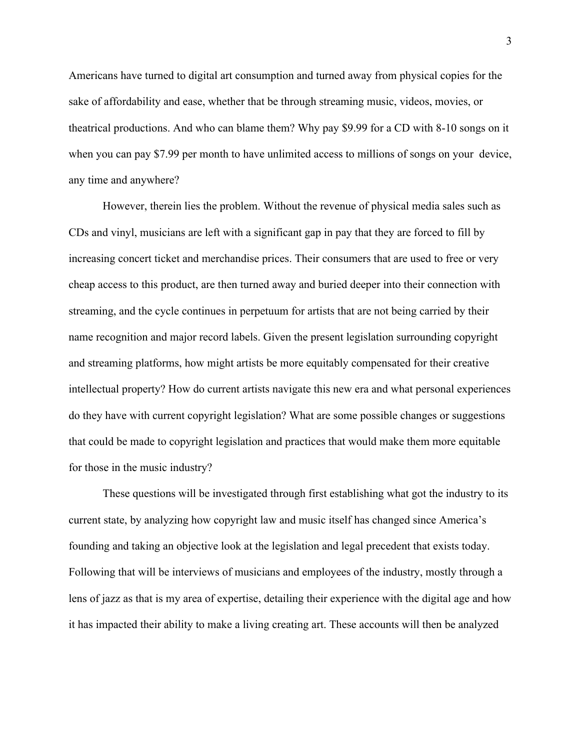Americans have turned to digital art consumption and turned away from physical copies for the sake of affordability and ease, whether that be through streaming music, videos, movies, or theatrical productions. And who can blame them? Why pay $9.99 for a CD with 8-10 songs on it when you can pay $7.99 per month to have unlimited access to millions of songs on your device, any time and anywhere?

However, therein lies the problem. Without the revenue of physical media sales such as CDs and vinyl, musicians are left with a significant gap in pay that they are forced to fill by increasing concert ticket and merchandise prices. Their consumers that are used to free or very cheap access to this product, are then turned away and buried deeper into their connection with streaming, and the cycle continues in perpetuum for artists that are not being carried by their name recognition and major record labels. Given the present legislation surrounding copyright and streaming platforms, how might artists be more equitably compensated for their creative intellectual property? How do current artists navigate this new era and what personal experiences do they have with current copyright legislation? What are some possible changes or suggestions that could be made to copyright legislation and practices that would make them more equitable for those in the music industry?

These questions will be investigated through first establishing what got the industry to its current state, by analyzing how copyright law and music itself has changed since America's founding and taking an objective look at the legislation and legal precedent that exists today. Following that will be interviews of musicians and employees of the industry, mostly through a lens of jazz as that is my area of expertise, detailing their experience with the digital age and how it has impacted their ability to make a living creating art. These accounts will then be analyzed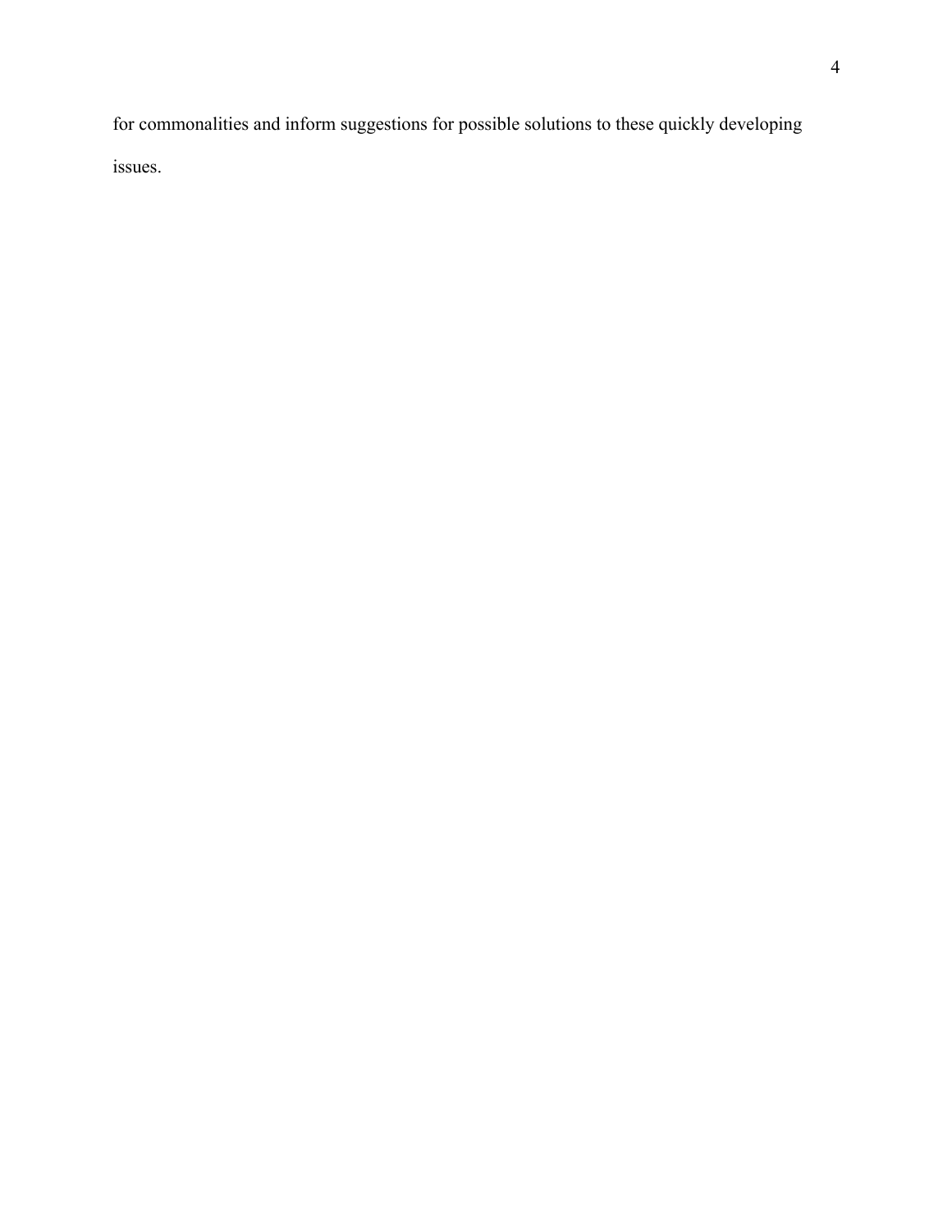for commonalities and inform suggestions for possible solutions to these quickly developing issues.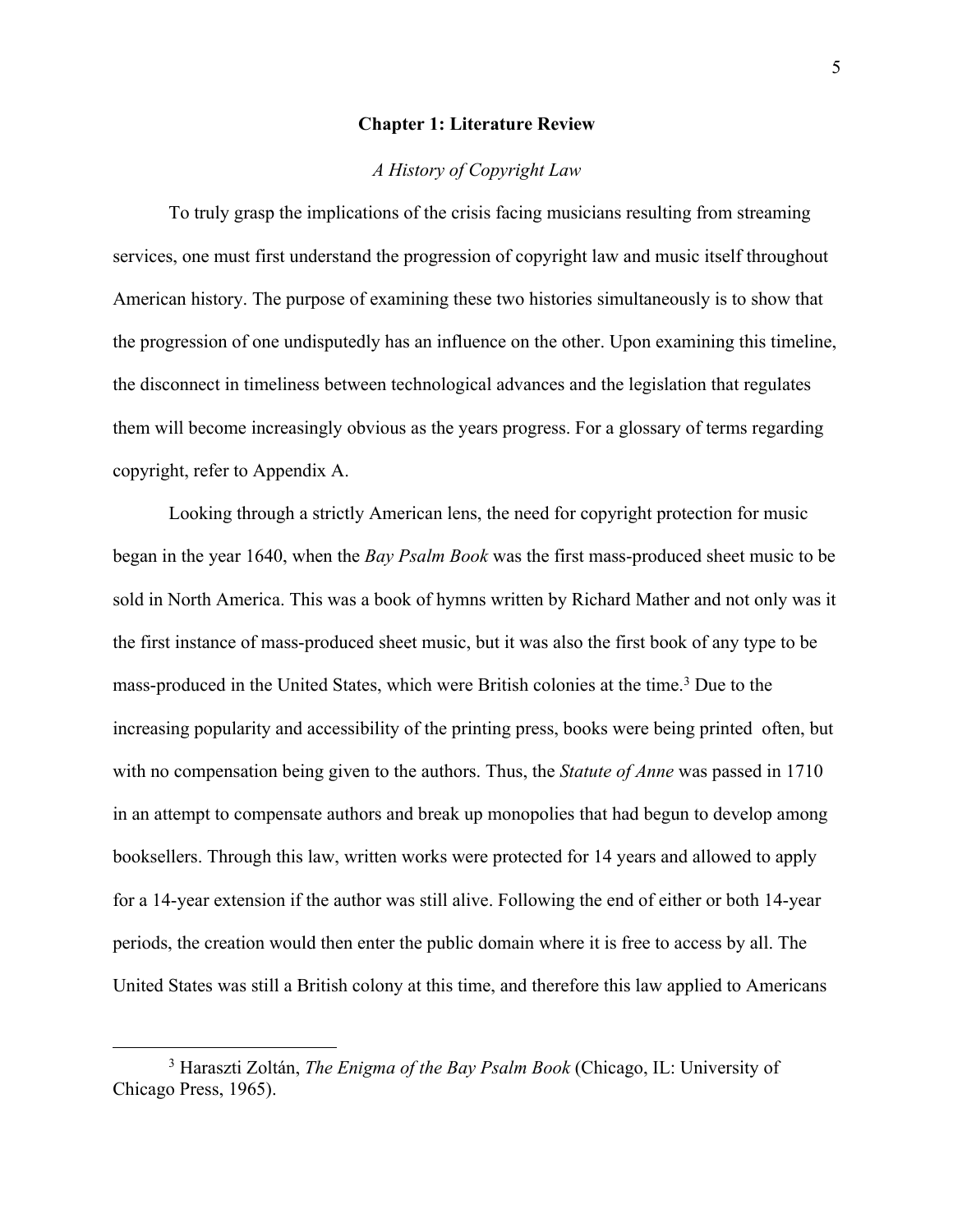# Chapter 1: Literature Review

## *A History of Copyright Law*

To truly grasp the implications of the crisis facing musicians resulting from streaming services, one must first understand the progression of copyright law and music itself throughout American history. The purpose of examining these two histories simultaneously is to show that the progression of one undisputedly has an influence on the other. Upon examining this timeline, the disconnect in timeliness between technological advances and the legislation that regulates them will become increasingly obvious as the years progress. For a glossary of terms regarding copyright, refer to Appendix A.

Looking through a strictly American lens, the need for copyright protection for music began in the year 1640, when the *Bay Psalm Book* was the first mass-produced sheet music to be sold in North America. This was a book of hymns written by Richard Mather and not only was it the first instance of mass-produced sheet music, but it was also the first book of any type to be mass-produced in the United States, which were British colonies at the time.[3] Due to the increasing popularity and accessibility of the printing press, books were being printed  often, but with no compensation being given to the authors. Thus, the *Statute of Anne* was passed in 1710 in an attempt to compensate authors and break up monopolies that had begun to develop among booksellers. Through this law, written works were protected for 14 years and allowed to apply for a 14-year extension if the author was still alive. Following the end of either or both 14-year periods, the creation would then enter the public domain where it is free to access by all. The United States was still a British colony at this time, and therefore this law applied to Americans

[3] Haraszti Zoltán, *The Enigma of the Bay Psalm Book* (Chicago, IL: University of Chicago Press, 1965).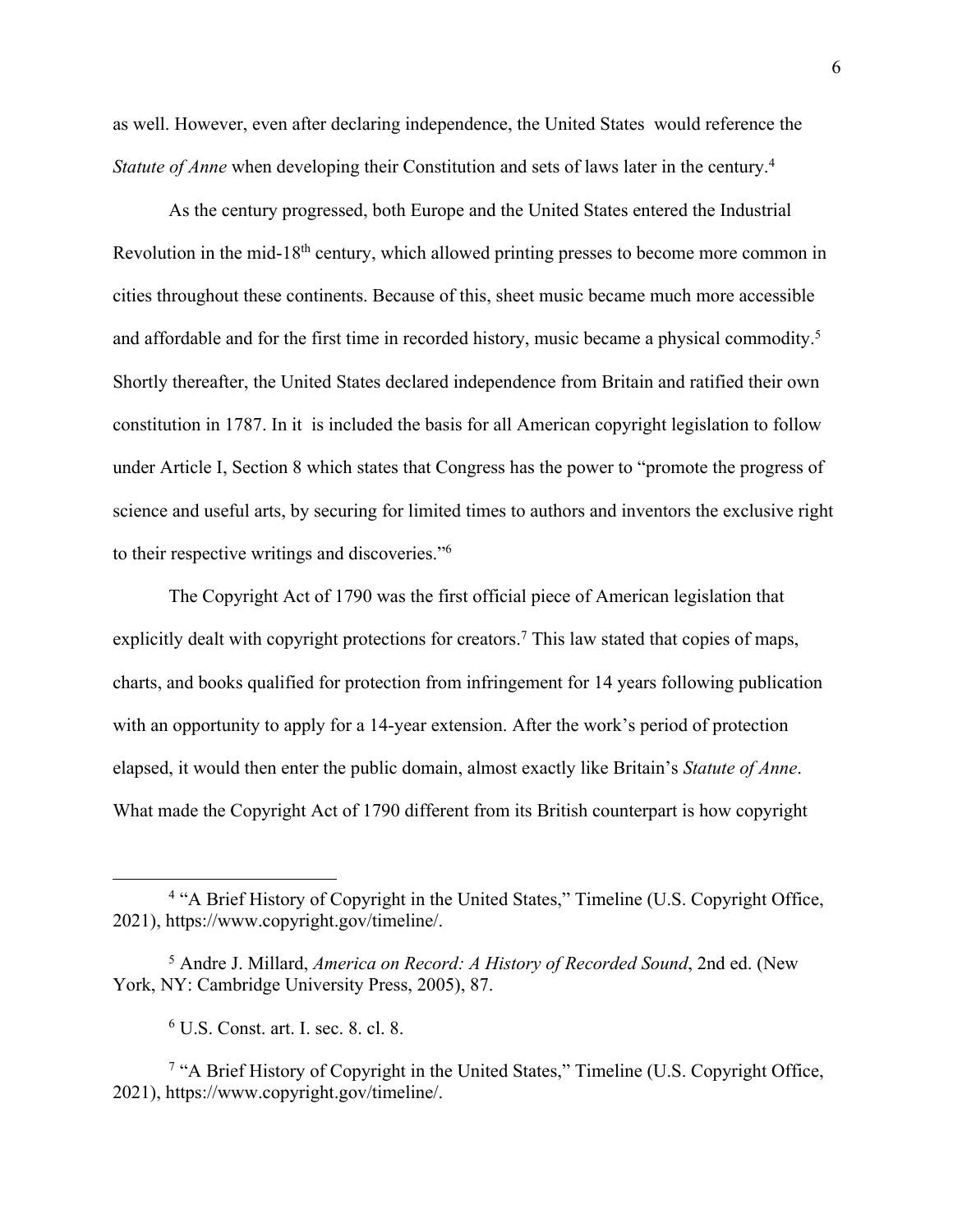as well. However, even after declaring independence, the United States would reference the *Statute of Anne* when developing their Constitution and sets of laws later in the century.[4]

As the century progressed, both Europe and the United States entered the Industrial Revolution in the mid-18th century, which allowed printing presses to become more common in cities throughout these continents. Because of this, sheet music became much more accessible and affordable and for the first time in recorded history, music became a physical commodity.[5] Shortly thereafter, the United States declared independence from Britain and ratified their own constitution in 1787. In it is included the basis for all American copyright legislation to follow under Article I, Section 8 which states that Congress has the power to "promote the progress of science and useful arts, by securing for limited times to authors and inventors the exclusive right to their respective writings and discoveries."[6]

The Copyright Act of 1790 was the first official piece of American legislation that explicitly dealt with copyright protections for creators.[7] This law stated that copies of maps, charts, and books qualified for protection from infringement for 14 years following publication with an opportunity to apply for a 14-year extension. After the work's period of protection elapsed, it would then enter the public domain, almost exactly like Britain's *Statute of Anne*. What made the Copyright Act of 1790 different from its British counterpart is how copyright

---

[4] "A Brief History of Copyright in the United States," Timeline (U.S. Copyright Office, 2021), https://www.copyright.gov/timeline/.

[5] Andre J. Millard, *America on Record: A History of Recorded Sound*, 2nd ed. (New York, NY: Cambridge University Press, 2005), 87.

[6] U.S. Const. art. I. sec. 8. cl. 8.

[7] "A Brief History of Copyright in the United States," Timeline (U.S. Copyright Office, 2021), https://www.copyright.gov/timeline/.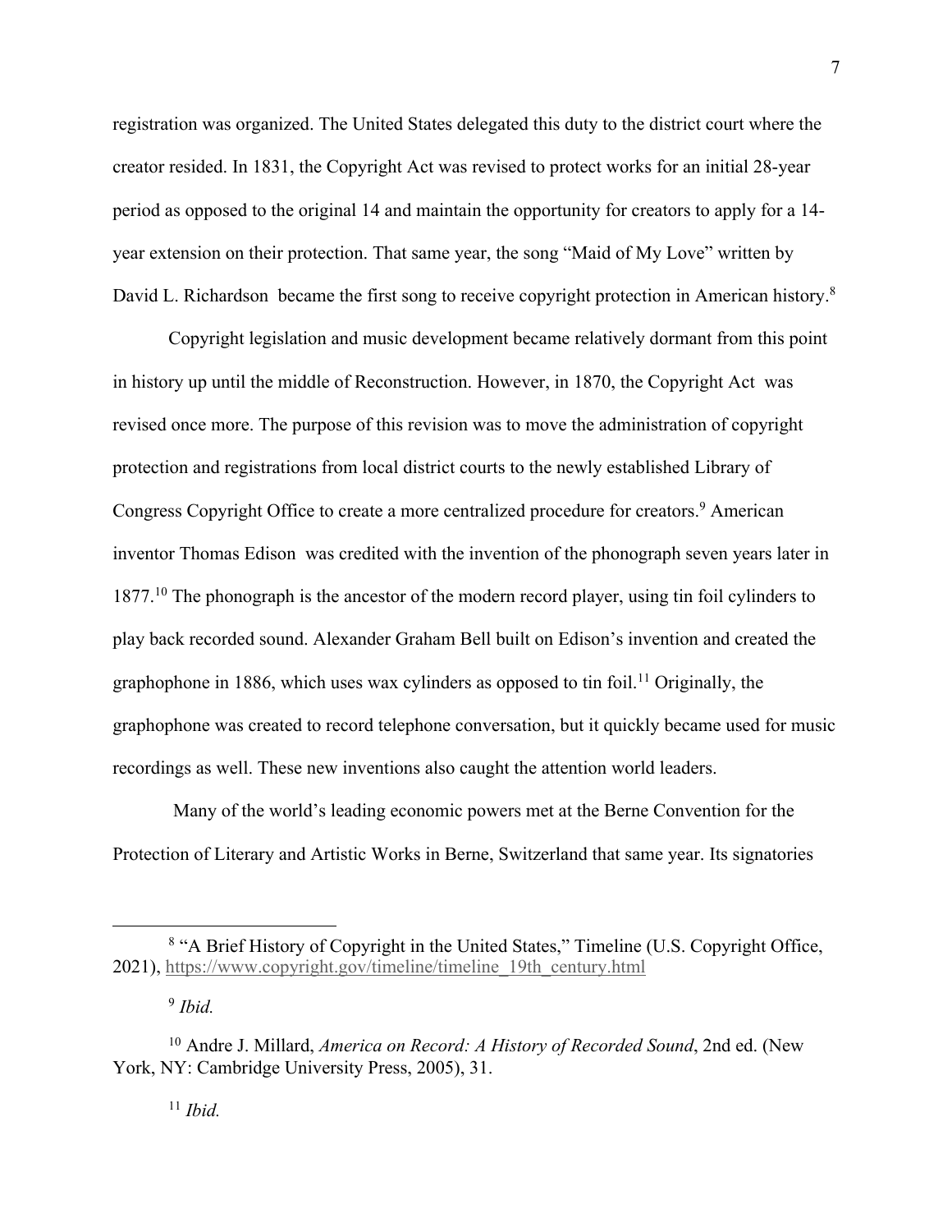registration was organized. The United States delegated this duty to the district court where the creator resided. In 1831, the Copyright Act was revised to protect works for an initial 28-year period as opposed to the original 14 and maintain the opportunity for creators to apply for a 14-year extension on their protection. That same year, the song "Maid of My Love" written by David L. Richardson became the first song to receive copyright protection in American history.[8]

Copyright legislation and music development became relatively dormant from this point in history up until the middle of Reconstruction. However, in 1870, the Copyright Act was revised once more. The purpose of this revision was to move the administration of copyright protection and registrations from local district courts to the newly established Library of Congress Copyright Office to create a more centralized procedure for creators.[9] American inventor Thomas Edison was credited with the invention of the phonograph seven years later in 1877.[10] The phonograph is the ancestor of the modern record player, using tin foil cylinders to play back recorded sound. Alexander Graham Bell built on Edison's invention and created the graphophone in 1886, which uses wax cylinders as opposed to tin foil.[11] Originally, the graphophone was created to record telephone conversation, but it quickly became used for music recordings as well. These new inventions also caught the attention world leaders.

Many of the world's leading economic powers met at the Berne Convention for the Protection of Literary and Artistic Works in Berne, Switzerland that same year. Its signatories

---

[8] "A Brief History of Copyright in the United States," Timeline (U.S. Copyright Office, 2021), https://www.copyright.gov/timeline/timeline_19th_century.html

[9] *Ibid.*

[10] Andre J. Millard, *America on Record: A History of Recorded Sound*, 2nd ed. (New York, NY: Cambridge University Press, 2005), 31.

[11] *Ibid.*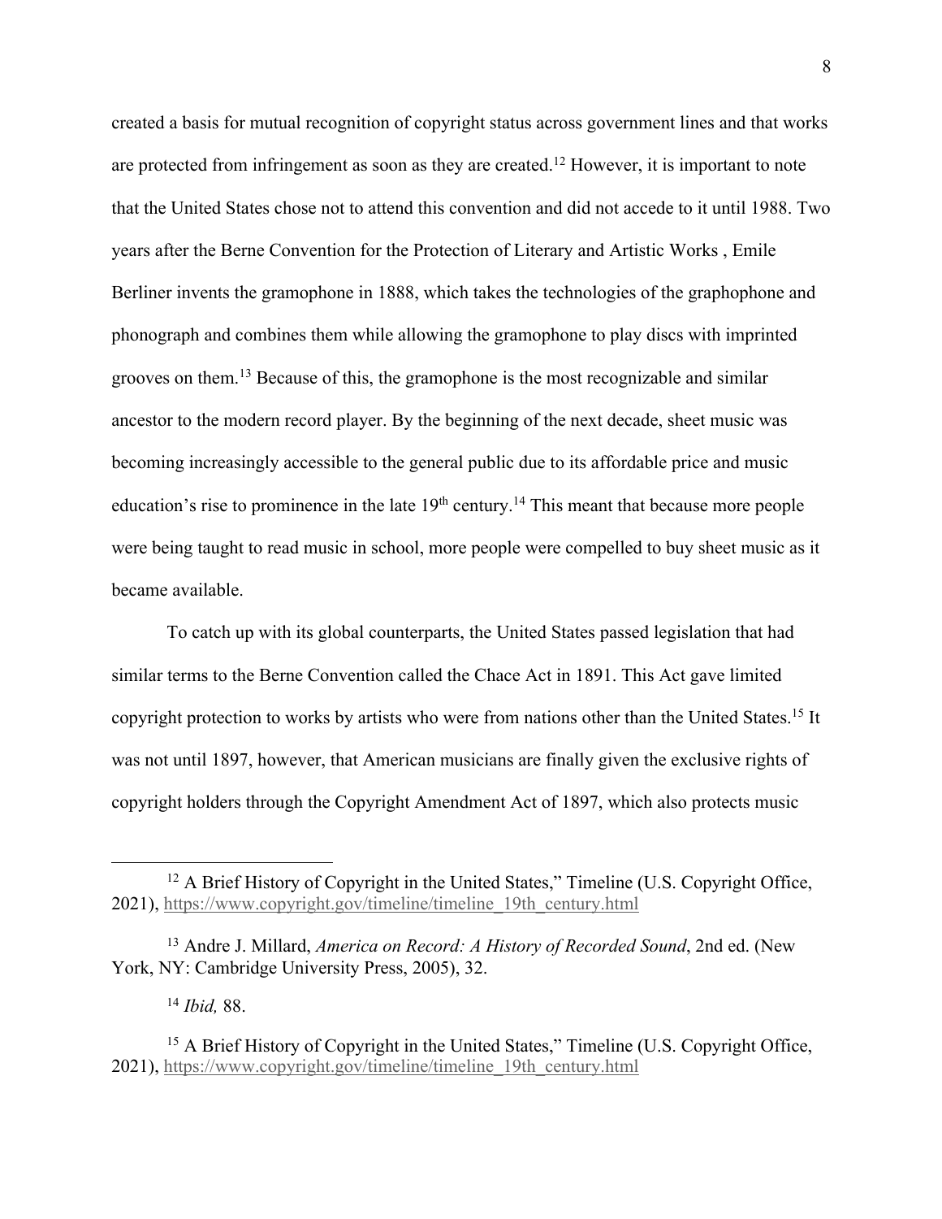created a basis for mutual recognition of copyright status across government lines and that works are protected from infringement as soon as they are created.[12] However, it is important to note that the United States chose not to attend this convention and did not accede to it until 1988. Two years after the Berne Convention for the Protection of Literary and Artistic Works , Emile Berliner invents the gramophone in 1888, which takes the technologies of the graphophone and phonograph and combines them while allowing the gramophone to play discs with imprinted grooves on them.[13] Because of this, the gramophone is the most recognizable and similar ancestor to the modern record player. By the beginning of the next decade, sheet music was becoming increasingly accessible to the general public due to its affordable price and music education's rise to prominence in the late 19th century.[14] This meant that because more people were being taught to read music in school, more people were compelled to buy sheet music as it became available.

To catch up with its global counterparts, the United States passed legislation that had similar terms to the Berne Convention called the Chace Act in 1891. This Act gave limited copyright protection to works by artists who were from nations other than the United States.[15] It was not until 1897, however, that American musicians are finally given the exclusive rights of copyright holders through the Copyright Amendment Act of 1897, which also protects music

---

[12] A Brief History of Copyright in the United States," Timeline (U.S. Copyright Office, 2021), https://www.copyright.gov/timeline/timeline_19th_century.html

[13] Andre J. Millard, *America on Record: A History of Recorded Sound*, 2nd ed. (New York, NY: Cambridge University Press, 2005), 32.

[14] *Ibid,* 88.

[15] A Brief History of Copyright in the United States," Timeline (U.S. Copyright Office, 2021), https://www.copyright.gov/timeline/timeline_19th_century.html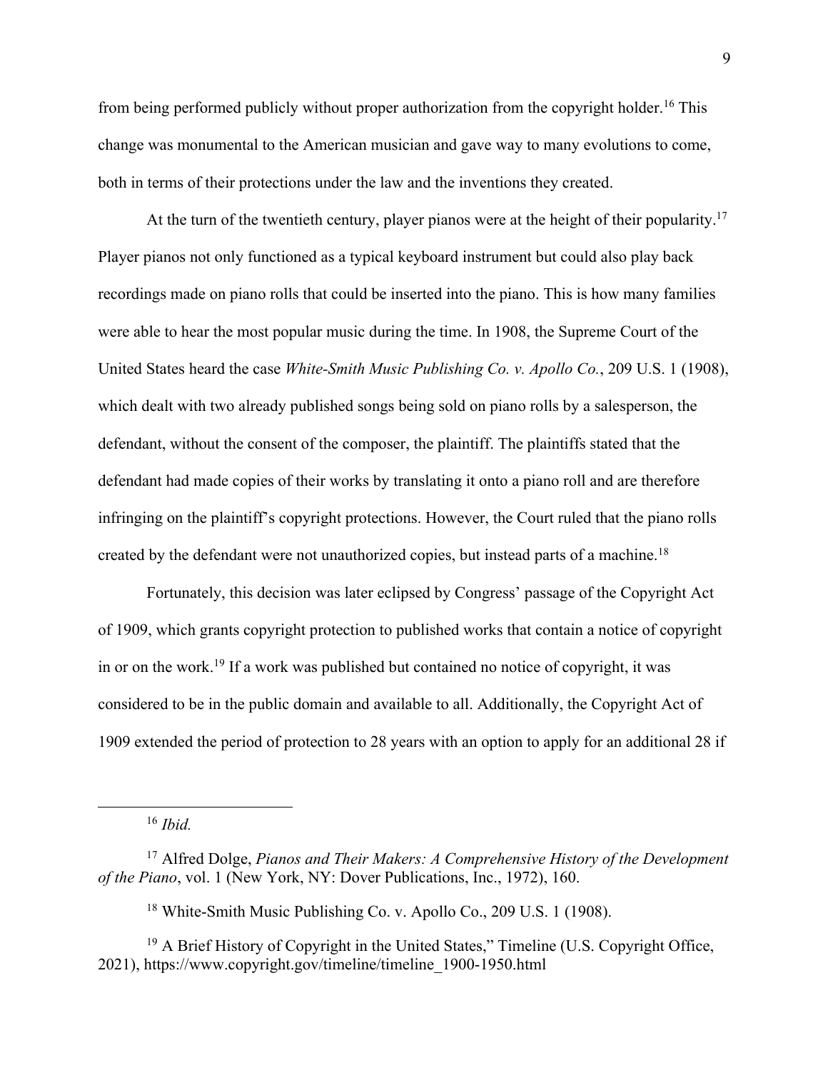from being performed publicly without proper authorization from the copyright holder.[16] This change was monumental to the American musician and gave way to many evolutions to come, both in terms of their protections under the law and the inventions they created.

At the turn of the twentieth century, player pianos were at the height of their popularity.[17] Player pianos not only functioned as a typical keyboard instrument but could also play back recordings made on piano rolls that could be inserted into the piano. This is how many families were able to hear the most popular music during the time. In 1908, the Supreme Court of the United States heard the case *White-Smith Music Publishing Co. v. Apollo Co.*, 209 U.S. 1 (1908), which dealt with two already published songs being sold on piano rolls by a salesperson, the defendant, without the consent of the composer, the plaintiff. The plaintiffs stated that the defendant had made copies of their works by translating it onto a piano roll and are therefore infringing on the plaintiff's copyright protections. However, the Court ruled that the piano rolls created by the defendant were not unauthorized copies, but instead parts of a machine.[18]

Fortunately, this decision was later eclipsed by Congress' passage of the Copyright Act of 1909, which grants copyright protection to published works that contain a notice of copyright in or on the work.[19] If a work was published but contained no notice of copyright, it was considered to be in the public domain and available to all. Additionally, the Copyright Act of 1909 extended the period of protection to 28 years with an option to apply for an additional 28 if

---

[16] *Ibid.*

[17] Alfred Dolge, *Pianos and Their Makers: A Comprehensive History of the Development of the Piano*, vol. 1 (New York, NY: Dover Publications, Inc., 1972), 160.

[18] White-Smith Music Publishing Co. v. Apollo Co., 209 U.S. 1 (1908).

[19] A Brief History of Copyright in the United States," Timeline (U.S. Copyright Office, 2021), https://www.copyright.gov/timeline/timeline_1900-1950.html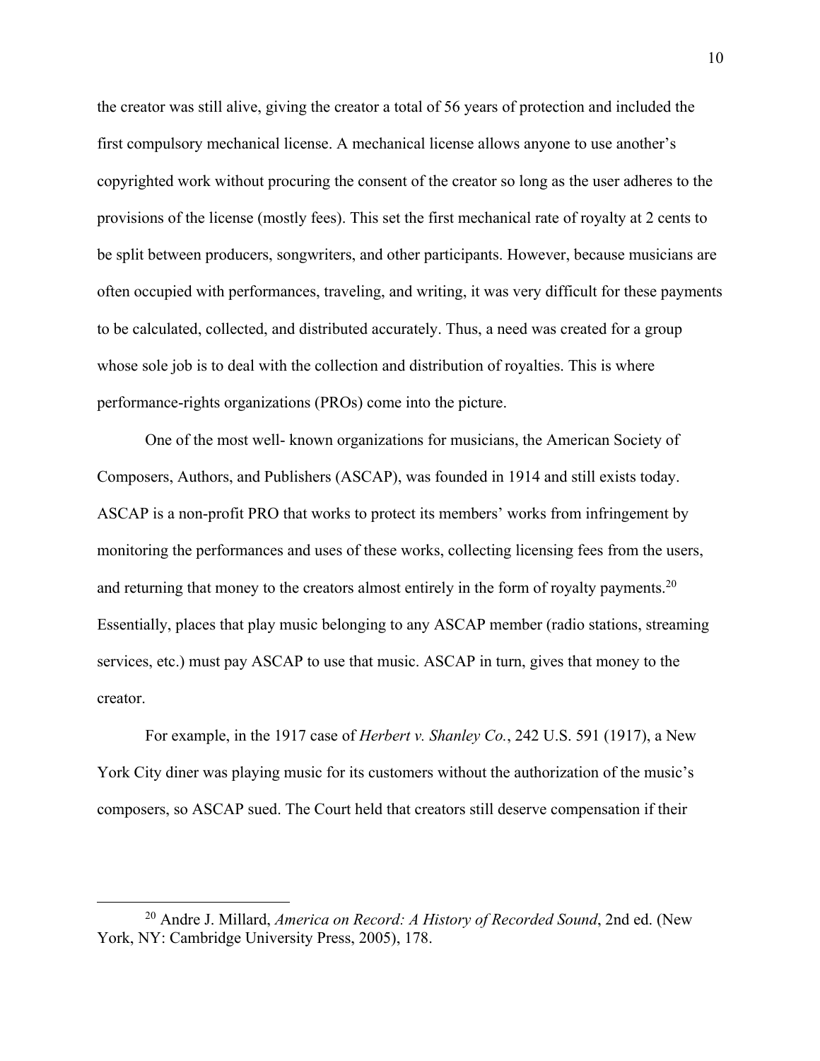the creator was still alive, giving the creator a total of 56 years of protection and included the first compulsory mechanical license. A mechanical license allows anyone to use another's copyrighted work without procuring the consent of the creator so long as the user adheres to the provisions of the license (mostly fees). This set the first mechanical rate of royalty at 2 cents to be split between producers, songwriters, and other participants. However, because musicians are often occupied with performances, traveling, and writing, it was very difficult for these payments to be calculated, collected, and distributed accurately. Thus, a need was created for a group whose sole job is to deal with the collection and distribution of royalties. This is where performance-rights organizations (PROs) come into the picture.

One of the most well- known organizations for musicians, the American Society of Composers, Authors, and Publishers (ASCAP), was founded in 1914 and still exists today. ASCAP is a non-profit PRO that works to protect its members' works from infringement by monitoring the performances and uses of these works, collecting licensing fees from the users, and returning that money to the creators almost entirely in the form of royalty payments.[20] Essentially, places that play music belonging to any ASCAP member (radio stations, streaming services, etc.) must pay ASCAP to use that music. ASCAP in turn, gives that money to the creator.

For example, in the 1917 case of *Herbert v. Shanley Co.*, 242 U.S. 591 (1917), a New York City diner was playing music for its customers without the authorization of the music's composers, so ASCAP sued. The Court held that creators still deserve compensation if their

---

[20] Andre J. Millard, *America on Record: A History of Recorded Sound*, 2nd ed. (New York, NY: Cambridge University Press, 2005), 178.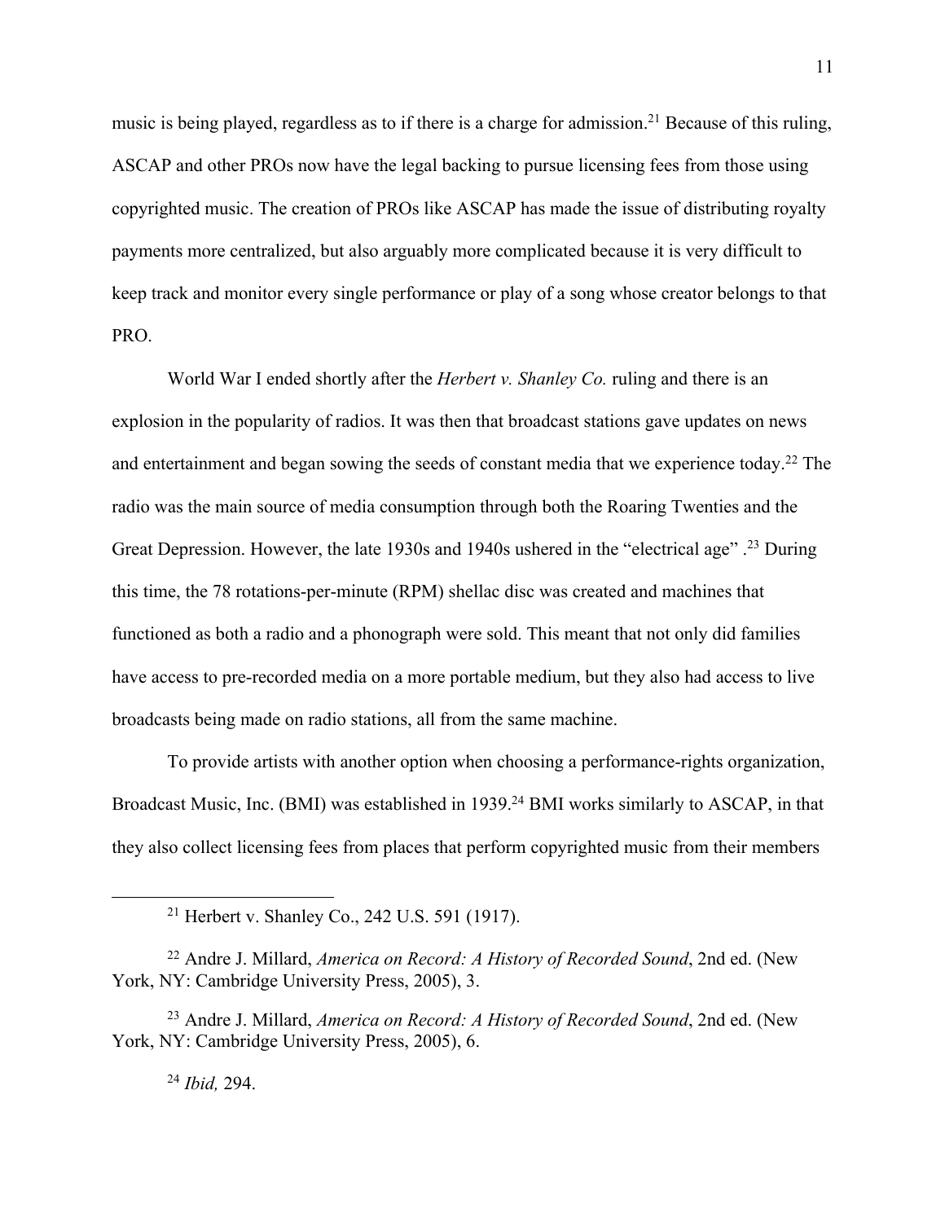music is being played, regardless as to if there is a charge for admission.[21] Because of this ruling, ASCAP and other PROs now have the legal backing to pursue licensing fees from those using copyrighted music. The creation of PROs like ASCAP has made the issue of distributing royalty payments more centralized, but also arguably more complicated because it is very difficult to keep track and monitor every single performance or play of a song whose creator belongs to that PRO.

World War I ended shortly after the *Herbert v. Shanley Co.* ruling and there is an explosion in the popularity of radios. It was then that broadcast stations gave updates on news and entertainment and began sowing the seeds of constant media that we experience today.[22] The radio was the main source of media consumption through both the Roaring Twenties and the Great Depression. However, the late 1930s and 1940s ushered in the "electrical age" .[23] During this time, the 78 rotations-per-minute (RPM) shellac disc was created and machines that functioned as both a radio and a phonograph were sold. This meant that not only did families have access to pre-recorded media on a more portable medium, but they also had access to live broadcasts being made on radio stations, all from the same machine.

To provide artists with another option when choosing a performance-rights organization, Broadcast Music, Inc. (BMI) was established in 1939.[24] BMI works similarly to ASCAP, in that they also collect licensing fees from places that perform copyrighted music from their members

---

[21] Herbert v. Shanley Co., 242 U.S. 591 (1917).

[22] Andre J. Millard, *America on Record: A History of Recorded Sound*, 2nd ed. (New York, NY: Cambridge University Press, 2005), 3.

[23] Andre J. Millard, *America on Record: A History of Recorded Sound*, 2nd ed. (New York, NY: Cambridge University Press, 2005), 6.

[24] *Ibid,* 294.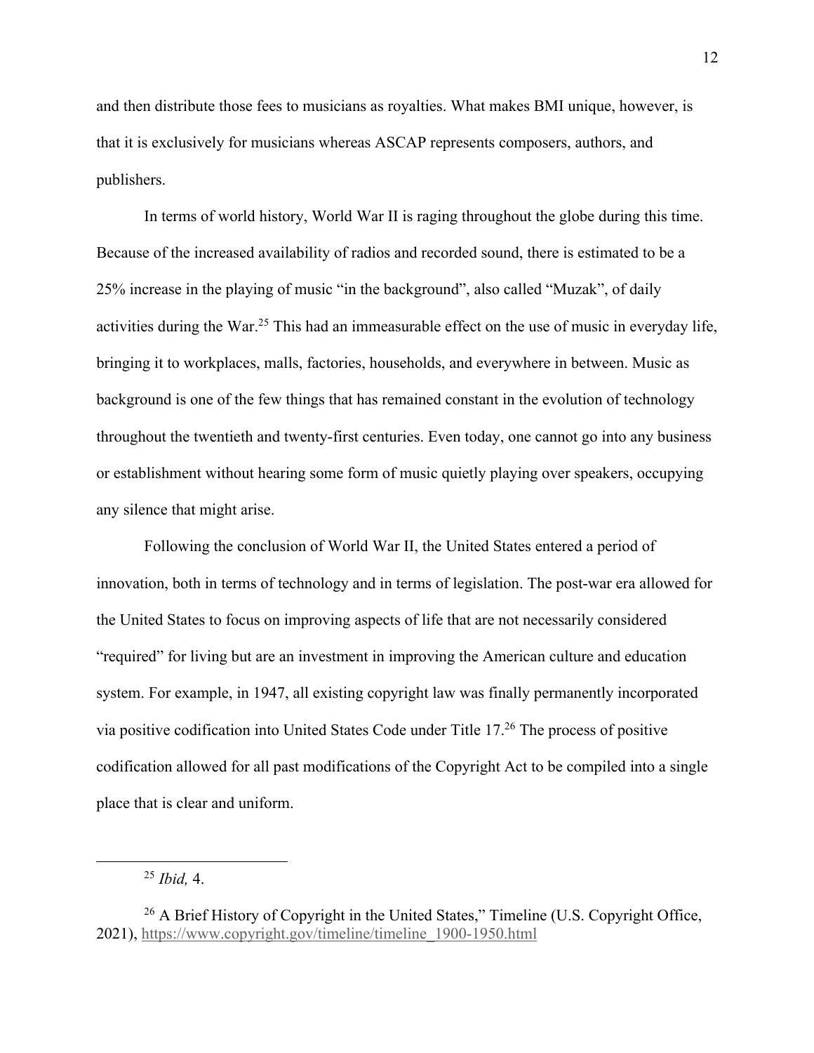and then distribute those fees to musicians as royalties. What makes BMI unique, however, is that it is exclusively for musicians whereas ASCAP represents composers, authors, and publishers.

In terms of world history, World War II is raging throughout the globe during this time. Because of the increased availability of radios and recorded sound, there is estimated to be a 25% increase in the playing of music "in the background", also called "Muzak", of daily activities during the War.[25] This had an immeasurable effect on the use of music in everyday life, bringing it to workplaces, malls, factories, households, and everywhere in between. Music as background is one of the few things that has remained constant in the evolution of technology throughout the twentieth and twenty-first centuries. Even today, one cannot go into any business or establishment without hearing some form of music quietly playing over speakers, occupying any silence that might arise.

Following the conclusion of World War II, the United States entered a period of innovation, both in terms of technology and in terms of legislation. The post-war era allowed for the United States to focus on improving aspects of life that are not necessarily considered "required" for living but are an investment in improving the American culture and education system. For example, in 1947, all existing copyright law was finally permanently incorporated via positive codification into United States Code under Title 17.[26] The process of positive codification allowed for all past modifications of the Copyright Act to be compiled into a single place that is clear and uniform.

---

[25] *Ibid,* 4.

[26] A Brief History of Copyright in the United States," Timeline (U.S. Copyright Office, 2021), https://www.copyright.gov/timeline/timeline_1900-1950.html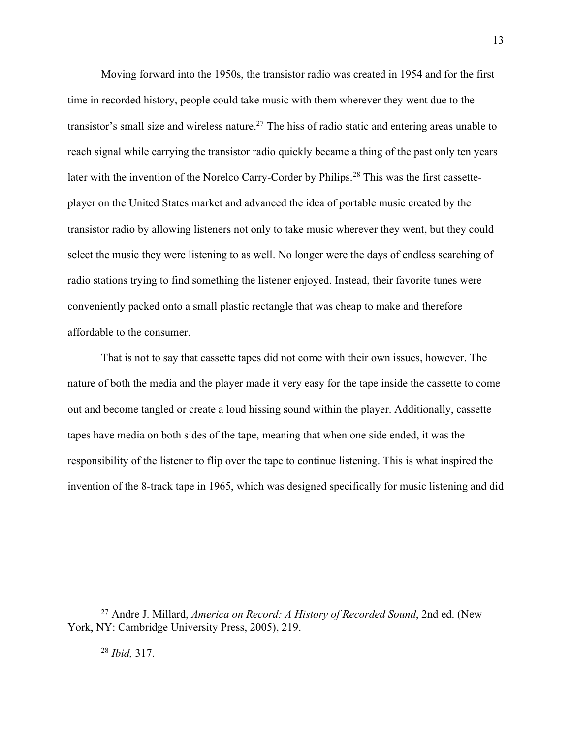Moving forward into the 1950s, the transistor radio was created in 1954 and for the first time in recorded history, people could take music with them wherever they went due to the transistor's small size and wireless nature.[27] The hiss of radio static and entering areas unable to reach signal while carrying the transistor radio quickly became a thing of the past only ten years later with the invention of the Norelco Carry-Corder by Philips.[28] This was the first cassette-player on the United States market and advanced the idea of portable music created by the transistor radio by allowing listeners not only to take music wherever they went, but they could select the music they were listening to as well. No longer were the days of endless searching of radio stations trying to find something the listener enjoyed. Instead, their favorite tunes were conveniently packed onto a small plastic rectangle that was cheap to make and therefore affordable to the consumer.

That is not to say that cassette tapes did not come with their own issues, however. The nature of both the media and the player made it very easy for the tape inside the cassette to come out and become tangled or create a loud hissing sound within the player. Additionally, cassette tapes have media on both sides of the tape, meaning that when one side ended, it was the responsibility of the listener to flip over the tape to continue listening. This is what inspired the invention of the 8-track tape in 1965, which was designed specifically for music listening and did

---

[27] Andre J. Millard, *America on Record: A History of Recorded Sound*, 2nd ed. (New York, NY: Cambridge University Press, 2005), 219.

[28] *Ibid,* 317.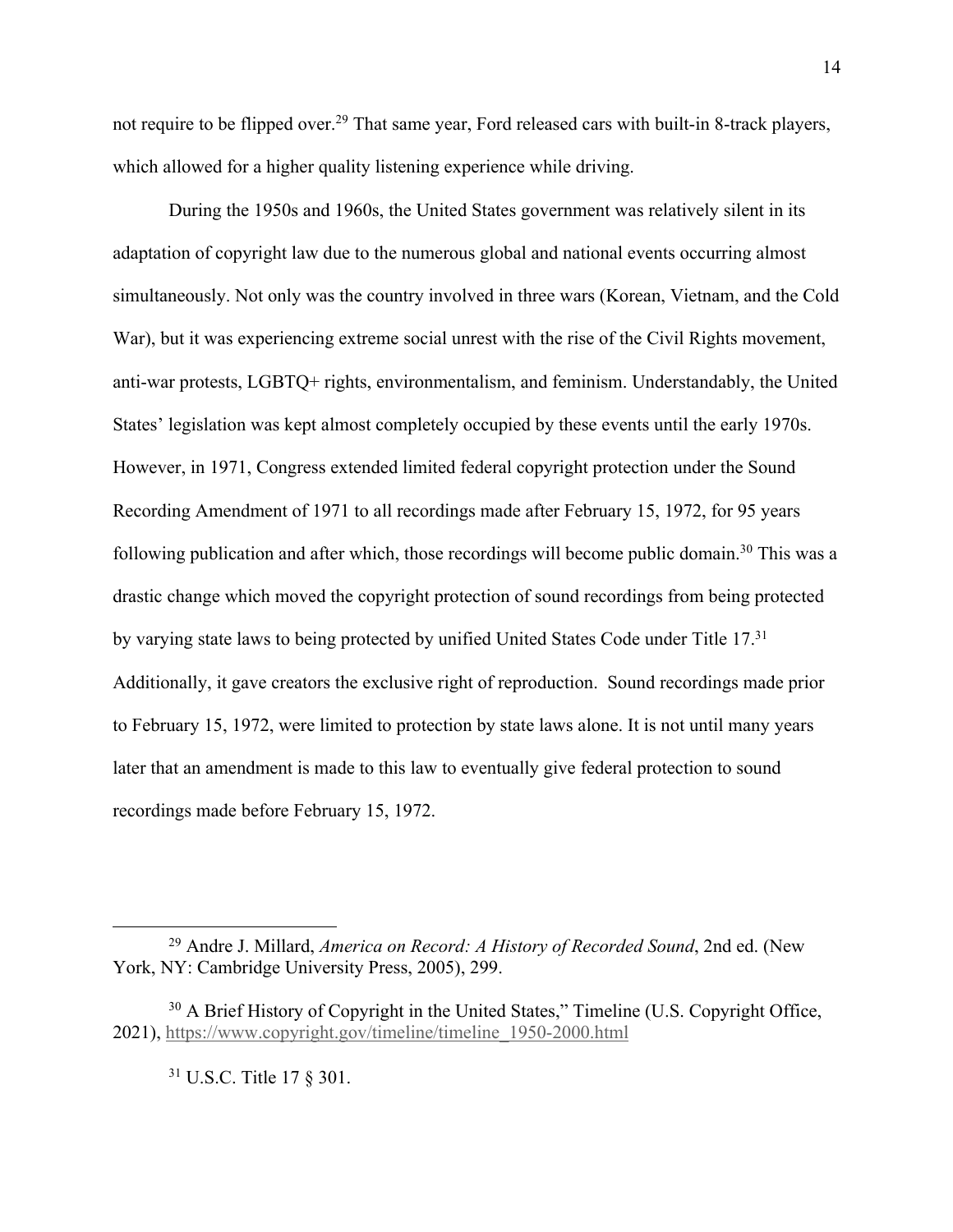not require to be flipped over.[29] That same year, Ford released cars with built-in 8-track players, which allowed for a higher quality listening experience while driving.

During the 1950s and 1960s, the United States government was relatively silent in its adaptation of copyright law due to the numerous global and national events occurring almost simultaneously. Not only was the country involved in three wars (Korean, Vietnam, and the Cold War), but it was experiencing extreme social unrest with the rise of the Civil Rights movement, anti-war protests, LGBTQ+ rights, environmentalism, and feminism. Understandably, the United States' legislation was kept almost completely occupied by these events until the early 1970s. However, in 1971, Congress extended limited federal copyright protection under the Sound Recording Amendment of 1971 to all recordings made after February 15, 1972, for 95 years following publication and after which, those recordings will become public domain.[30] This was a drastic change which moved the copyright protection of sound recordings from being protected by varying state laws to being protected by unified United States Code under Title 17.[31] Additionally, it gave creators the exclusive right of reproduction. Sound recordings made prior to February 15, 1972, were limited to protection by state laws alone. It is not until many years later that an amendment is made to this law to eventually give federal protection to sound recordings made before February 15, 1972.

---

[29] Andre J. Millard, *America on Record: A History of Recorded Sound*, 2nd ed. (New York, NY: Cambridge University Press, 2005), 299.

[30] A Brief History of Copyright in the United States," Timeline (U.S. Copyright Office, 2021), https://www.copyright.gov/timeline/timeline_1950-2000.html

[31] U.S.C. Title 17 § 301.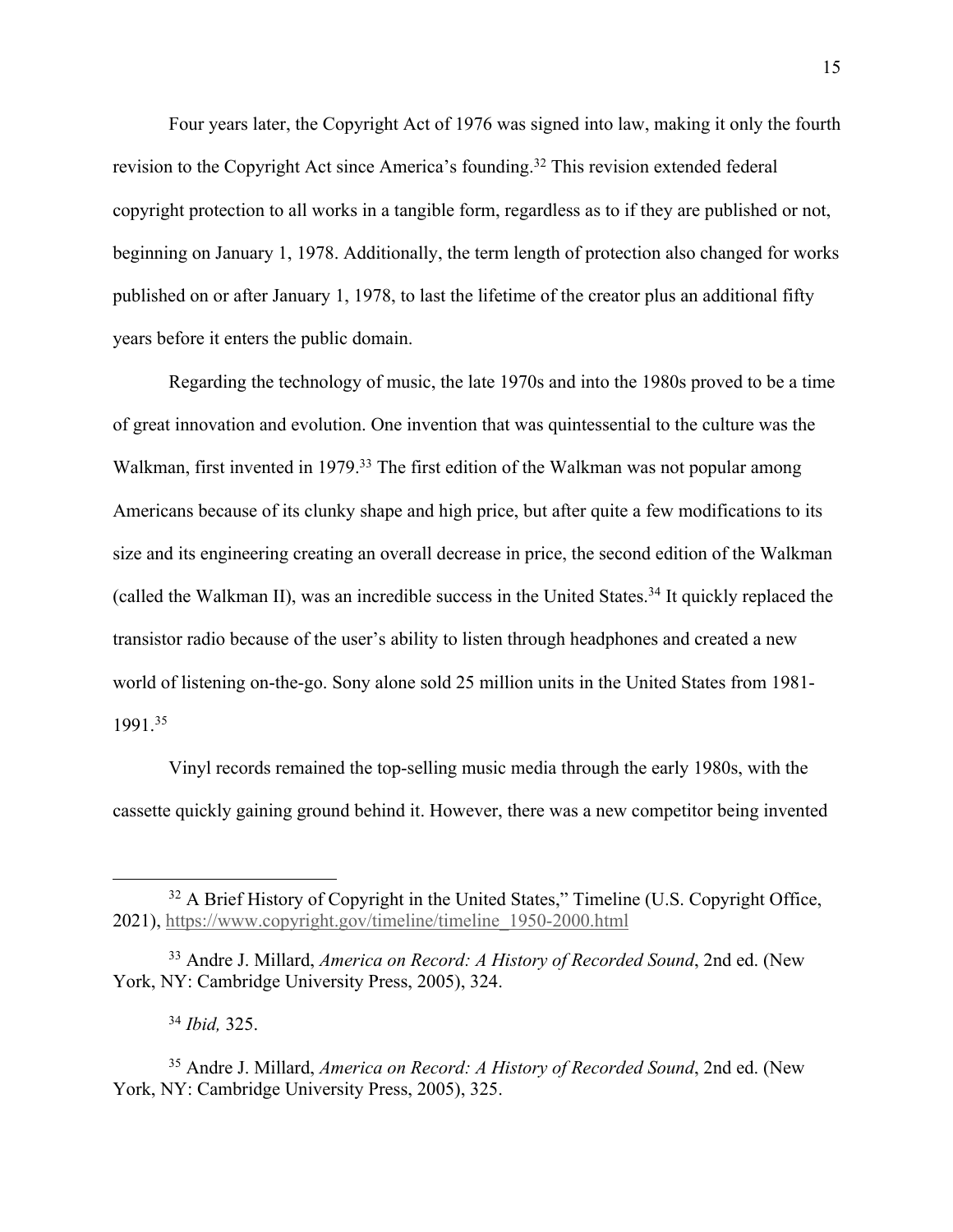Four years later, the Copyright Act of 1976 was signed into law, making it only the fourth revision to the Copyright Act since America's founding.[32] This revision extended federal copyright protection to all works in a tangible form, regardless as to if they are published or not, beginning on January 1, 1978. Additionally, the term length of protection also changed for works published on or after January 1, 1978, to last the lifetime of the creator plus an additional fifty years before it enters the public domain.

Regarding the technology of music, the late 1970s and into the 1980s proved to be a time of great innovation and evolution. One invention that was quintessential to the culture was the Walkman, first invented in 1979.[33] The first edition of the Walkman was not popular among Americans because of its clunky shape and high price, but after quite a few modifications to its size and its engineering creating an overall decrease in price, the second edition of the Walkman (called the Walkman II), was an incredible success in the United States.[34] It quickly replaced the transistor radio because of the user's ability to listen through headphones and created a new world of listening on-the-go. Sony alone sold 25 million units in the United States from 1981-1991.[35]

Vinyl records remained the top-selling music media through the early 1980s, with the cassette quickly gaining ground behind it. However, there was a new competitor being invented

---

[32] A Brief History of Copyright in the United States," Timeline (U.S. Copyright Office, 2021), https://www.copyright.gov/timeline/timeline_1950-2000.html

[33] Andre J. Millard, *America on Record: A History of Recorded Sound*, 2nd ed. (New York, NY: Cambridge University Press, 2005), 324.

[34] *Ibid,* 325.

[35] Andre J. Millard, *America on Record: A History of Recorded Sound*, 2nd ed. (New York, NY: Cambridge University Press, 2005), 325.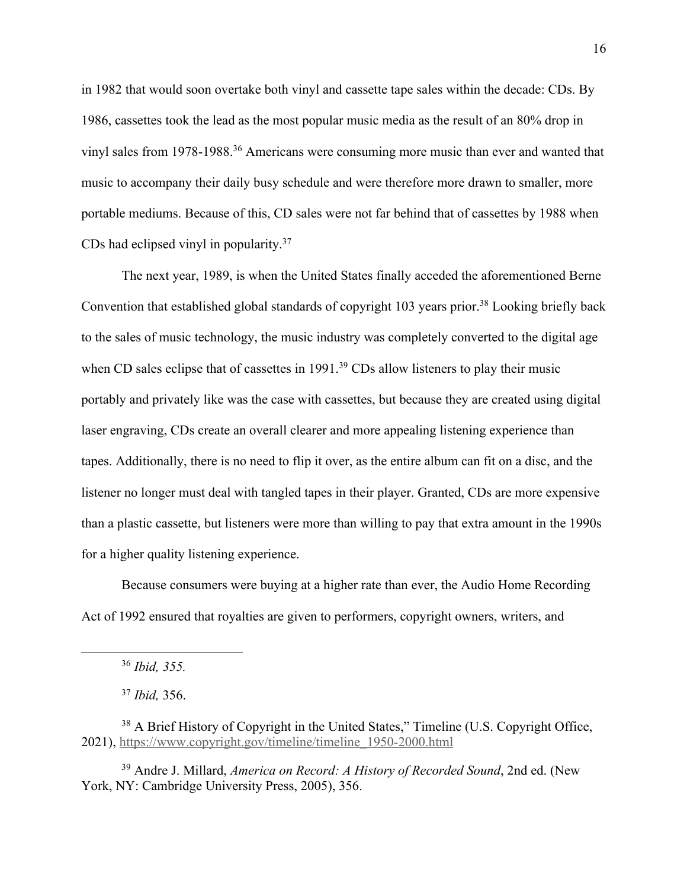in 1982 that would soon overtake both vinyl and cassette tape sales within the decade: CDs. By 1986, cassettes took the lead as the most popular music media as the result of an 80% drop in vinyl sales from 1978-1988.[36] Americans were consuming more music than ever and wanted that music to accompany their daily busy schedule and were therefore more drawn to smaller, more portable mediums. Because of this, CD sales were not far behind that of cassettes by 1988 when CDs had eclipsed vinyl in popularity.[37]

The next year, 1989, is when the United States finally acceded the aforementioned Berne Convention that established global standards of copyright 103 years prior.[38] Looking briefly back to the sales of music technology, the music industry was completely converted to the digital age when CD sales eclipse that of cassettes in 1991.[39] CDs allow listeners to play their music portably and privately like was the case with cassettes, but because they are created using digital laser engraving, CDs create an overall clearer and more appealing listening experience than tapes. Additionally, there is no need to flip it over, as the entire album can fit on a disc, and the listener no longer must deal with tangled tapes in their player. Granted, CDs are more expensive than a plastic cassette, but listeners were more than willing to pay that extra amount in the 1990s for a higher quality listening experience.

Because consumers were buying at a higher rate than ever, the Audio Home Recording Act of 1992 ensured that royalties are given to performers, copyright owners, writers, and

---

[36] *Ibid, 355.*

[37] *Ibid,* 356.

[38] A Brief History of Copyright in the United States," Timeline (U.S. Copyright Office, 2021), https://www.copyright.gov/timeline/timeline_1950-2000.html

[39] Andre J. Millard, *America on Record: A History of Recorded Sound*, 2nd ed. (New York, NY: Cambridge University Press, 2005), 356.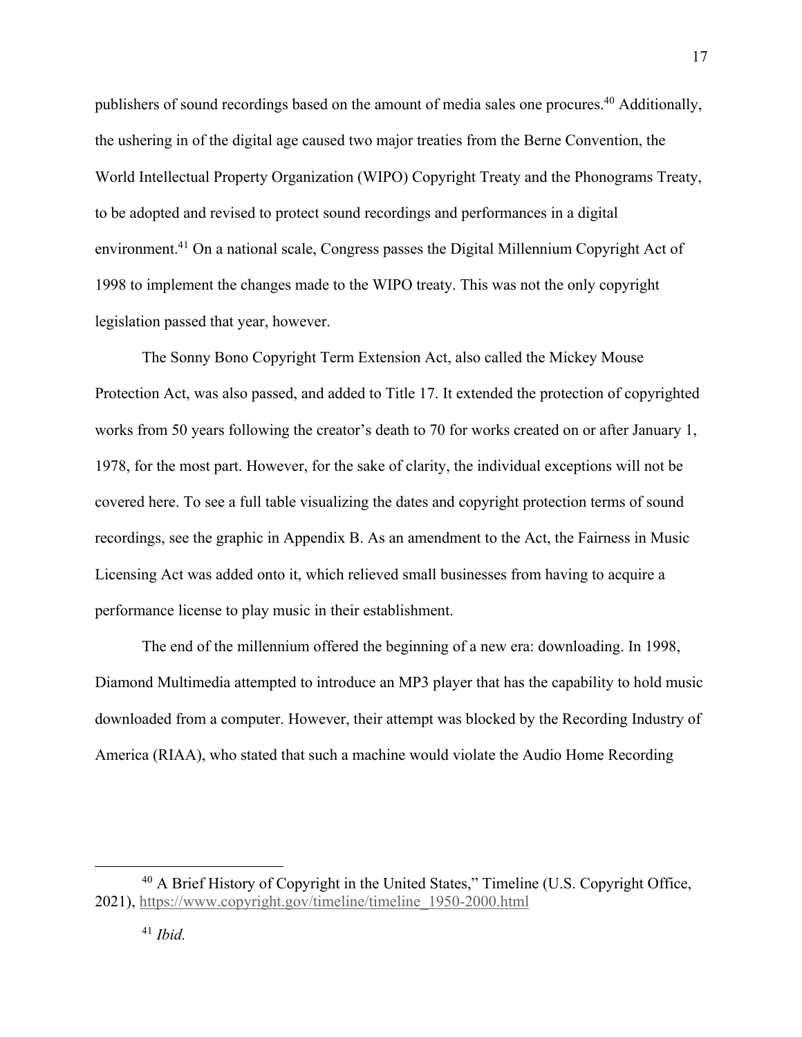publishers of sound recordings based on the amount of media sales one procures.[40] Additionally, the ushering in of the digital age caused two major treaties from the Berne Convention, the World Intellectual Property Organization (WIPO) Copyright Treaty and the Phonograms Treaty, to be adopted and revised to protect sound recordings and performances in a digital environment.[41] On a national scale, Congress passes the Digital Millennium Copyright Act of 1998 to implement the changes made to the WIPO treaty. This was not the only copyright legislation passed that year, however.

The Sonny Bono Copyright Term Extension Act, also called the Mickey Mouse Protection Act, was also passed, and added to Title 17. It extended the protection of copyrighted works from 50 years following the creator's death to 70 for works created on or after January 1, 1978, for the most part. However, for the sake of clarity, the individual exceptions will not be covered here. To see a full table visualizing the dates and copyright protection terms of sound recordings, see the graphic in Appendix B. As an amendment to the Act, the Fairness in Music Licensing Act was added onto it, which relieved small businesses from having to acquire a performance license to play music in their establishment.

The end of the millennium offered the beginning of a new era: downloading. In 1998, Diamond Multimedia attempted to introduce an MP3 player that has the capability to hold music downloaded from a computer. However, their attempt was blocked by the Recording Industry of America (RIAA), who stated that such a machine would violate the Audio Home Recording

---

[40] A Brief History of Copyright in the United States," Timeline (U.S. Copyright Office, 2021), https://www.copyright.gov/timeline/timeline_1950-2000.html

[41] *Ibid.*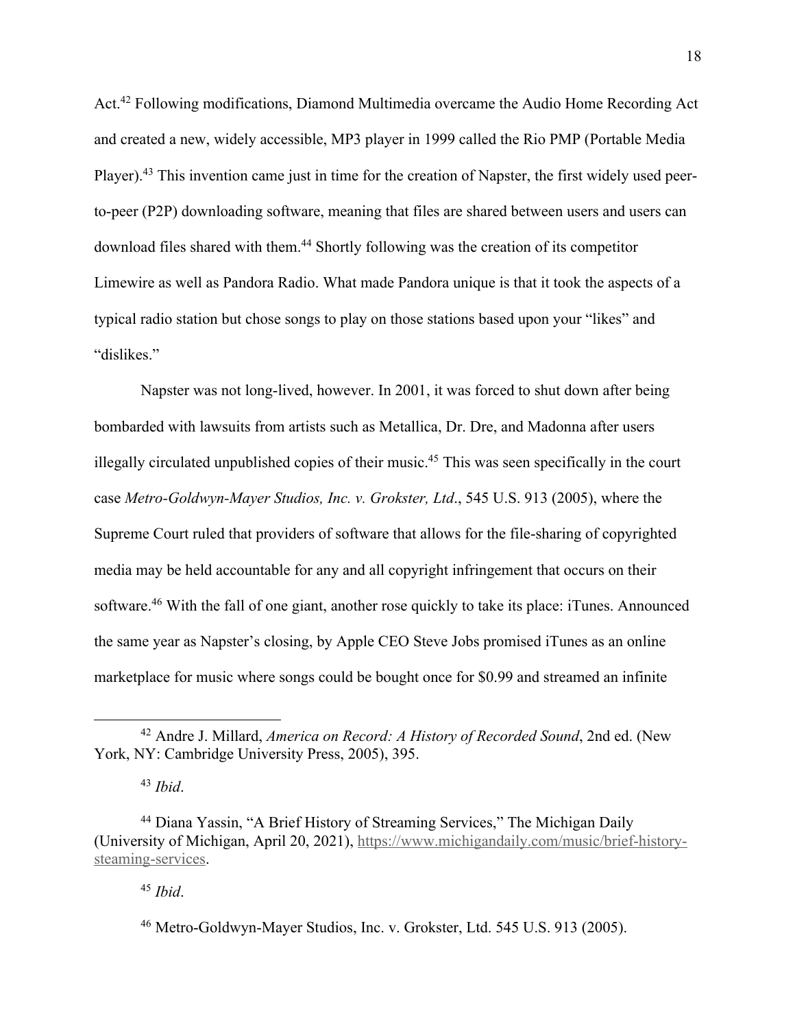Act.[42] Following modifications, Diamond Multimedia overcame the Audio Home Recording Act and created a new, widely accessible, MP3 player in 1999 called the Rio PMP (Portable Media Player).[43] This invention came just in time for the creation of Napster, the first widely used peer-to-peer (P2P) downloading software, meaning that files are shared between users and users can download files shared with them.[44] Shortly following was the creation of its competitor Limewire as well as Pandora Radio. What made Pandora unique is that it took the aspects of a typical radio station but chose songs to play on those stations based upon your "likes" and "dislikes."

Napster was not long-lived, however. In 2001, it was forced to shut down after being bombarded with lawsuits from artists such as Metallica, Dr. Dre, and Madonna after users illegally circulated unpublished copies of their music.[45] This was seen specifically in the court case *Metro-Goldwyn-Mayer Studios, Inc. v. Grokster, Ltd*., 545 U.S. 913 (2005), where the Supreme Court ruled that providers of software that allows for the file-sharing of copyrighted media may be held accountable for any and all copyright infringement that occurs on their software.[46] With the fall of one giant, another rose quickly to take its place: iTunes. Announced the same year as Napster's closing, by Apple CEO Steve Jobs promised iTunes as an online marketplace for music where songs could be bought once for $0.99 and streamed an infinite

---

[42] Andre J. Millard, *America on Record: A History of Recorded Sound*, 2nd ed. (New York, NY: Cambridge University Press, 2005), 395.

[43] *Ibid*.

[44] Diana Yassin, "A Brief History of Streaming Services," The Michigan Daily (University of Michigan, April 20, 2021), https://www.michigandaily.com/music/brief-history-steaming-services.

[45] *Ibid*.

[46] Metro-Goldwyn-Mayer Studios, Inc. v. Grokster, Ltd. 545 U.S. 913 (2005).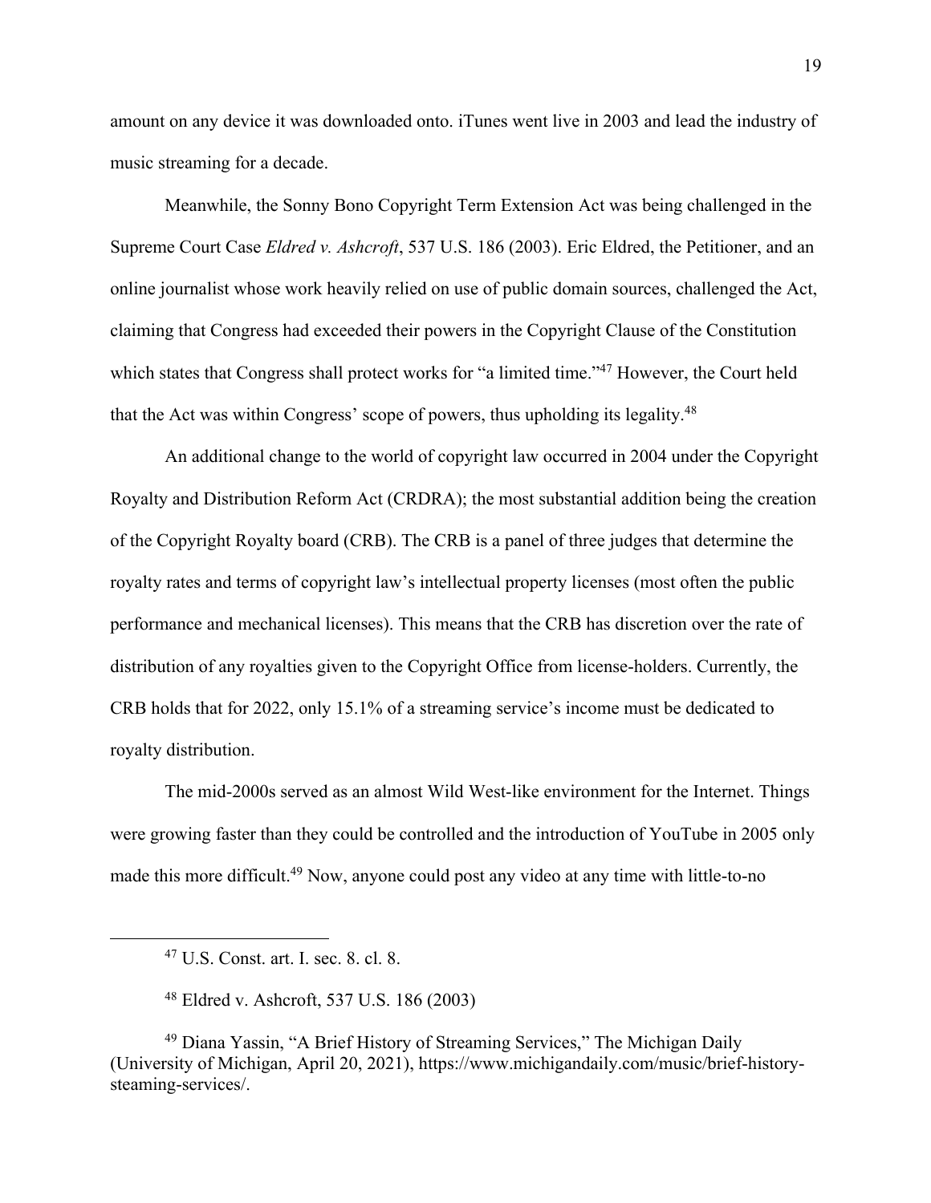amount on any device it was downloaded onto. iTunes went live in 2003 and lead the industry of music streaming for a decade.

Meanwhile, the Sonny Bono Copyright Term Extension Act was being challenged in the Supreme Court Case *Eldred v. Ashcroft*, 537 U.S. 186 (2003). Eric Eldred, the Petitioner, and an online journalist whose work heavily relied on use of public domain sources, challenged the Act, claiming that Congress had exceeded their powers in the Copyright Clause of the Constitution which states that Congress shall protect works for "a limited time."[47] However, the Court held that the Act was within Congress' scope of powers, thus upholding its legality.[48]

An additional change to the world of copyright law occurred in 2004 under the Copyright Royalty and Distribution Reform Act (CRDRA); the most substantial addition being the creation of the Copyright Royalty board (CRB). The CRB is a panel of three judges that determine the royalty rates and terms of copyright law's intellectual property licenses (most often the public performance and mechanical licenses). This means that the CRB has discretion over the rate of distribution of any royalties given to the Copyright Office from license-holders. Currently, the CRB holds that for 2022, only 15.1% of a streaming service's income must be dedicated to royalty distribution.

The mid-2000s served as an almost Wild West-like environment for the Internet. Things were growing faster than they could be controlled and the introduction of YouTube in 2005 only made this more difficult.[49] Now, anyone could post any video at any time with little-to-no

---

[47] U.S. Const. art. I. sec. 8. cl. 8.

[48] Eldred v. Ashcroft, 537 U.S. 186 (2003)

[49] Diana Yassin, "A Brief History of Streaming Services," The Michigan Daily (University of Michigan, April 20, 2021), https://www.michigandaily.com/music/brief-history-steaming-services/.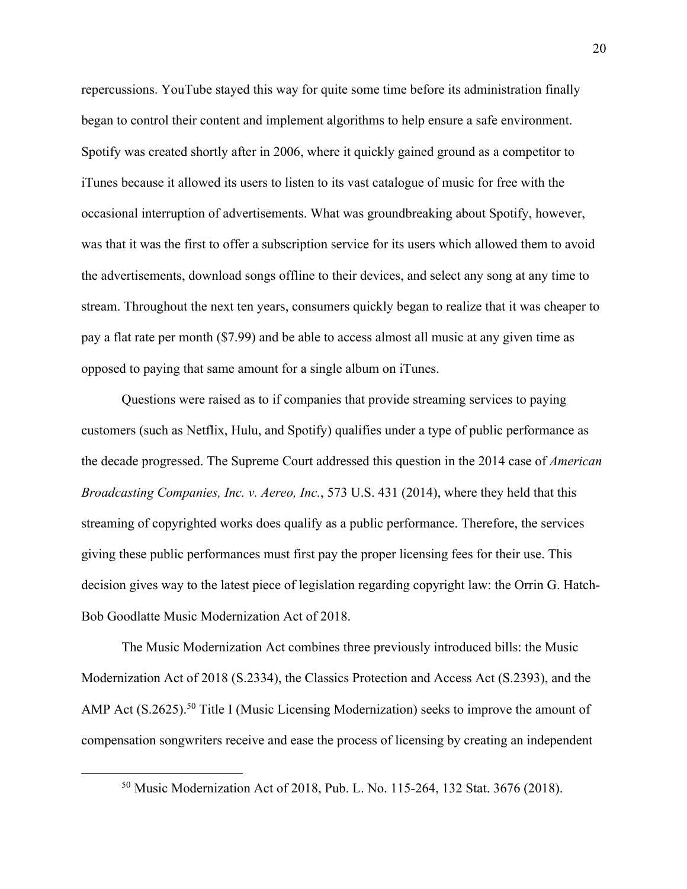repercussions. YouTube stayed this way for quite some time before its administration finally began to control their content and implement algorithms to help ensure a safe environment. Spotify was created shortly after in 2006, where it quickly gained ground as a competitor to iTunes because it allowed its users to listen to its vast catalogue of music for free with the occasional interruption of advertisements. What was groundbreaking about Spotify, however, was that it was the first to offer a subscription service for its users which allowed them to avoid the advertisements, download songs offline to their devices, and select any song at any time to stream. Throughout the next ten years, consumers quickly began to realize that it was cheaper to pay a flat rate per month ($7.99) and be able to access almost all music at any given time as opposed to paying that same amount for a single album on iTunes.

Questions were raised as to if companies that provide streaming services to paying customers (such as Netflix, Hulu, and Spotify) qualifies under a type of public performance as the decade progressed. The Supreme Court addressed this question in the 2014 case of *American Broadcasting Companies, Inc. v. Aereo, Inc.*, 573 U.S. 431 (2014), where they held that this streaming of copyrighted works does qualify as a public performance. Therefore, the services giving these public performances must first pay the proper licensing fees for their use. This decision gives way to the latest piece of legislation regarding copyright law: the Orrin G. Hatch-Bob Goodlatte Music Modernization Act of 2018.

The Music Modernization Act combines three previously introduced bills: the Music Modernization Act of 2018 (S.2334), the Classics Protection and Access Act (S.2393), and the AMP Act (S.2625).[50] Title I (Music Licensing Modernization) seeks to improve the amount of compensation songwriters receive and ease the process of licensing by creating an independent

[50] Music Modernization Act of 2018, Pub. L. No. 115-264, 132 Stat. 3676 (2018).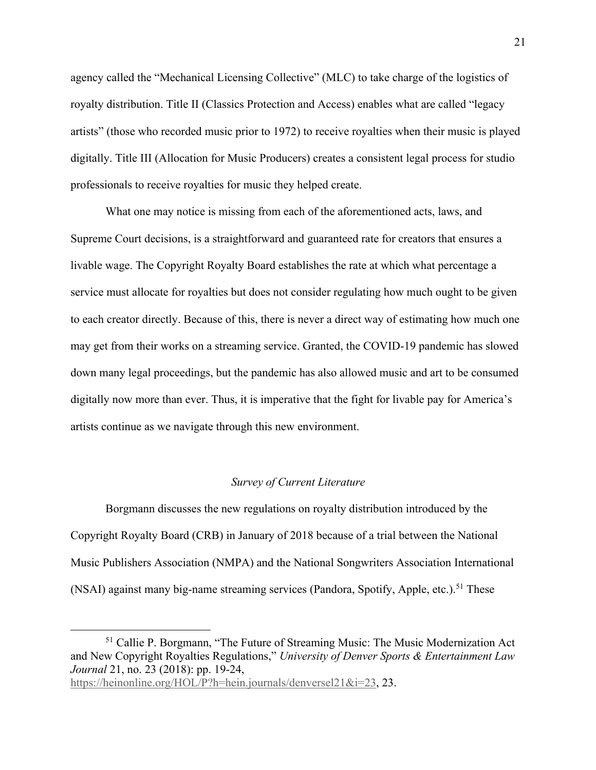agency called the "Mechanical Licensing Collective" (MLC) to take charge of the logistics of royalty distribution. Title II (Classics Protection and Access) enables what are called "legacy artists" (those who recorded music prior to 1972) to receive royalties when their music is played digitally. Title III (Allocation for Music Producers) creates a consistent legal process for studio professionals to receive royalties for music they helped create.

What one may notice is missing from each of the aforementioned acts, laws, and Supreme Court decisions, is a straightforward and guaranteed rate for creators that ensures a livable wage. The Copyright Royalty Board establishes the rate at which what percentage a service must allocate for royalties but does not consider regulating how much ought to be given to each creator directly. Because of this, there is never a direct way of estimating how much one may get from their works on a streaming service. Granted, the COVID-19 pandemic has slowed down many legal proceedings, but the pandemic has also allowed music and art to be consumed digitally now more than ever. Thus, it is imperative that the fight for livable pay for America's artists continue as we navigate through this new environment.

### *Survey of Current Literature*

Borgmann discusses the new regulations on royalty distribution introduced by the Copyright Royalty Board (CRB) in January of 2018 because of a trial between the National Music Publishers Association (NMPA) and the National Songwriters Association International (NSAI) against many big-name streaming services (Pandora, Spotify, Apple, etc.).[51] These

---

[51] Callie P. Borgmann, "The Future of Streaming Music: The Music Modernization Act and New Copyright Royalties Regulations," *University of Denver Sports & Entertainment Law Journal* 21, no. 23 (2018): pp. 19-24, https://heinonline.org/HOL/P?h=hein.journals/denversel21&i=23, 23.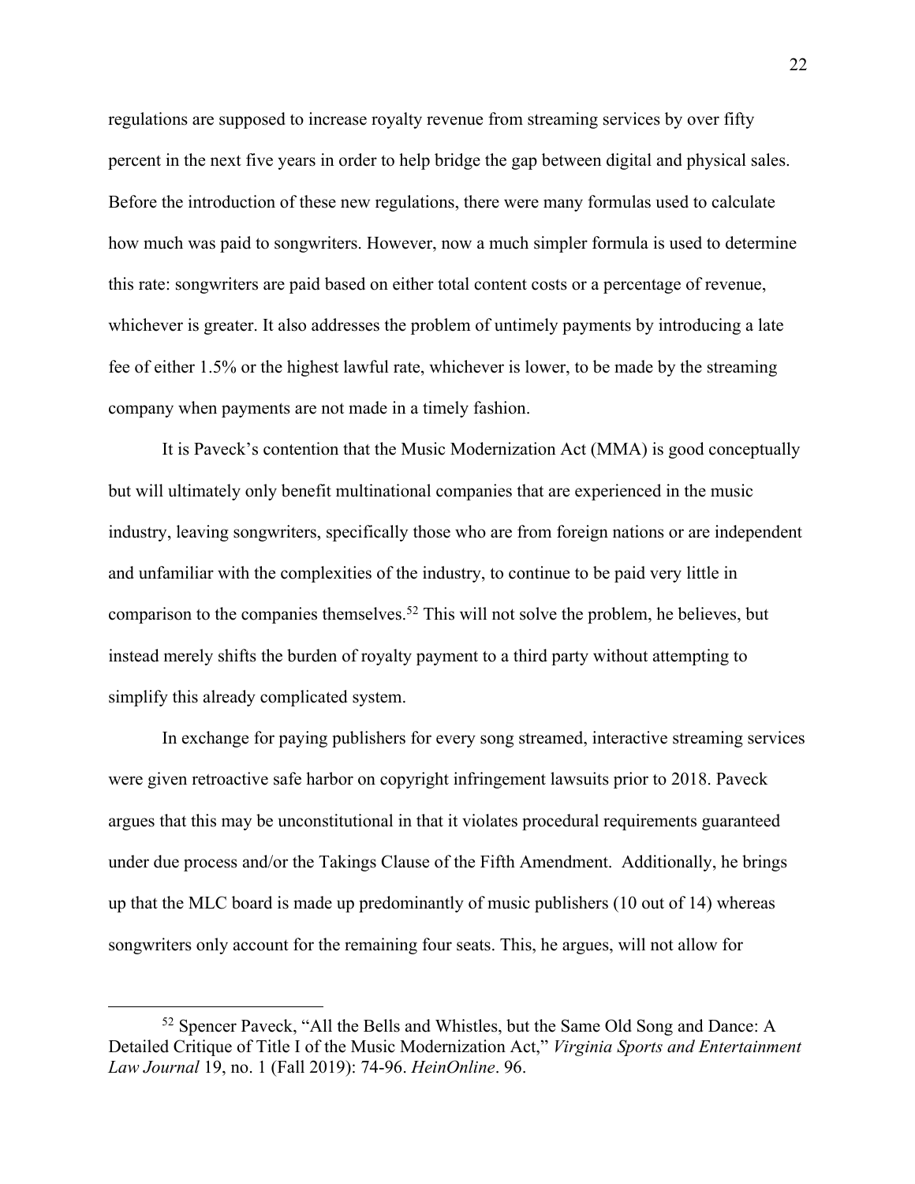regulations are supposed to increase royalty revenue from streaming services by over fifty percent in the next five years in order to help bridge the gap between digital and physical sales. Before the introduction of these new regulations, there were many formulas used to calculate how much was paid to songwriters. However, now a much simpler formula is used to determine this rate: songwriters are paid based on either total content costs or a percentage of revenue, whichever is greater. It also addresses the problem of untimely payments by introducing a late fee of either 1.5% or the highest lawful rate, whichever is lower, to be made by the streaming company when payments are not made in a timely fashion.

It is Paveck's contention that the Music Modernization Act (MMA) is good conceptually but will ultimately only benefit multinational companies that are experienced in the music industry, leaving songwriters, specifically those who are from foreign nations or are independent and unfamiliar with the complexities of the industry, to continue to be paid very little in comparison to the companies themselves.[52] This will not solve the problem, he believes, but instead merely shifts the burden of royalty payment to a third party without attempting to simplify this already complicated system.

In exchange for paying publishers for every song streamed, interactive streaming services were given retroactive safe harbor on copyright infringement lawsuits prior to 2018. Paveck argues that this may be unconstitutional in that it violates procedural requirements guaranteed under due process and/or the Takings Clause of the Fifth Amendment. Additionally, he brings up that the MLC board is made up predominantly of music publishers (10 out of 14) whereas songwriters only account for the remaining four seats. This, he argues, will not allow for

[52] Spencer Paveck, "All the Bells and Whistles, but the Same Old Song and Dance: A Detailed Critique of Title I of the Music Modernization Act," *Virginia Sports and Entertainment Law Journal* 19, no. 1 (Fall 2019): 74-96. *HeinOnline*. 96.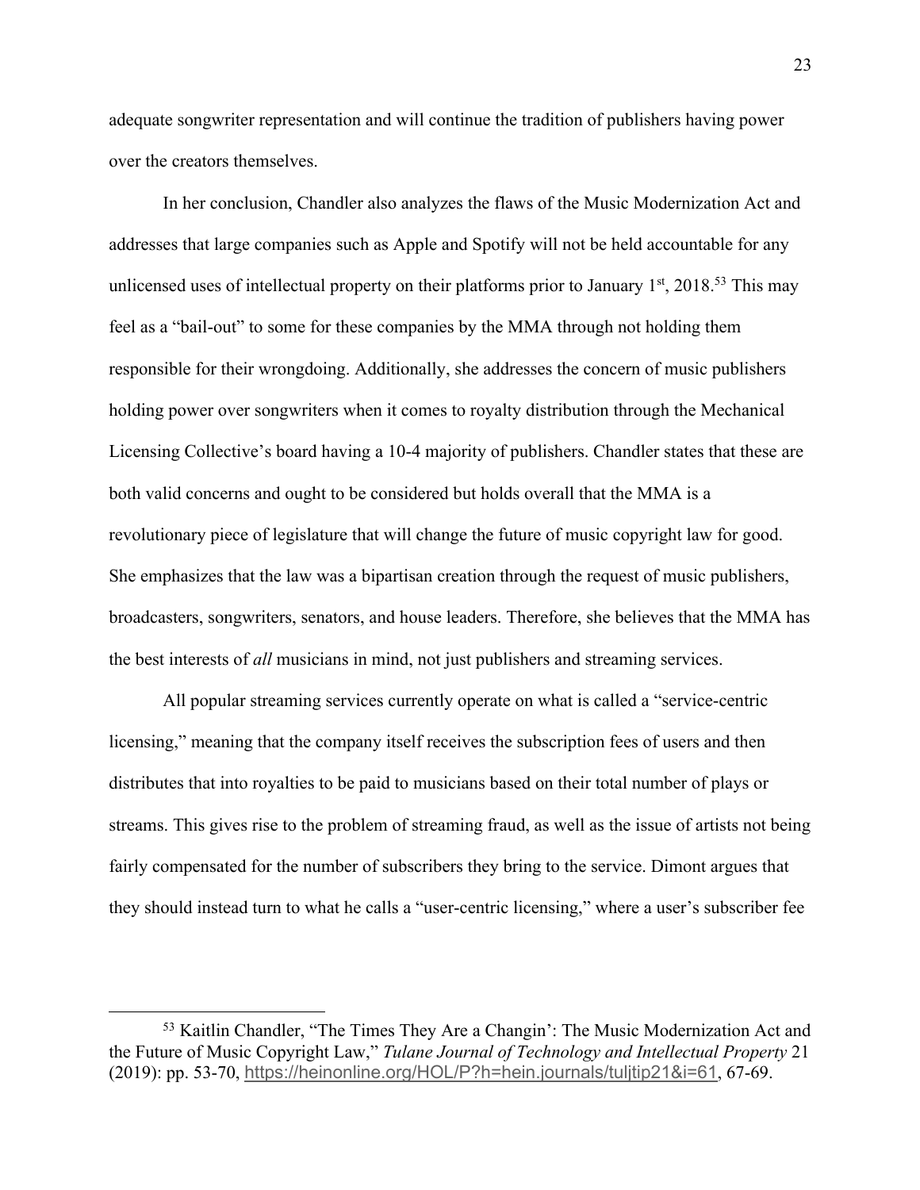adequate songwriter representation and will continue the tradition of publishers having power over the creators themselves.

In her conclusion, Chandler also analyzes the flaws of the Music Modernization Act and addresses that large companies such as Apple and Spotify will not be held accountable for any unlicensed uses of intellectual property on their platforms prior to January 1st, 2018.[53] This may feel as a "bail-out" to some for these companies by the MMA through not holding them responsible for their wrongdoing. Additionally, she addresses the concern of music publishers holding power over songwriters when it comes to royalty distribution through the Mechanical Licensing Collective's board having a 10-4 majority of publishers. Chandler states that these are both valid concerns and ought to be considered but holds overall that the MMA is a revolutionary piece of legislature that will change the future of music copyright law for good. She emphasizes that the law was a bipartisan creation through the request of music publishers, broadcasters, songwriters, senators, and house leaders. Therefore, she believes that the MMA has the best interests of *all* musicians in mind, not just publishers and streaming services.

All popular streaming services currently operate on what is called a "service-centric licensing," meaning that the company itself receives the subscription fees of users and then distributes that into royalties to be paid to musicians based on their total number of plays or streams. This gives rise to the problem of streaming fraud, as well as the issue of artists not being fairly compensated for the number of subscribers they bring to the service. Dimont argues that they should instead turn to what he calls a "user-centric licensing," where a user's subscriber fee

---

[53] Kaitlin Chandler, "The Times They Are a Changin': The Music Modernization Act and the Future of Music Copyright Law," *Tulane Journal of Technology and Intellectual Property* 21 (2019): pp. 53-70, https://heinonline.org/HOL/P?h=hein.journals/tuljtip21&i=61, 67-69.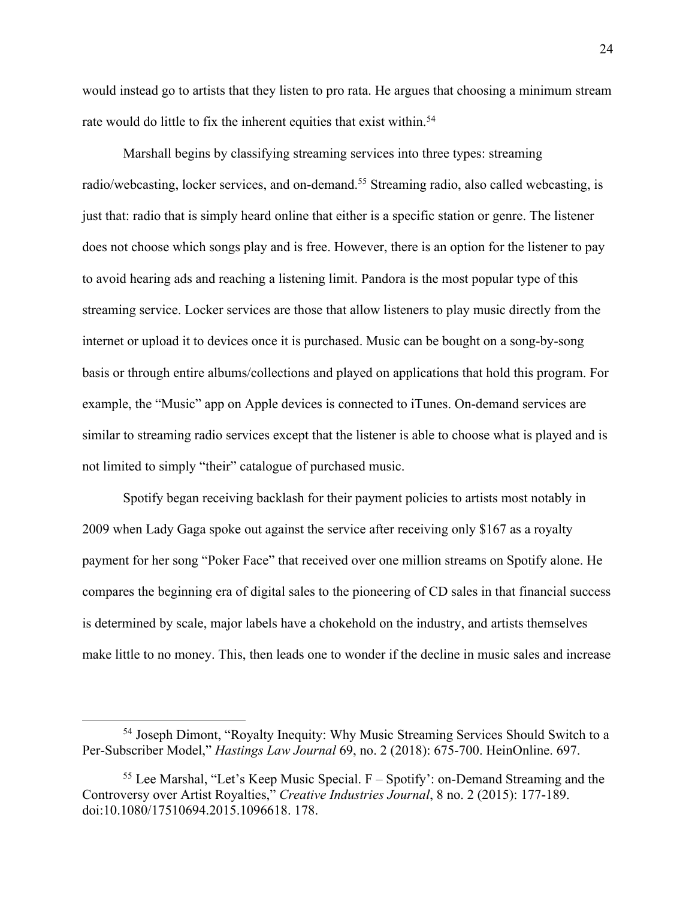would instead go to artists that they listen to pro rata. He argues that choosing a minimum stream rate would do little to fix the inherent equities that exist within.[54]

Marshall begins by classifying streaming services into three types: streaming radio/webcasting, locker services, and on-demand.[55] Streaming radio, also called webcasting, is just that: radio that is simply heard online that either is a specific station or genre. The listener does not choose which songs play and is free. However, there is an option for the listener to pay to avoid hearing ads and reaching a listening limit. Pandora is the most popular type of this streaming service. Locker services are those that allow listeners to play music directly from the internet or upload it to devices once it is purchased. Music can be bought on a song-by-song basis or through entire albums/collections and played on applications that hold this program. For example, the "Music" app on Apple devices is connected to iTunes. On-demand services are similar to streaming radio services except that the listener is able to choose what is played and is not limited to simply "their" catalogue of purchased music.

Spotify began receiving backlash for their payment policies to artists most notably in 2009 when Lady Gaga spoke out against the service after receiving only $167 as a royalty payment for her song "Poker Face" that received over one million streams on Spotify alone. He compares the beginning era of digital sales to the pioneering of CD sales in that financial success is determined by scale, major labels have a chokehold on the industry, and artists themselves make little to no money. This, then leads one to wonder if the decline in music sales and increase

---

[54] Joseph Dimont, "Royalty Inequity: Why Music Streaming Services Should Switch to a Per-Subscriber Model," *Hastings Law Journal* 69, no. 2 (2018): 675-700. HeinOnline. 697.

[55] Lee Marshal, "Let's Keep Music Special. F – Spotify': on-Demand Streaming and the Controversy over Artist Royalties," *Creative Industries Journal*, 8 no. 2 (2015): 177-189. doi:10.1080/17510694.2015.1096618. 178.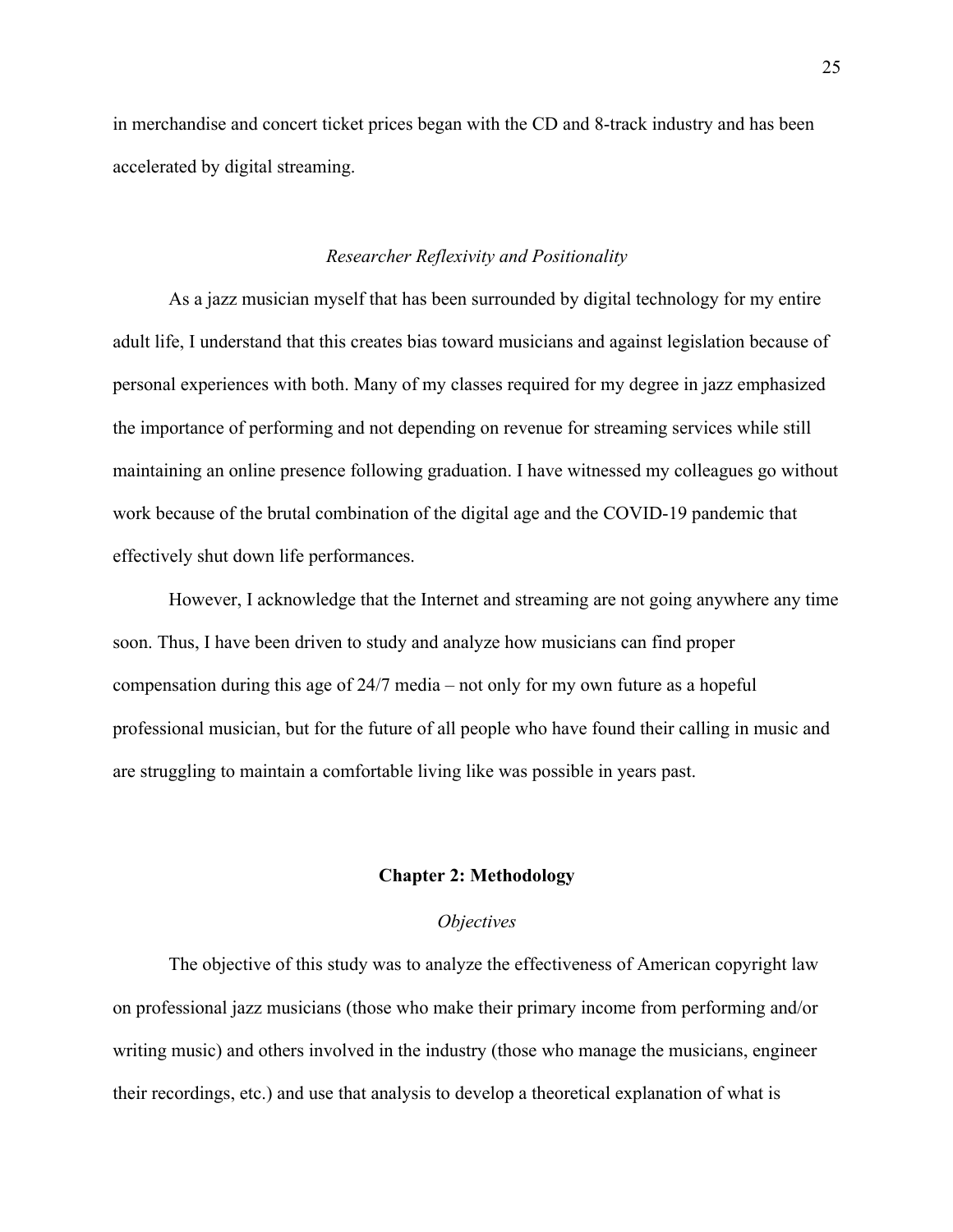in merchandise and concert ticket prices began with the CD and 8-track industry and has been accelerated by digital streaming.

### *Researcher Reflexivity and Positionality*

As a jazz musician myself that has been surrounded by digital technology for my entire adult life, I understand that this creates bias toward musicians and against legislation because of personal experiences with both. Many of my classes required for my degree in jazz emphasized the importance of performing and not depending on revenue for streaming services while still maintaining an online presence following graduation. I have witnessed my colleagues go without work because of the brutal combination of the digital age and the COVID-19 pandemic that effectively shut down life performances.

However, I acknowledge that the Internet and streaming are not going anywhere any time soon. Thus, I have been driven to study and analyze how musicians can find proper compensation during this age of 24/7 media – not only for my own future as a hopeful professional musician, but for the future of all people who have found their calling in music and are struggling to maintain a comfortable living like was possible in years past.

## Chapter 2: Methodology

### *Objectives*

The objective of this study was to analyze the effectiveness of American copyright law on professional jazz musicians (those who make their primary income from performing and/or writing music) and others involved in the industry (those who manage the musicians, engineer their recordings, etc.) and use that analysis to develop a theoretical explanation of what is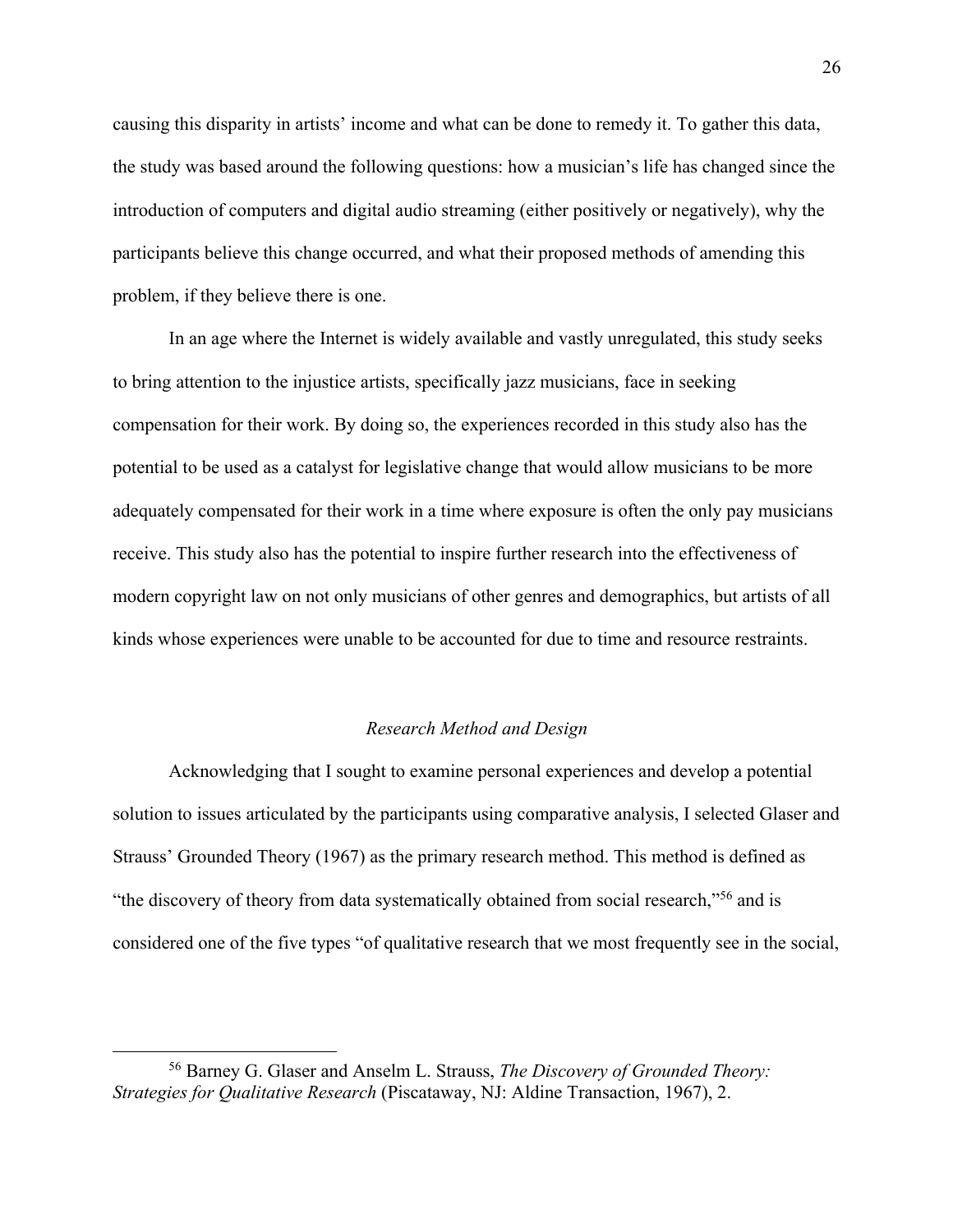causing this disparity in artists' income and what can be done to remedy it. To gather this data, the study was based around the following questions: how a musician's life has changed since the introduction of computers and digital audio streaming (either positively or negatively), why the participants believe this change occurred, and what their proposed methods of amending this problem, if they believe there is one.

In an age where the Internet is widely available and vastly unregulated, this study seeks to bring attention to the injustice artists, specifically jazz musicians, face in seeking compensation for their work. By doing so, the experiences recorded in this study also has the potential to be used as a catalyst for legislative change that would allow musicians to be more adequately compensated for their work in a time where exposure is often the only pay musicians receive. This study also has the potential to inspire further research into the effectiveness of modern copyright law on not only musicians of other genres and demographics, but artists of all kinds whose experiences were unable to be accounted for due to time and resource restraints.

### *Research Method and Design*

Acknowledging that I sought to examine personal experiences and develop a potential solution to issues articulated by the participants using comparative analysis, I selected Glaser and Strauss' Grounded Theory (1967) as the primary research method. This method is defined as "the discovery of theory from data systematically obtained from social research,"[56] and is considered one of the five types "of qualitative research that we most frequently see in the social,

[56] Barney G. Glaser and Anselm L. Strauss, *The Discovery of Grounded Theory: Strategies for Qualitative Research* (Piscataway, NJ: Aldine Transaction, 1967), 2.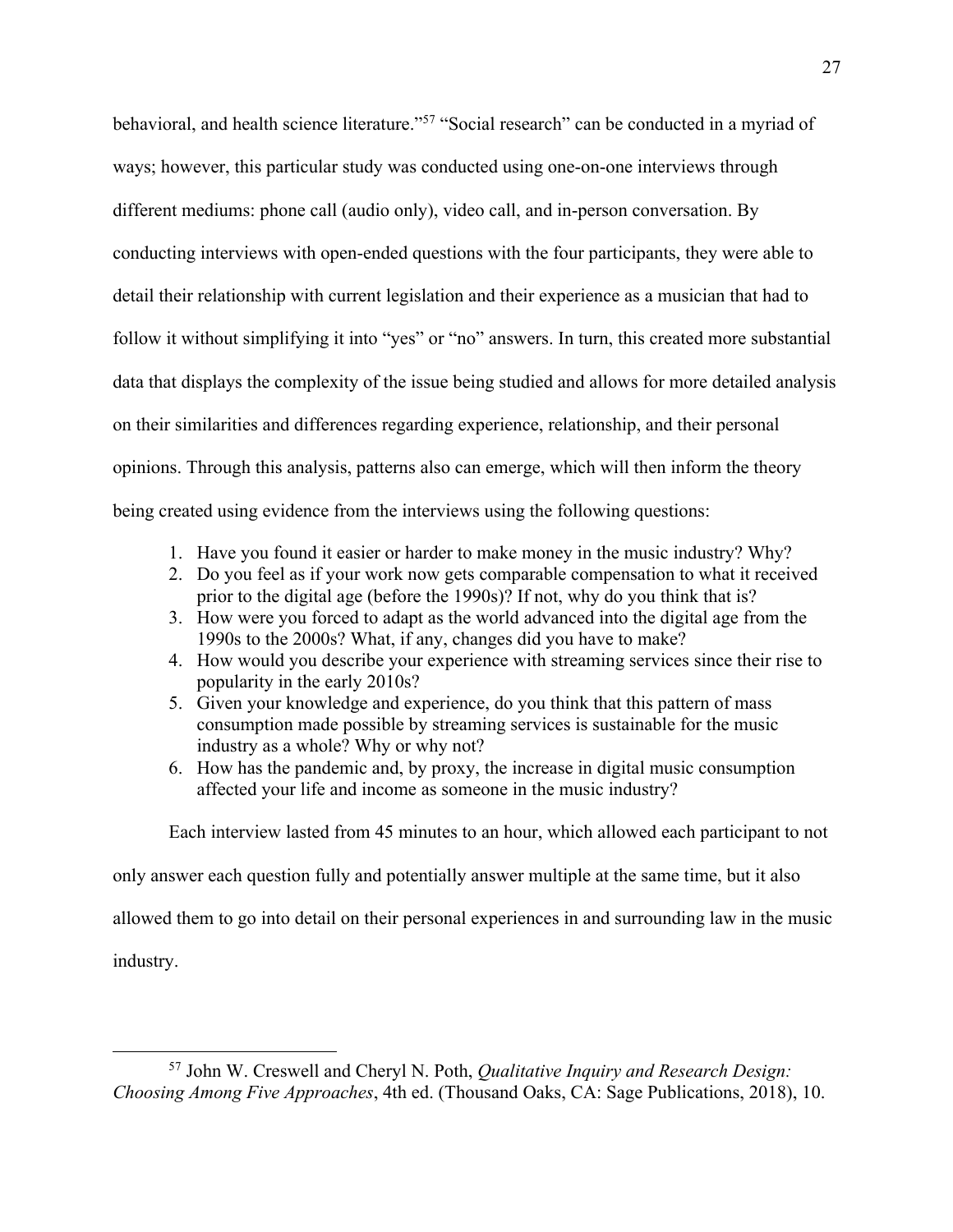behavioral, and health science literature."[57] "Social research" can be conducted in a myriad of ways; however, this particular study was conducted using one-on-one interviews through different mediums: phone call (audio only), video call, and in-person conversation. By conducting interviews with open-ended questions with the four participants, they were able to detail their relationship with current legislation and their experience as a musician that had to follow it without simplifying it into "yes" or "no" answers. In turn, this created more substantial data that displays the complexity of the issue being studied and allows for more detailed analysis on their similarities and differences regarding experience, relationship, and their personal opinions. Through this analysis, patterns also can emerge, which will then inform the theory being created using evidence from the interviews using the following questions:

1. Have you found it easier or harder to make money in the music industry? Why?
2. Do you feel as if your work now gets comparable compensation to what it received prior to the digital age (before the 1990s)? If not, why do you think that is?
3. How were you forced to adapt as the world advanced into the digital age from the 1990s to the 2000s? What, if any, changes did you have to make?
4. How would you describe your experience with streaming services since their rise to popularity in the early 2010s?
5. Given your knowledge and experience, do you think that this pattern of mass consumption made possible by streaming services is sustainable for the music industry as a whole? Why or why not?
6. How has the pandemic and, by proxy, the increase in digital music consumption affected your life and income as someone in the music industry?

Each interview lasted from 45 minutes to an hour, which allowed each participant to not only answer each question fully and potentially answer multiple at the same time, but it also allowed them to go into detail on their personal experiences in and surrounding law in the music industry.

---

[57] John W. Creswell and Cheryl N. Poth, *Qualitative Inquiry and Research Design: Choosing Among Five Approaches*, 4th ed. (Thousand Oaks, CA: Sage Publications, 2018), 10.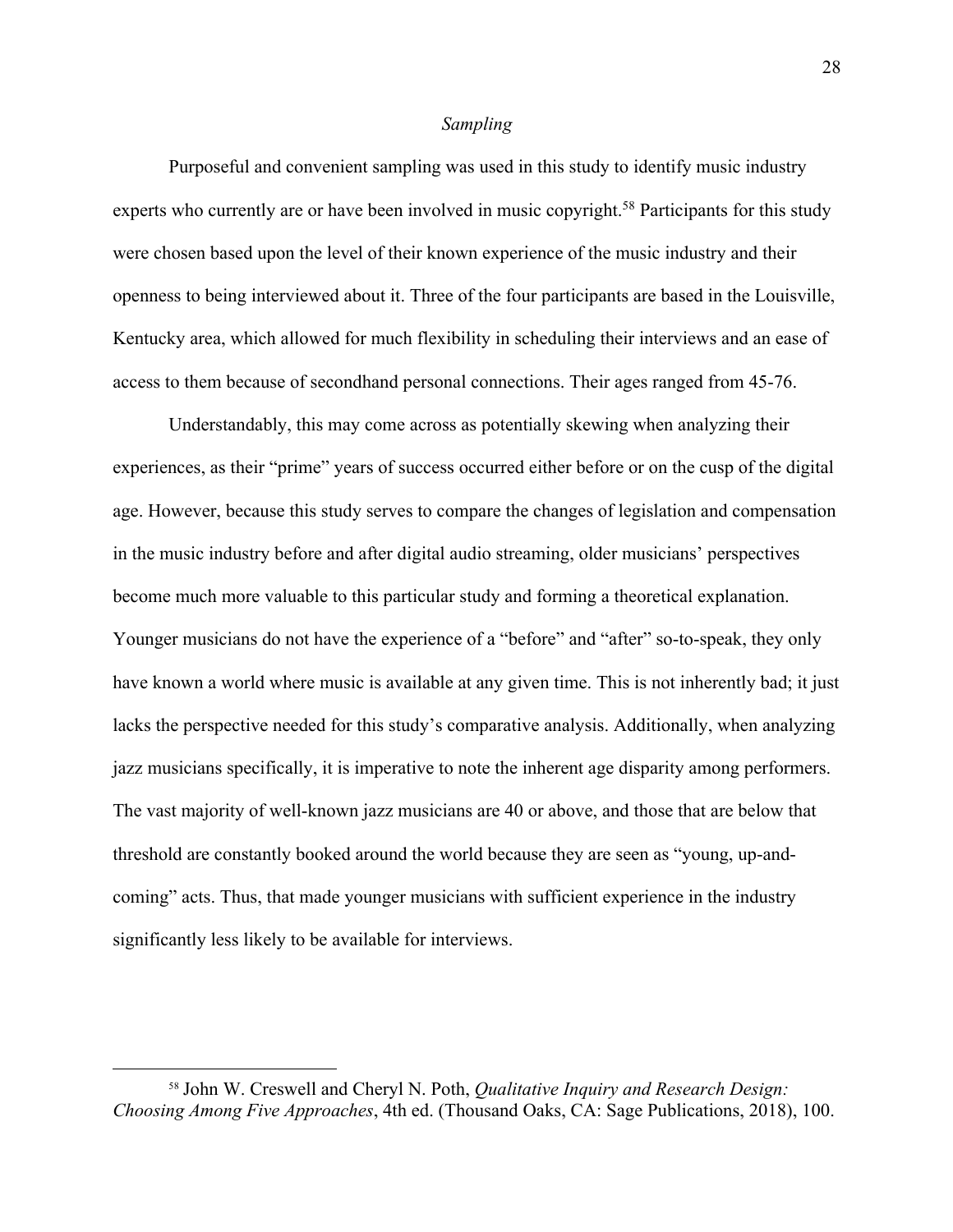### *Sampling*

Purposeful and convenient sampling was used in this study to identify music industry experts who currently are or have been involved in music copyright.[58] Participants for this study were chosen based upon the level of their known experience of the music industry and their openness to being interviewed about it. Three of the four participants are based in the Louisville, Kentucky area, which allowed for much flexibility in scheduling their interviews and an ease of access to them because of secondhand personal connections. Their ages ranged from 45-76.

Understandably, this may come across as potentially skewing when analyzing their experiences, as their "prime" years of success occurred either before or on the cusp of the digital age. However, because this study serves to compare the changes of legislation and compensation in the music industry before and after digital audio streaming, older musicians' perspectives become much more valuable to this particular study and forming a theoretical explanation. Younger musicians do not have the experience of a "before" and "after" so-to-speak, they only have known a world where music is available at any given time. This is not inherently bad; it just lacks the perspective needed for this study's comparative analysis. Additionally, when analyzing jazz musicians specifically, it is imperative to note the inherent age disparity among performers. The vast majority of well-known jazz musicians are 40 or above, and those that are below that threshold are constantly booked around the world because they are seen as "young, up-and-coming" acts. Thus, that made younger musicians with sufficient experience in the industry significantly less likely to be available for interviews.

---

[58] John W. Creswell and Cheryl N. Poth, *Qualitative Inquiry and Research Design: Choosing Among Five Approaches*, 4th ed. (Thousand Oaks, CA: Sage Publications, 2018), 100.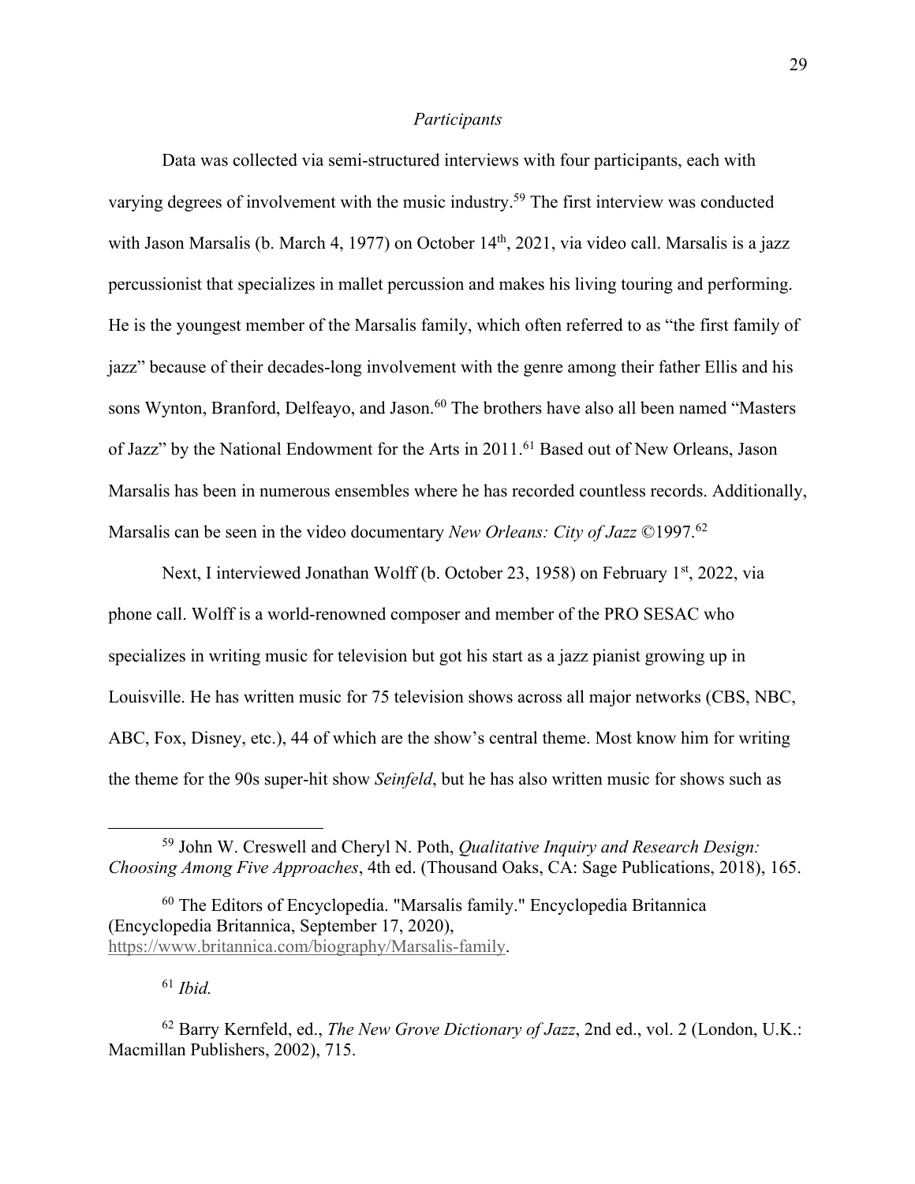*Participants*

Data was collected via semi-structured interviews with four participants, each with varying degrees of involvement with the music industry.[59] The first interview was conducted with Jason Marsalis (b. March 4, 1977) on October 14th, 2021, via video call. Marsalis is a jazz percussionist that specializes in mallet percussion and makes his living touring and performing. He is the youngest member of the Marsalis family, which often referred to as "the first family of jazz" because of their decades-long involvement with the genre among their father Ellis and his sons Wynton, Branford, Delfeayo, and Jason.[60] The brothers have also all been named "Masters of Jazz" by the National Endowment for the Arts in 2011.[61] Based out of New Orleans, Jason Marsalis has been in numerous ensembles where he has recorded countless records. Additionally, Marsalis can be seen in the video documentary *New Orleans: City of Jazz* ©1997.[62]

Next, I interviewed Jonathan Wolff (b. October 23, 1958) on February 1st, 2022, via phone call. Wolff is a world-renowned composer and member of the PRO SESAC who specializes in writing music for television but got his start as a jazz pianist growing up in Louisville. He has written music for 75 television shows across all major networks (CBS, NBC, ABC, Fox, Disney, etc.), 44 of which are the show's central theme. Most know him for writing the theme for the 90s super-hit show *Seinfeld*, but he has also written music for shows such as

---

[59] John W. Creswell and Cheryl N. Poth, *Qualitative Inquiry and Research Design: Choosing Among Five Approaches*, 4th ed. (Thousand Oaks, CA: Sage Publications, 2018), 165.

[60] The Editors of Encyclopedia. "Marsalis family." Encyclopedia Britannica (Encyclopedia Britannica, September 17, 2020), https://www.britannica.com/biography/Marsalis-family.

[61] *Ibid.*

[62] Barry Kernfeld, ed., *The New Grove Dictionary of Jazz*, 2nd ed., vol. 2 (London, U.K.: Macmillan Publishers, 2002), 715.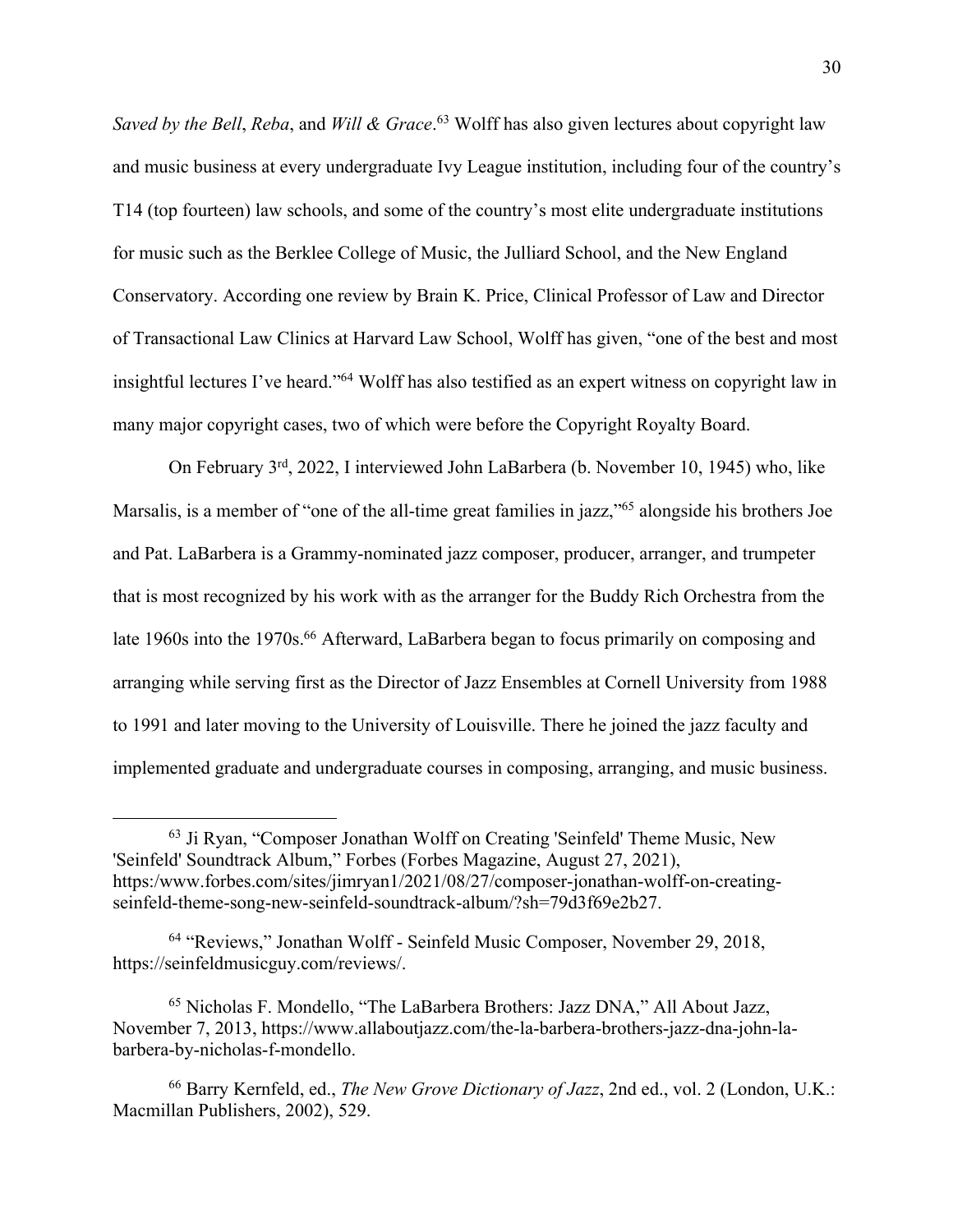*Saved by the Bell*, *Reba*, and *Will & Grace*.[63] Wolff has also given lectures about copyright law and music business at every undergraduate Ivy League institution, including four of the country's T14 (top fourteen) law schools, and some of the country's most elite undergraduate institutions for music such as the Berklee College of Music, the Julliard School, and the New England Conservatory. According one review by Brain K. Price, Clinical Professor of Law and Director of Transactional Law Clinics at Harvard Law School, Wolff has given, "one of the best and most insightful lectures I've heard."[64] Wolff has also testified as an expert witness on copyright law in many major copyright cases, two of which were before the Copyright Royalty Board.

On February 3rd, 2022, I interviewed John LaBarbera (b. November 10, 1945) who, like Marsalis, is a member of "one of the all-time great families in jazz,"[65] alongside his brothers Joe and Pat. LaBarbera is a Grammy-nominated jazz composer, producer, arranger, and trumpeter that is most recognized by his work with as the arranger for the Buddy Rich Orchestra from the late 1960s into the 1970s.[66] Afterward, LaBarbera began to focus primarily on composing and arranging while serving first as the Director of Jazz Ensembles at Cornell University from 1988 to 1991 and later moving to the University of Louisville. There he joined the jazz faculty and implemented graduate and undergraduate courses in composing, arranging, and music business.

---

[63] Ji Ryan, "Composer Jonathan Wolff on Creating 'Seinfeld' Theme Music, New 'Seinfeld' Soundtrack Album," Forbes (Forbes Magazine, August 27, 2021), https:/www.forbes.com/sites/jimryan1/2021/08/27/composer-jonathan-wolff-on-creating-seinfeld-theme-song-new-seinfeld-soundtrack-album/?sh=79d3f69e2b27.

[64] "Reviews," Jonathan Wolff - Seinfeld Music Composer, November 29, 2018, https://seinfeldmusicguy.com/reviews/.

[65] Nicholas F. Mondello, "The LaBarbera Brothers: Jazz DNA," All About Jazz, November 7, 2013, https://www.allaboutjazz.com/the-la-barbera-brothers-jazz-dna-john-la-barbera-by-nicholas-f-mondello.

[66] Barry Kernfeld, ed., *The New Grove Dictionary of Jazz*, 2nd ed., vol. 2 (London, U.K.: Macmillan Publishers, 2002), 529.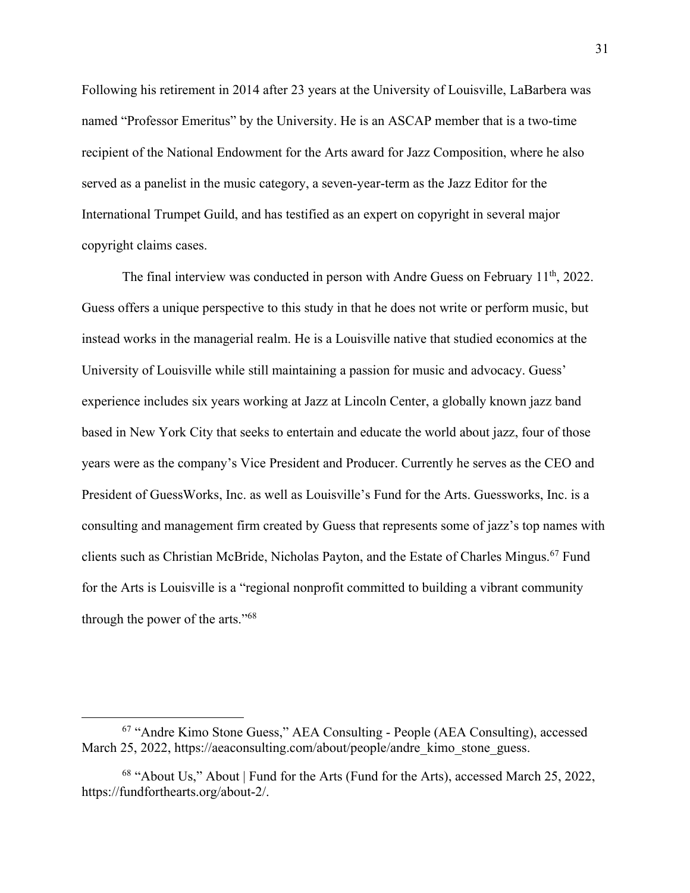Following his retirement in 2014 after 23 years at the University of Louisville, LaBarbera was named "Professor Emeritus" by the University. He is an ASCAP member that is a two-time recipient of the National Endowment for the Arts award for Jazz Composition, where he also served as a panelist in the music category, a seven-year-term as the Jazz Editor for the International Trumpet Guild, and has testified as an expert on copyright in several major copyright claims cases.

The final interview was conducted in person with Andre Guess on February 11th, 2022. Guess offers a unique perspective to this study in that he does not write or perform music, but instead works in the managerial realm. He is a Louisville native that studied economics at the University of Louisville while still maintaining a passion for music and advocacy. Guess' experience includes six years working at Jazz at Lincoln Center, a globally known jazz band based in New York City that seeks to entertain and educate the world about jazz, four of those years were as the company's Vice President and Producer. Currently he serves as the CEO and President of GuessWorks, Inc. as well as Louisville's Fund for the Arts. Guessworks, Inc. is a consulting and management firm created by Guess that represents some of jazz's top names with clients such as Christian McBride, Nicholas Payton, and the Estate of Charles Mingus.[67] Fund for the Arts is Louisville is a "regional nonprofit committed to building a vibrant community through the power of the arts."[68]

---

[67] "Andre Kimo Stone Guess," AEA Consulting - People (AEA Consulting), accessed March 25, 2022, https://aeaconsulting.com/about/people/andre_kimo_stone_guess.

[68] "About Us," About | Fund for the Arts (Fund for the Arts), accessed March 25, 2022, https://fundforthearts.org/about-2/.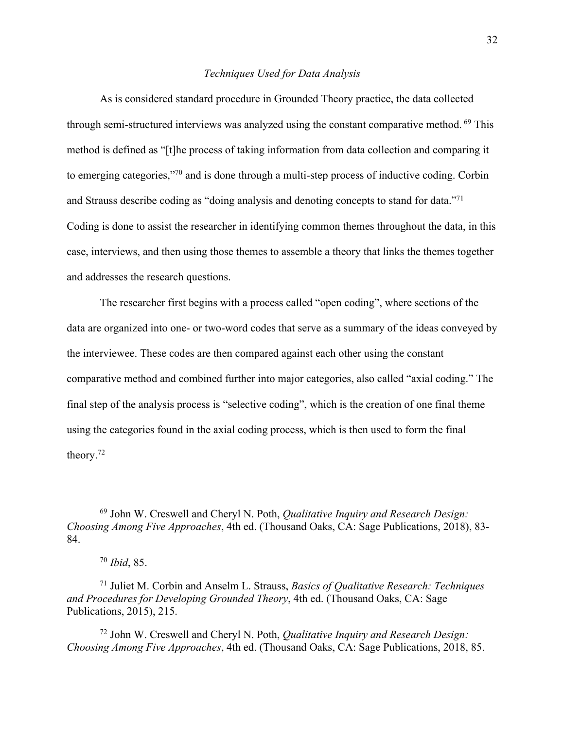*Techniques Used for Data Analysis*

As is considered standard procedure in Grounded Theory practice, the data collected through semi-structured interviews was analyzed using the constant comparative method. [69] This method is defined as "[t]he process of taking information from data collection and comparing it to emerging categories,"[70] and is done through a multi-step process of inductive coding. Corbin and Strauss describe coding as "doing analysis and denoting concepts to stand for data."[71] Coding is done to assist the researcher in identifying common themes throughout the data, in this case, interviews, and then using those themes to assemble a theory that links the themes together and addresses the research questions.

The researcher first begins with a process called "open coding", where sections of the data are organized into one- or two-word codes that serve as a summary of the ideas conveyed by the interviewee. These codes are then compared against each other using the constant comparative method and combined further into major categories, also called "axial coding." The final step of the analysis process is "selective coding", which is the creation of one final theme using the categories found in the axial coding process, which is then used to form the final theory.[72]

---

[69] John W. Creswell and Cheryl N. Poth, *Qualitative Inquiry and Research Design: Choosing Among Five Approaches*, 4th ed. (Thousand Oaks, CA: Sage Publications, 2018), 83-84.

[70] *Ibid*, 85.

[71] Juliet M. Corbin and Anselm L. Strauss, *Basics of Qualitative Research: Techniques and Procedures for Developing Grounded Theory*, 4th ed. (Thousand Oaks, CA: Sage Publications, 2015), 215.

[72] John W. Creswell and Cheryl N. Poth, *Qualitative Inquiry and Research Design: Choosing Among Five Approaches*, 4th ed. (Thousand Oaks, CA: Sage Publications, 2018, 85.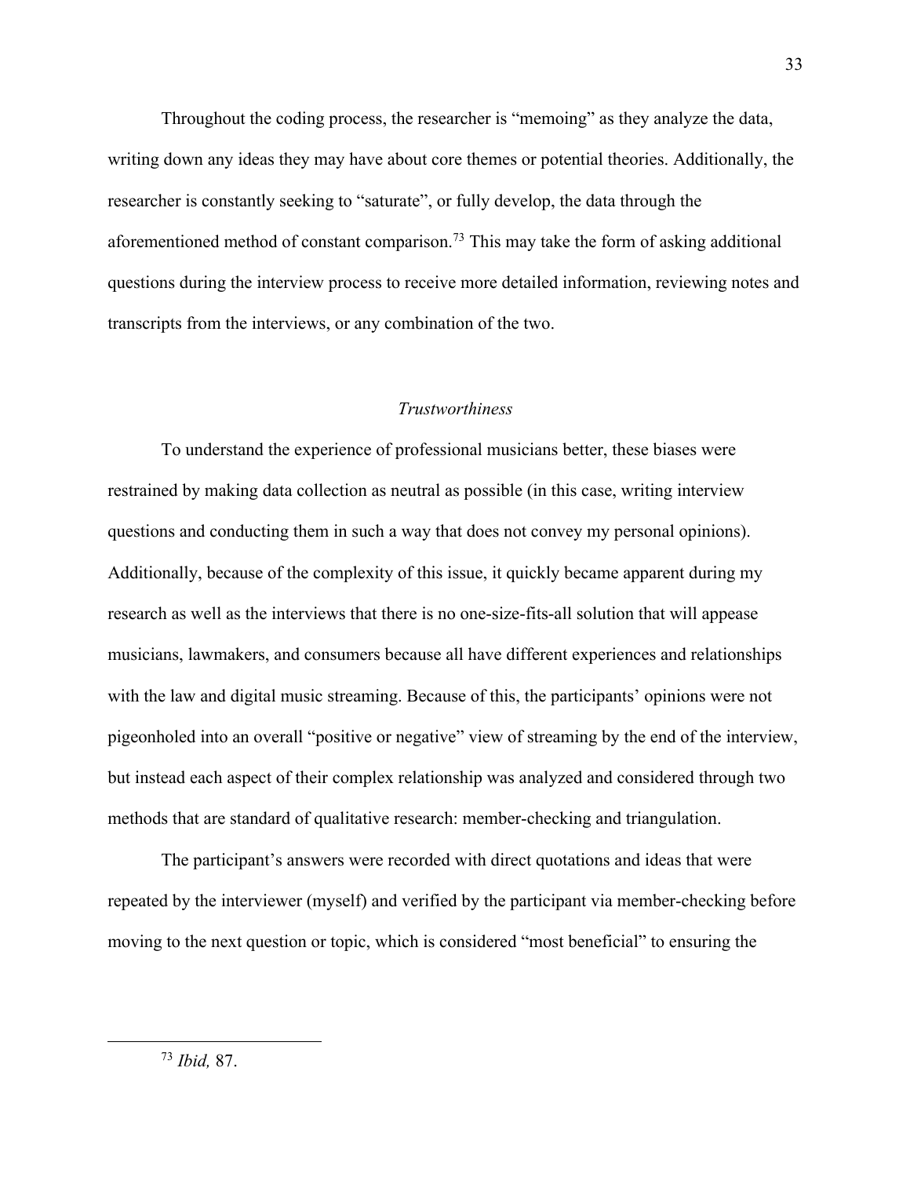Throughout the coding process, the researcher is "memoing" as they analyze the data, writing down any ideas they may have about core themes or potential theories. Additionally, the researcher is constantly seeking to "saturate", or fully develop, the data through the aforementioned method of constant comparison.[73] This may take the form of asking additional questions during the interview process to receive more detailed information, reviewing notes and transcripts from the interviews, or any combination of the two.

### *Trustworthiness*

To understand the experience of professional musicians better, these biases were restrained by making data collection as neutral as possible (in this case, writing interview questions and conducting them in such a way that does not convey my personal opinions). Additionally, because of the complexity of this issue, it quickly became apparent during my research as well as the interviews that there is no one-size-fits-all solution that will appease musicians, lawmakers, and consumers because all have different experiences and relationships with the law and digital music streaming. Because of this, the participants' opinions were not pigeonholed into an overall "positive or negative" view of streaming by the end of the interview, but instead each aspect of their complex relationship was analyzed and considered through two methods that are standard of qualitative research: member-checking and triangulation.

The participant's answers were recorded with direct quotations and ideas that were repeated by the interviewer (myself) and verified by the participant via member-checking before moving to the next question or topic, which is considered "most beneficial" to ensuring the

---

[73] *Ibid,* 87.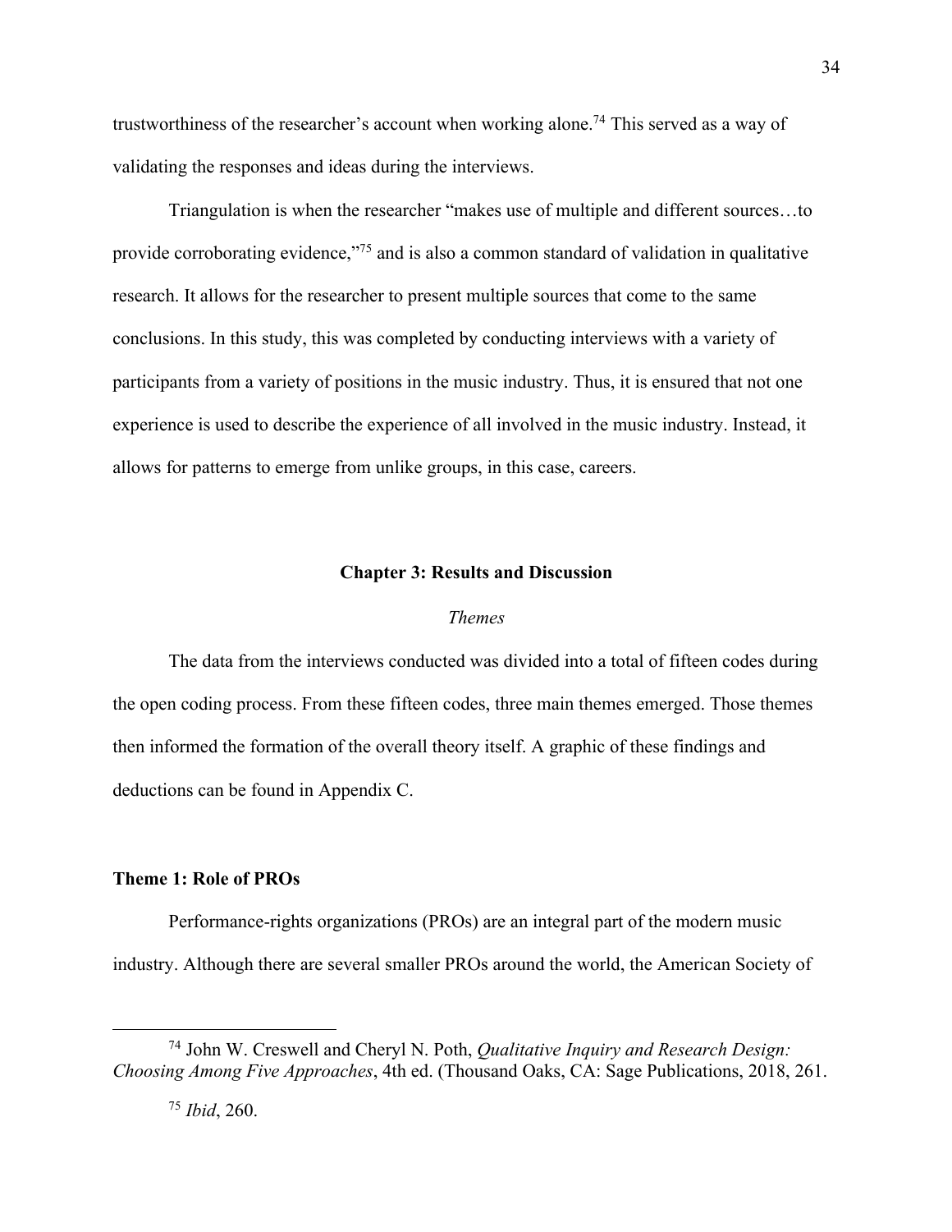trustworthiness of the researcher's account when working alone.[74] This served as a way of validating the responses and ideas during the interviews.

Triangulation is when the researcher "makes use of multiple and different sources…to provide corroborating evidence,"[75] and is also a common standard of validation in qualitative research. It allows for the researcher to present multiple sources that come to the same conclusions. In this study, this was completed by conducting interviews with a variety of participants from a variety of positions in the music industry. Thus, it is ensured that not one experience is used to describe the experience of all involved in the music industry. Instead, it allows for patterns to emerge from unlike groups, in this case, careers.

## Chapter 3: Results and Discussion

### *Themes*

The data from the interviews conducted was divided into a total of fifteen codes during the open coding process. From these fifteen codes, three main themes emerged. Those themes then informed the formation of the overall theory itself. A graphic of these findings and deductions can be found in Appendix C.

### Theme 1: Role of PROs

Performance-rights organizations (PROs) are an integral part of the modern music industry. Although there are several smaller PROs around the world, the American Society of

---

[74] John W. Creswell and Cheryl N. Poth, *Qualitative Inquiry and Research Design: Choosing Among Five Approaches*, 4th ed. (Thousand Oaks, CA: Sage Publications, 2018, 261.

[75] *Ibid*, 260.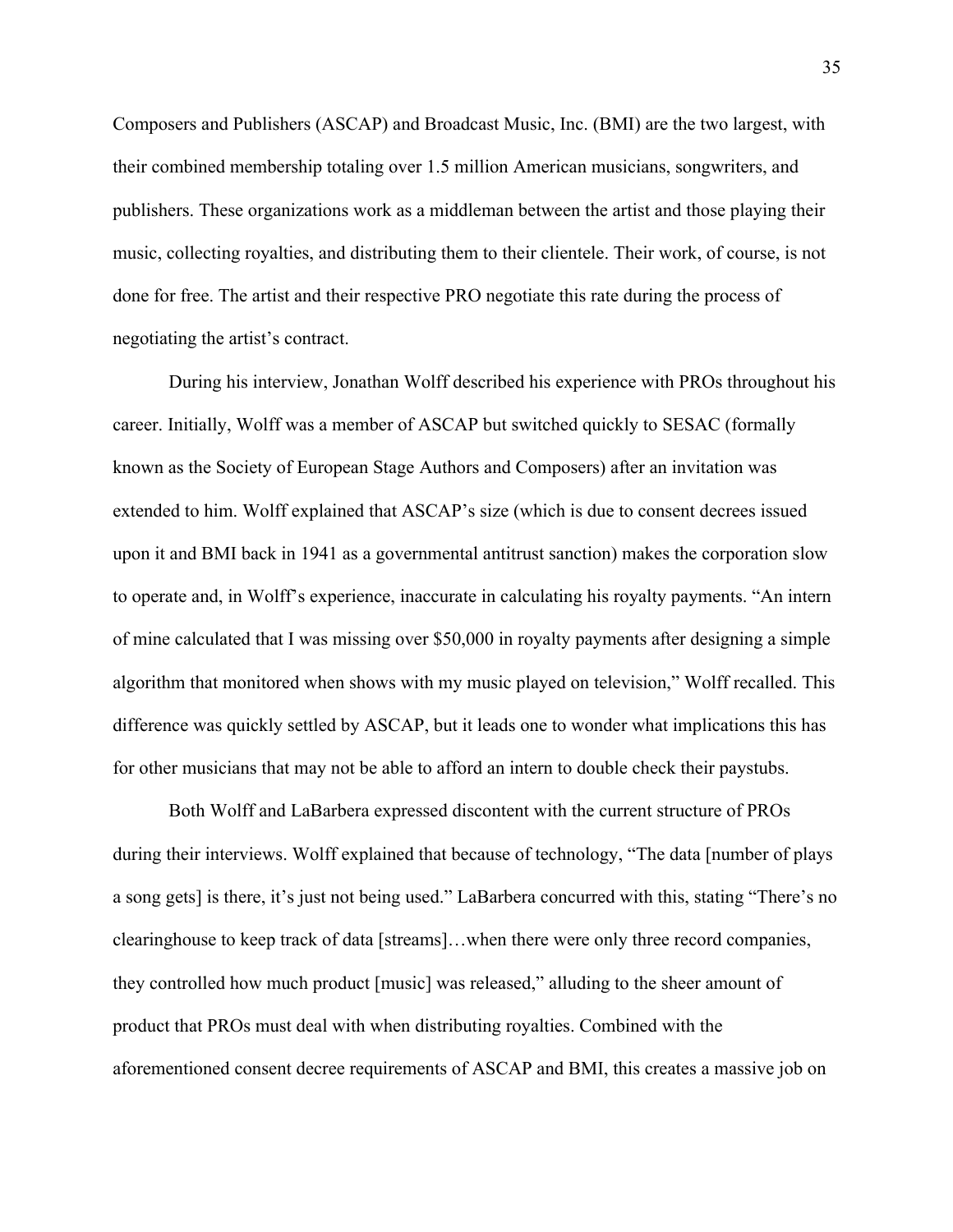Composers and Publishers (ASCAP) and Broadcast Music, Inc. (BMI) are the two largest, with their combined membership totaling over 1.5 million American musicians, songwriters, and publishers. These organizations work as a middleman between the artist and those playing their music, collecting royalties, and distributing them to their clientele. Their work, of course, is not done for free. The artist and their respective PRO negotiate this rate during the process of negotiating the artist's contract.

During his interview, Jonathan Wolff described his experience with PROs throughout his career. Initially, Wolff was a member of ASCAP but switched quickly to SESAC (formally known as the Society of European Stage Authors and Composers) after an invitation was extended to him. Wolff explained that ASCAP's size (which is due to consent decrees issued upon it and BMI back in 1941 as a governmental antitrust sanction) makes the corporation slow to operate and, in Wolff's experience, inaccurate in calculating his royalty payments. "An intern of mine calculated that I was missing over $50,000 in royalty payments after designing a simple algorithm that monitored when shows with my music played on television," Wolff recalled. This difference was quickly settled by ASCAP, but it leads one to wonder what implications this has for other musicians that may not be able to afford an intern to double check their paystubs.

Both Wolff and LaBarbera expressed discontent with the current structure of PROs during their interviews. Wolff explained that because of technology, "The data [number of plays a song gets] is there, it's just not being used." LaBarbera concurred with this, stating "There's no clearinghouse to keep track of data [streams]…when there were only three record companies, they controlled how much product [music] was released," alluding to the sheer amount of product that PROs must deal with when distributing royalties. Combined with the aforementioned consent decree requirements of ASCAP and BMI, this creates a massive job on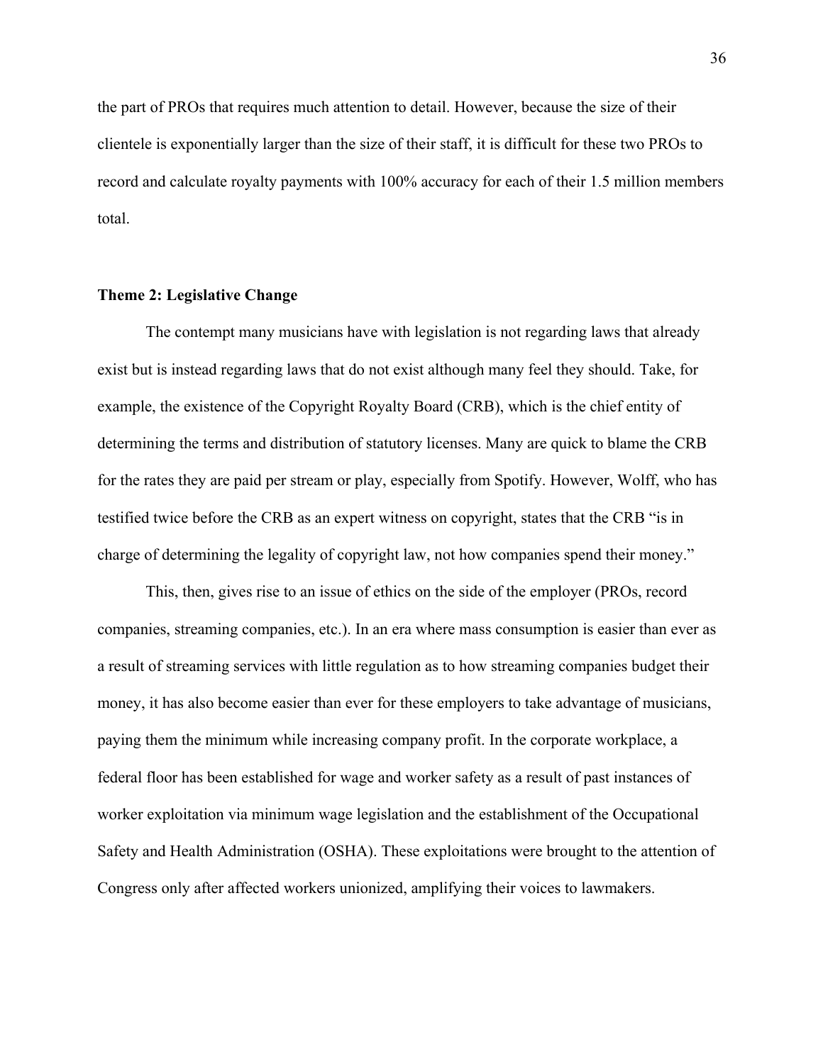the part of PROs that requires much attention to detail. However, because the size of their clientele is exponentially larger than the size of their staff, it is difficult for these two PROs to record and calculate royalty payments with 100% accuracy for each of their 1.5 million members total.

### Theme 2: Legislative Change

The contempt many musicians have with legislation is not regarding laws that already exist but is instead regarding laws that do not exist although many feel they should. Take, for example, the existence of the Copyright Royalty Board (CRB), which is the chief entity of determining the terms and distribution of statutory licenses. Many are quick to blame the CRB for the rates they are paid per stream or play, especially from Spotify. However, Wolff, who has testified twice before the CRB as an expert witness on copyright, states that the CRB "is in charge of determining the legality of copyright law, not how companies spend their money."

This, then, gives rise to an issue of ethics on the side of the employer (PROs, record companies, streaming companies, etc.). In an era where mass consumption is easier than ever as a result of streaming services with little regulation as to how streaming companies budget their money, it has also become easier than ever for these employers to take advantage of musicians, paying them the minimum while increasing company profit. In the corporate workplace, a federal floor has been established for wage and worker safety as a result of past instances of worker exploitation via minimum wage legislation and the establishment of the Occupational Safety and Health Administration (OSHA). These exploitations were brought to the attention of Congress only after affected workers unionized, amplifying their voices to lawmakers.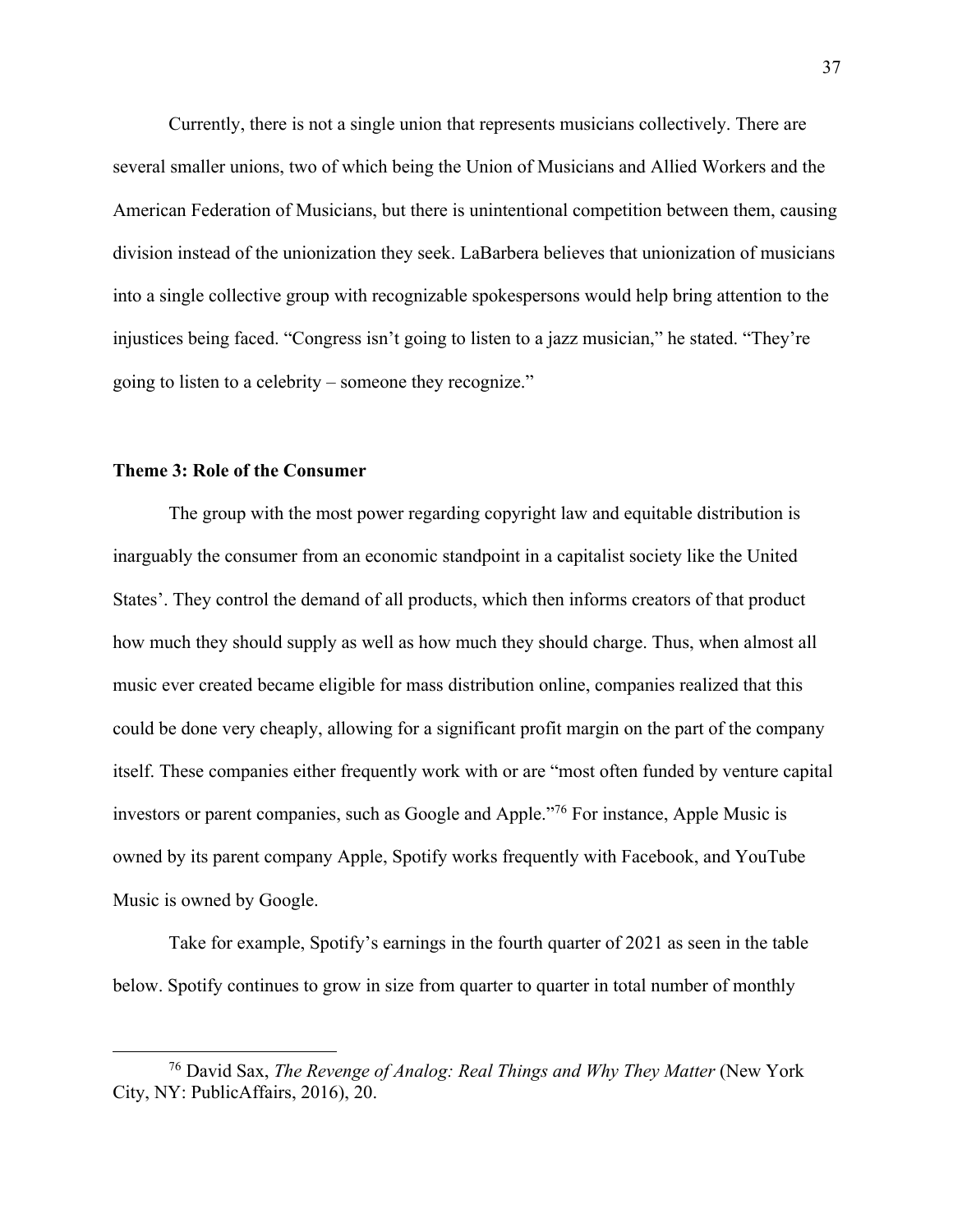Currently, there is not a single union that represents musicians collectively. There are several smaller unions, two of which being the Union of Musicians and Allied Workers and the American Federation of Musicians, but there is unintentional competition between them, causing division instead of the unionization they seek. LaBarbera believes that unionization of musicians into a single collective group with recognizable spokespersons would help bring attention to the injustices being faced. "Congress isn't going to listen to a jazz musician," he stated. "They're going to listen to a celebrity – someone they recognize."

### Theme 3: Role of the Consumer

The group with the most power regarding copyright law and equitable distribution is inarguably the consumer from an economic standpoint in a capitalist society like the United States'. They control the demand of all products, which then informs creators of that product how much they should supply as well as how much they should charge. Thus, when almost all music ever created became eligible for mass distribution online, companies realized that this could be done very cheaply, allowing for a significant profit margin on the part of the company itself. These companies either frequently work with or are "most often funded by venture capital investors or parent companies, such as Google and Apple."[76] For instance, Apple Music is owned by its parent company Apple, Spotify works frequently with Facebook, and YouTube Music is owned by Google.

Take for example, Spotify's earnings in the fourth quarter of 2021 as seen in the table below. Spotify continues to grow in size from quarter to quarter in total number of monthly

---

[76] David Sax, *The Revenge of Analog: Real Things and Why They Matter* (New York City, NY: PublicAffairs, 2016), 20.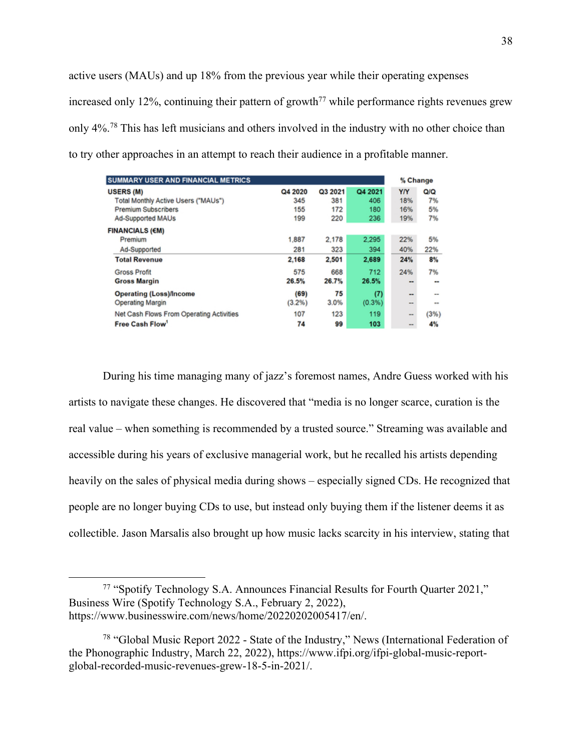active users (MAUs) and up 18% from the previous year while their operating expenses increased only 12%, continuing their pattern of growth[77] while performance rights revenues grew only 4%.[78] This has left musicians and others involved in the industry with no other choice than to try other approaches in an attempt to reach their audience in a profitable manner.

| SUMMARY USER AND FINANCIAL METRICS | | | | % Change | |
|---|---|---|---|---|---|
| **USERS (M)** | Q4 2020 | Q3 2021 | Q4 2021 | Y/Y | Q/Q |
| Total Monthly Active Users ("MAUs") | 345 | 381 | 406 | 18% | 7% |
| Premium Subscribers | 155 | 172 | 180 | 16% | 5% |
| Ad-Supported MAUs | 199 | 220 | 236 | 19% | 7% |
| **FINANCIALS (€M)** | | | | | |
| Premium | 1,887 | 2,178 | 2,295 | 22% | 5% |
| Ad-Supported | 281 | 323 | 394 | 40% | 22% |
| **Total Revenue** | **2,168** | **2,501** | **2,689** | **24%** | **8%** |
| Gross Profit | 575 | 668 | 712 | 24% | 7% |
| **Gross Margin** | **26.5%** | **26.7%** | **26.5%** | -- | -- |
| **Operating (Loss)/Income** | **(69)** | **75** | **(7)** | -- | -- |
| Operating Margin | (3.2%) | 3.0% | (0.3%) | -- | -- |
| Net Cash Flows From Operating Activities | 107 | 123 | 119 | -- | (3%) |
| **Free Cash Flow[1]** | **74** | **99** | **103** | -- | **4%** |

During his time managing many of jazz's foremost names, Andre Guess worked with his artists to navigate these changes. He discovered that "media is no longer scarce, curation is the real value – when something is recommended by a trusted source." Streaming was available and accessible during his years of exclusive managerial work, but he recalled his artists depending heavily on the sales of physical media during shows – especially signed CDs. He recognized that people are no longer buying CDs to use, but instead only buying them if the listener deems it as collectible. Jason Marsalis also brought up how music lacks scarcity in his interview, stating that

---

[77] "Spotify Technology S.A. Announces Financial Results for Fourth Quarter 2021," Business Wire (Spotify Technology S.A., February 2, 2022), https://www.businesswire.com/news/home/20220202005417/en/.

[78] "Global Music Report 2022 - State of the Industry," News (International Federation of the Phonographic Industry, March 22, 2022), https://www.ifpi.org/ifpi-global-music-report-global-recorded-music-revenues-grew-18-5-in-2021/.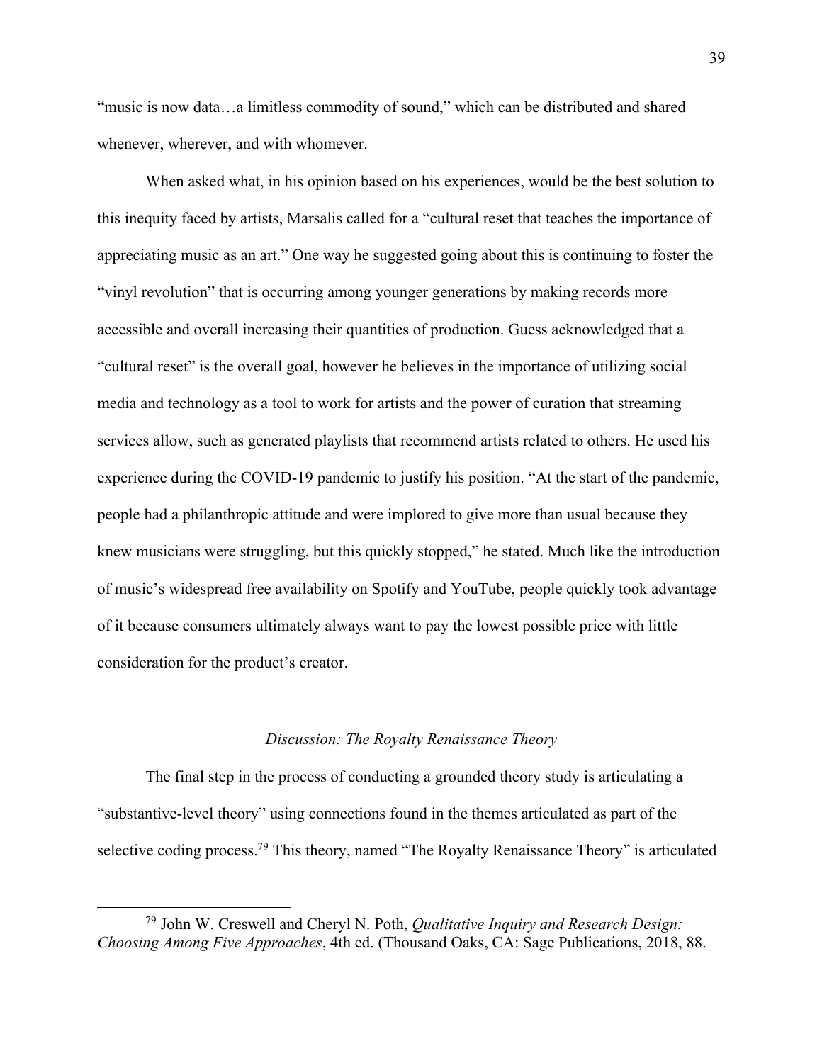"music is now data…a limitless commodity of sound," which can be distributed and shared whenever, wherever, and with whomever.

When asked what, in his opinion based on his experiences, would be the best solution to this inequity faced by artists, Marsalis called for a "cultural reset that teaches the importance of appreciating music as an art." One way he suggested going about this is continuing to foster the "vinyl revolution" that is occurring among younger generations by making records more accessible and overall increasing their quantities of production. Guess acknowledged that a "cultural reset" is the overall goal, however he believes in the importance of utilizing social media and technology as a tool to work for artists and the power of curation that streaming services allow, such as generated playlists that recommend artists related to others. He used his experience during the COVID-19 pandemic to justify his position. "At the start of the pandemic, people had a philanthropic attitude and were implored to give more than usual because they knew musicians were struggling, but this quickly stopped," he stated. Much like the introduction of music's widespread free availability on Spotify and YouTube, people quickly took advantage of it because consumers ultimately always want to pay the lowest possible price with little consideration for the product's creator.

### *Discussion: The Royalty Renaissance Theory*

The final step in the process of conducting a grounded theory study is articulating a "substantive-level theory" using connections found in the themes articulated as part of the selective coding process.[79] This theory, named "The Royalty Renaissance Theory" is articulated

---

[79] John W. Creswell and Cheryl N. Poth, *Qualitative Inquiry and Research Design: Choosing Among Five Approaches*, 4th ed. (Thousand Oaks, CA: Sage Publications, 2018, 88.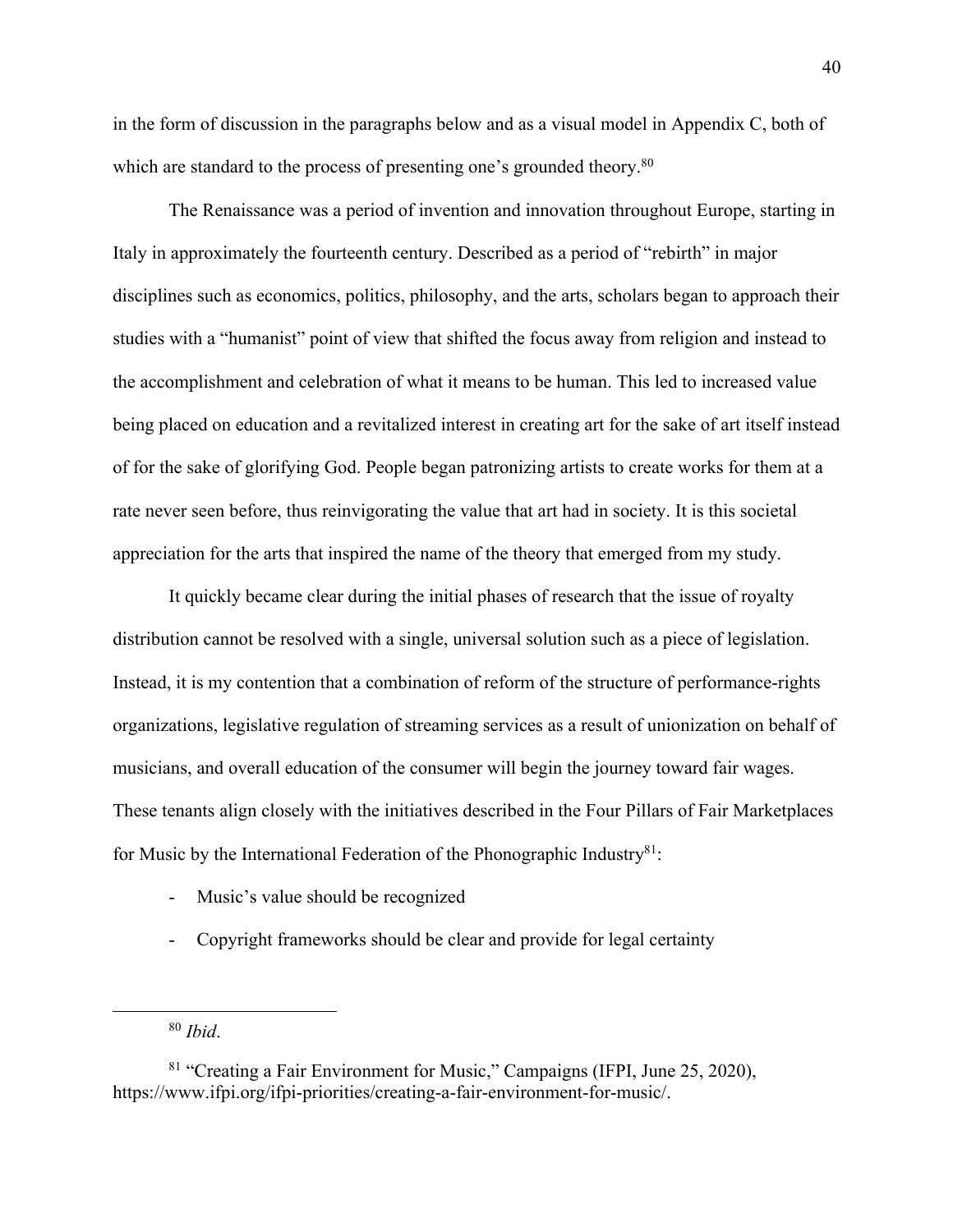in the form of discussion in the paragraphs below and as a visual model in Appendix C, both of which are standard to the process of presenting one's grounded theory.[80]

The Renaissance was a period of invention and innovation throughout Europe, starting in Italy in approximately the fourteenth century. Described as a period of "rebirth" in major disciplines such as economics, politics, philosophy, and the arts, scholars began to approach their studies with a "humanist" point of view that shifted the focus away from religion and instead to the accomplishment and celebration of what it means to be human. This led to increased value being placed on education and a revitalized interest in creating art for the sake of art itself instead of for the sake of glorifying God. People began patronizing artists to create works for them at a rate never seen before, thus reinvigorating the value that art had in society. It is this societal appreciation for the arts that inspired the name of the theory that emerged from my study.

It quickly became clear during the initial phases of research that the issue of royalty distribution cannot be resolved with a single, universal solution such as a piece of legislation. Instead, it is my contention that a combination of reform of the structure of performance-rights organizations, legislative regulation of streaming services as a result of unionization on behalf of musicians, and overall education of the consumer will begin the journey toward fair wages. These tenants align closely with the initiatives described in the Four Pillars of Fair Marketplaces for Music by the International Federation of the Phonographic Industry[81]:

- Music's value should be recognized
- Copyright frameworks should be clear and provide for legal certainty

---

[80] *Ibid*.

[81] "Creating a Fair Environment for Music," Campaigns (IFPI, June 25, 2020), https://www.ifpi.org/ifpi-priorities/creating-a-fair-environment-for-music/.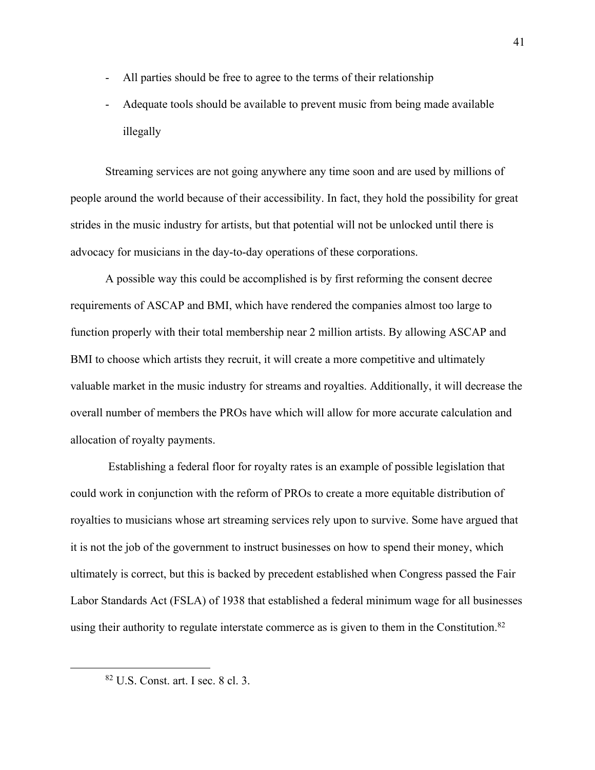- All parties should be free to agree to the terms of their relationship
- Adequate tools should be available to prevent music from being made available illegally

Streaming services are not going anywhere any time soon and are used by millions of people around the world because of their accessibility. In fact, they hold the possibility for great strides in the music industry for artists, but that potential will not be unlocked until there is advocacy for musicians in the day-to-day operations of these corporations.

A possible way this could be accomplished is by first reforming the consent decree requirements of ASCAP and BMI, which have rendered the companies almost too large to function properly with their total membership near 2 million artists. By allowing ASCAP and BMI to choose which artists they recruit, it will create a more competitive and ultimately valuable market in the music industry for streams and royalties. Additionally, it will decrease the overall number of members the PROs have which will allow for more accurate calculation and allocation of royalty payments.

Establishing a federal floor for royalty rates is an example of possible legislation that could work in conjunction with the reform of PROs to create a more equitable distribution of royalties to musicians whose art streaming services rely upon to survive. Some have argued that it is not the job of the government to instruct businesses on how to spend their money, which ultimately is correct, but this is backed by precedent established when Congress passed the Fair Labor Standards Act (FSLA) of 1938 that established a federal minimum wage for all businesses using their authority to regulate interstate commerce as is given to them in the Constitution.[82]

---

[82] U.S. Const. art. I sec. 8 cl. 3.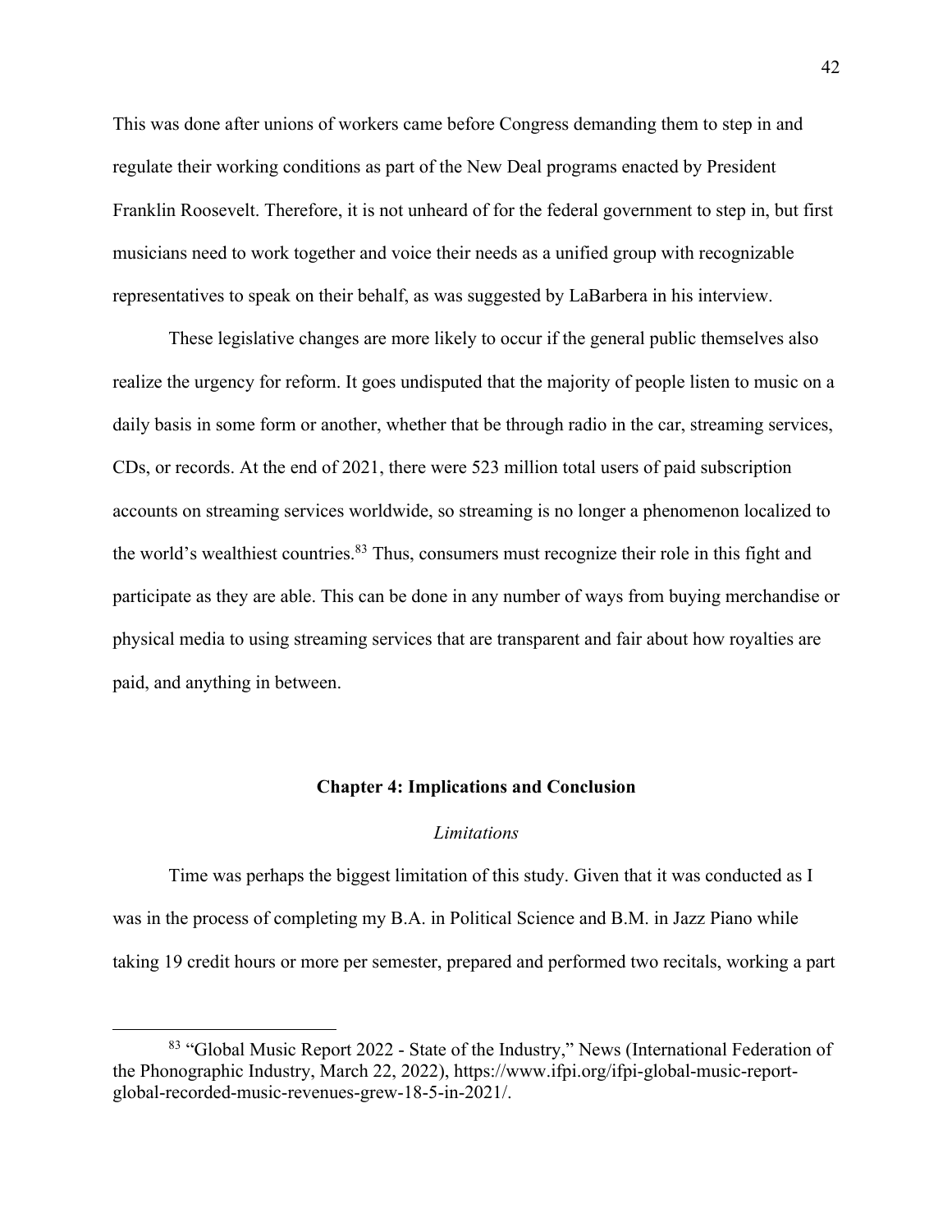This was done after unions of workers came before Congress demanding them to step in and regulate their working conditions as part of the New Deal programs enacted by President Franklin Roosevelt. Therefore, it is not unheard of for the federal government to step in, but first musicians need to work together and voice their needs as a unified group with recognizable representatives to speak on their behalf, as was suggested by LaBarbera in his interview.

These legislative changes are more likely to occur if the general public themselves also realize the urgency for reform. It goes undisputed that the majority of people listen to music on a daily basis in some form or another, whether that be through radio in the car, streaming services, CDs, or records. At the end of 2021, there were 523 million total users of paid subscription accounts on streaming services worldwide, so streaming is no longer a phenomenon localized to the world's wealthiest countries.[83] Thus, consumers must recognize their role in this fight and participate as they are able. This can be done in any number of ways from buying merchandise or physical media to using streaming services that are transparent and fair about how royalties are paid, and anything in between.

## Chapter 4: Implications and Conclusion

### *Limitations*

Time was perhaps the biggest limitation of this study. Given that it was conducted as I was in the process of completing my B.A. in Political Science and B.M. in Jazz Piano while taking 19 credit hours or more per semester, prepared and performed two recitals, working a part

---

[83] "Global Music Report 2022 - State of the Industry," News (International Federation of the Phonographic Industry, March 22, 2022), https://www.ifpi.org/ifpi-global-music-report-global-recorded-music-revenues-grew-18-5-in-2021/.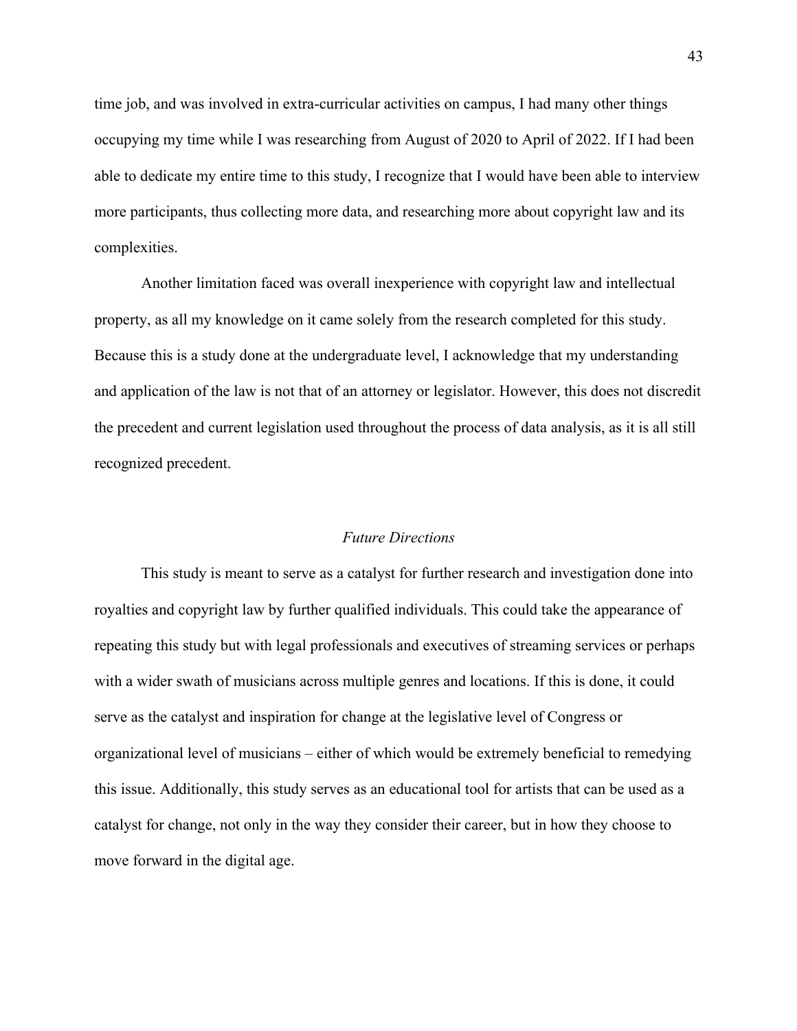time job, and was involved in extra-curricular activities on campus, I had many other things occupying my time while I was researching from August of 2020 to April of 2022. If I had been able to dedicate my entire time to this study, I recognize that I would have been able to interview more participants, thus collecting more data, and researching more about copyright law and its complexities.

Another limitation faced was overall inexperience with copyright law and intellectual property, as all my knowledge on it came solely from the research completed for this study. Because this is a study done at the undergraduate level, I acknowledge that my understanding and application of the law is not that of an attorney or legislator. However, this does not discredit the precedent and current legislation used throughout the process of data analysis, as it is all still recognized precedent.

### *Future Directions*

This study is meant to serve as a catalyst for further research and investigation done into royalties and copyright law by further qualified individuals. This could take the appearance of repeating this study but with legal professionals and executives of streaming services or perhaps with a wider swath of musicians across multiple genres and locations. If this is done, it could serve as the catalyst and inspiration for change at the legislative level of Congress or organizational level of musicians – either of which would be extremely beneficial to remedying this issue. Additionally, this study serves as an educational tool for artists that can be used as a catalyst for change, not only in the way they consider their career, but in how they choose to move forward in the digital age.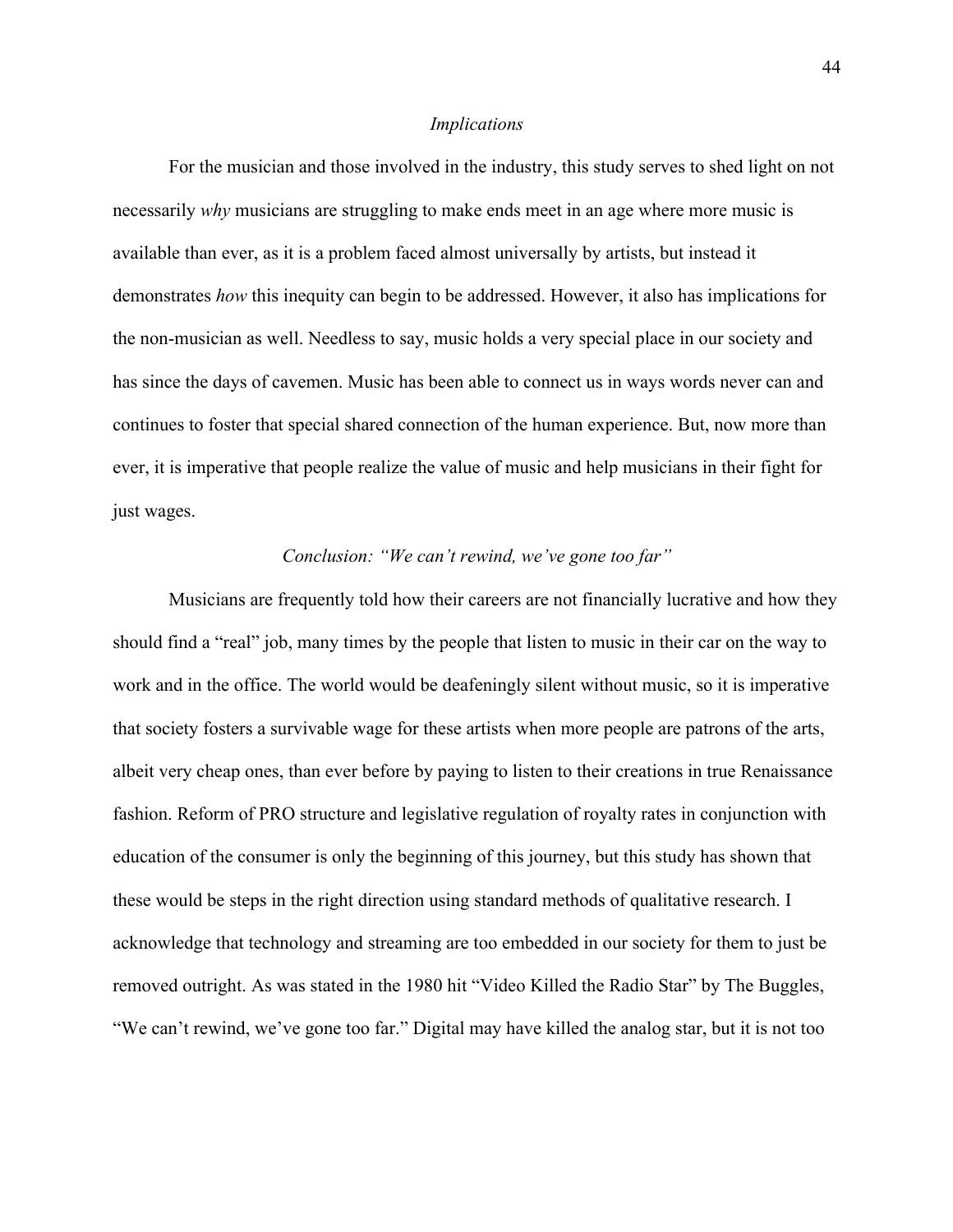### *Implications*

For the musician and those involved in the industry, this study serves to shed light on not necessarily *why* musicians are struggling to make ends meet in an age where more music is available than ever, as it is a problem faced almost universally by artists, but instead it demonstrates *how* this inequity can begin to be addressed. However, it also has implications for the non-musician as well. Needless to say, music holds a very special place in our society and has since the days of cavemen. Music has been able to connect us in ways words never can and continues to foster that special shared connection of the human experience. But, now more than ever, it is imperative that people realize the value of music and help musicians in their fight for just wages.

### *Conclusion: "We can't rewind, we've gone too far"*

Musicians are frequently told how their careers are not financially lucrative and how they should find a "real" job, many times by the people that listen to music in their car on the way to work and in the office. The world would be deafeningly silent without music, so it is imperative that society fosters a survivable wage for these artists when more people are patrons of the arts, albeit very cheap ones, than ever before by paying to listen to their creations in true Renaissance fashion. Reform of PRO structure and legislative regulation of royalty rates in conjunction with education of the consumer is only the beginning of this journey, but this study has shown that these would be steps in the right direction using standard methods of qualitative research. I acknowledge that technology and streaming are too embedded in our society for them to just be removed outright. As was stated in the 1980 hit "Video Killed the Radio Star" by The Buggles, "We can't rewind, we've gone too far." Digital may have killed the analog star, but it is not too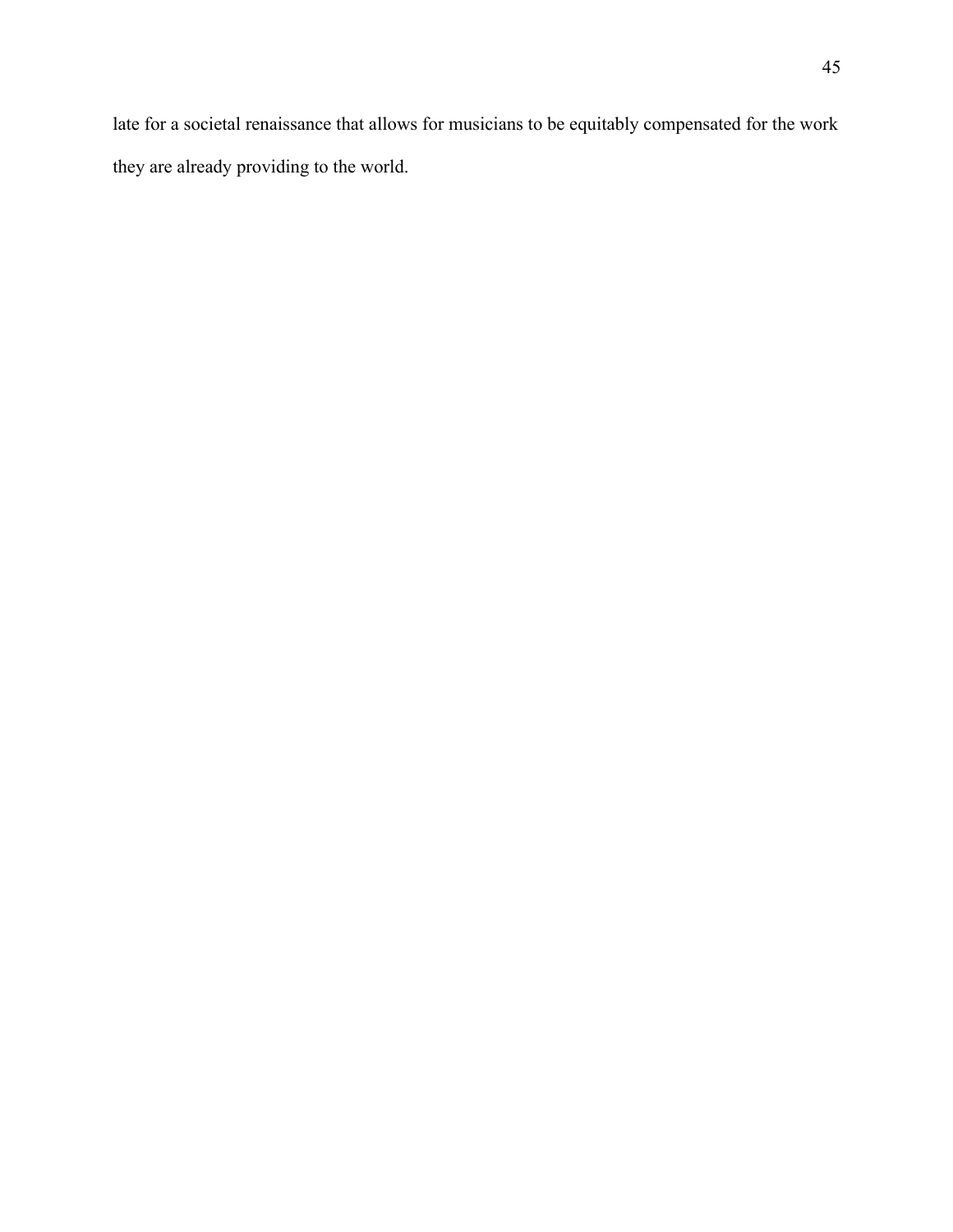late for a societal renaissance that allows for musicians to be equitably compensated for the work they are already providing to the world.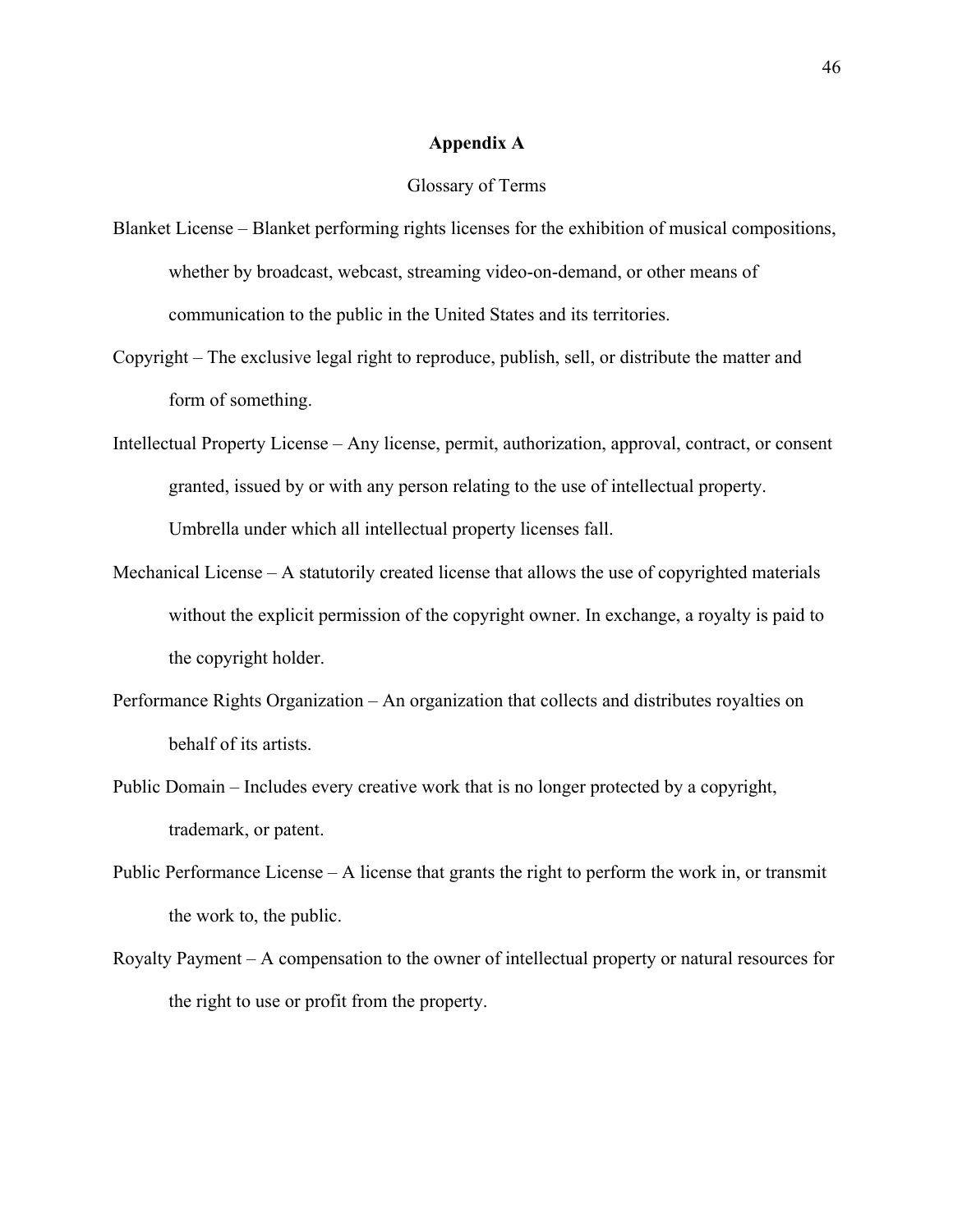## Appendix A

Glossary of Terms

Blanket License – Blanket performing rights licenses for the exhibition of musical compositions, whether by broadcast, webcast, streaming video-on-demand, or other means of communication to the public in the United States and its territories.

Copyright – The exclusive legal right to reproduce, publish, sell, or distribute the matter and form of something.

Intellectual Property License – Any license, permit, authorization, approval, contract, or consent granted, issued by or with any person relating to the use of intellectual property. Umbrella under which all intellectual property licenses fall.

Mechanical License – A statutorily created license that allows the use of copyrighted materials without the explicit permission of the copyright owner. In exchange, a royalty is paid to the copyright holder.

Performance Rights Organization – An organization that collects and distributes royalties on behalf of its artists.

Public Domain – Includes every creative work that is no longer protected by a copyright, trademark, or patent.

Public Performance License – A license that grants the right to perform the work in, or transmit the work to, the public.

Royalty Payment – A compensation to the owner of intellectual property or natural resources for the right to use or profit from the property.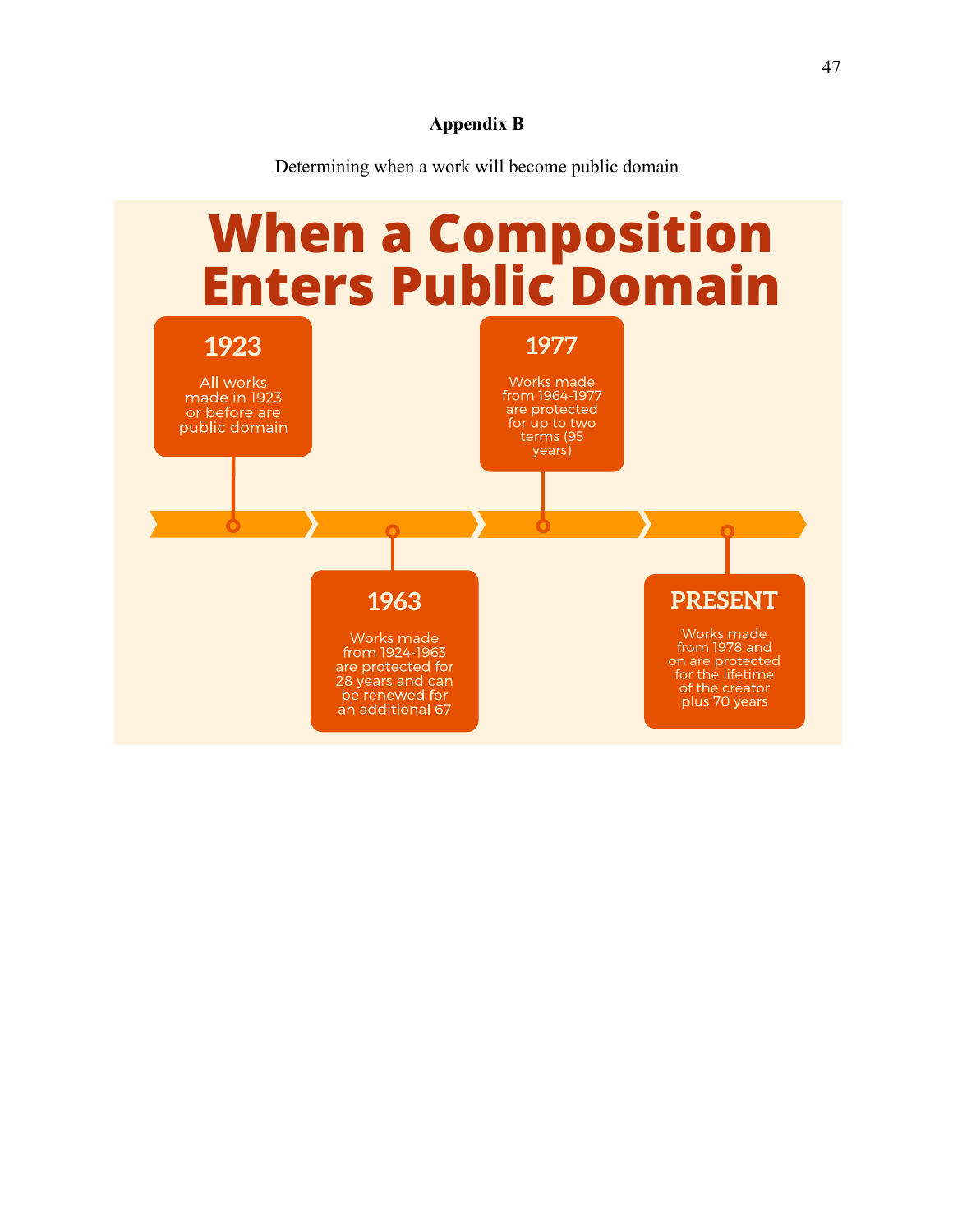**Appendix B**

Determining when a work will become public domain

# When a Composition Enters Public Domain

**1923**

All works made in 1923 or before are public domain

**1963**

Works made from 1924-1963 are protected for 28 years and can be renewed for an additional 67

**1977**

Works made from 1964-1977 are protected for up to two terms (95 years)

**PRESENT**

Works made from 1978 and on are protected for the lifetime of the creator plus 70 years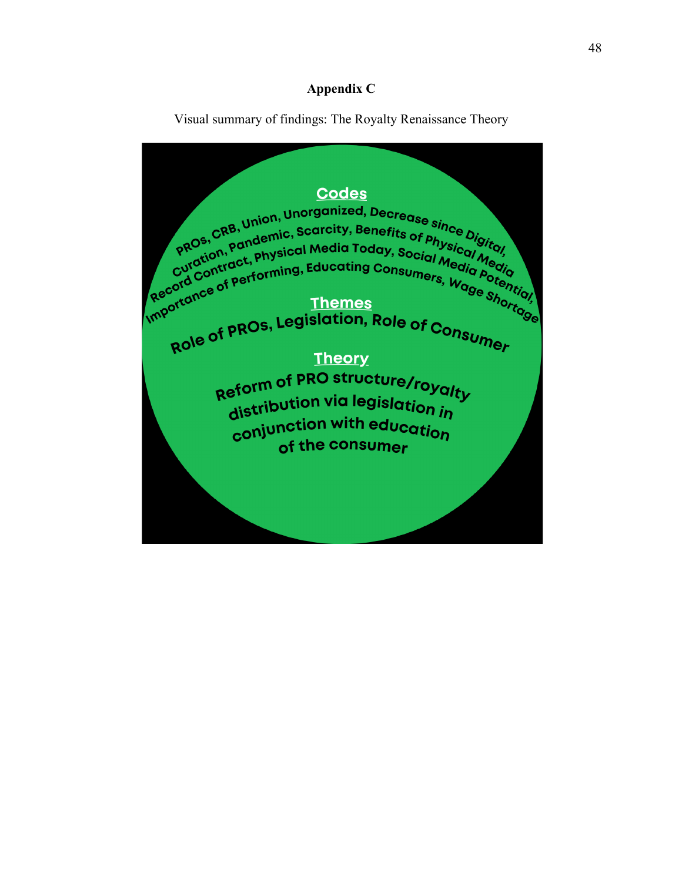## Appendix C

Visual summary of findings: The Royalty Renaissance Theory

**Codes**

PROs, CRB, Union, Unorganized, Decrease since Digital, Curation, Pandemic, Scarcity, Benefits of Physical Media, Record Contract, Physical Media Today, Social Media Potential, Importance of Performing, Educating Consumers, Wage Shortage

**Themes**

Role of PROs, Legislation, Role of Consumer

**Theory**

Reform of PRO structure/royalty distribution via legislation in conjunction with education of the consumer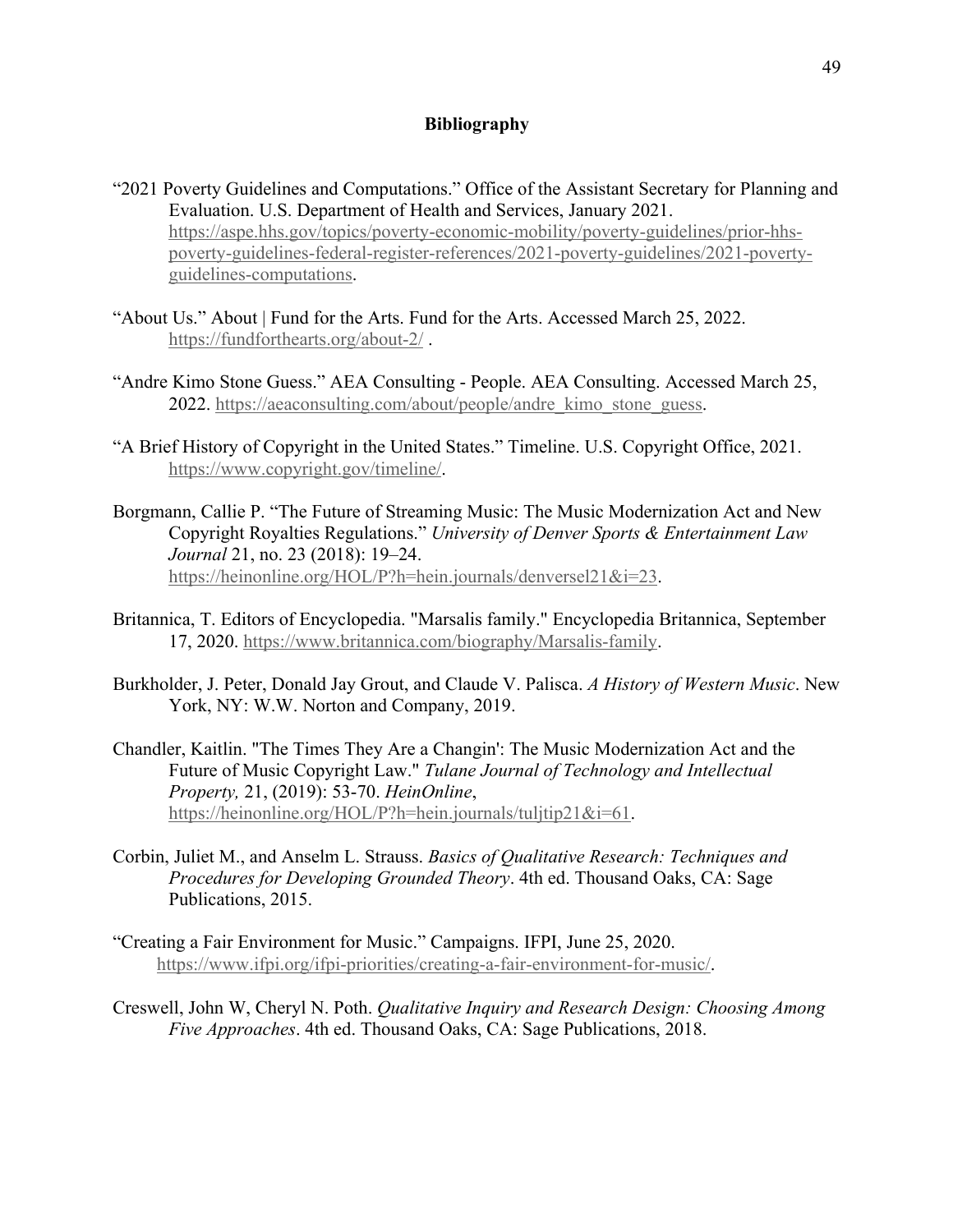## Bibliography

“2021 Poverty Guidelines and Computations.” Office of the Assistant Secretary for Planning and Evaluation. U.S. Department of Health and Services, January 2021. https://aspe.hhs.gov/topics/poverty-economic-mobility/poverty-guidelines/prior-hhs-poverty-guidelines-federal-register-references/2021-poverty-guidelines/2021-poverty-guidelines-computations.

“About Us.” About | Fund for the Arts. Fund for the Arts. Accessed March 25, 2022. https://fundforthearts.org/about-2/ .

“Andre Kimo Stone Guess.” AEA Consulting - People. AEA Consulting. Accessed March 25, 2022. https://aeaconsulting.com/about/people/andre_kimo_stone_guess.

“A Brief History of Copyright in the United States.” Timeline. U.S. Copyright Office, 2021. https://www.copyright.gov/timeline/.

Borgmann, Callie P. “The Future of Streaming Music: The Music Modernization Act and New Copyright Royalties Regulations.” *University of Denver Sports & Entertainment Law Journal* 21, no. 23 (2018): 19–24. https://heinonline.org/HOL/P?h=hein.journals/denversel21&i=23.

Britannica, T. Editors of Encyclopedia. "Marsalis family." Encyclopedia Britannica, September 17, 2020. https://www.britannica.com/biography/Marsalis-family.

Burkholder, J. Peter, Donald Jay Grout, and Claude V. Palisca. *A History of Western Music*. New York, NY: W.W. Norton and Company, 2019.

Chandler, Kaitlin. "The Times They Are a Changin': The Music Modernization Act and the Future of Music Copyright Law." *Tulane Journal of Technology and Intellectual Property,* 21, (2019): 53-70. *HeinOnline*, https://heinonline.org/HOL/P?h=hein.journals/tuljtip21&i=61.

Corbin, Juliet M., and Anselm L. Strauss. *Basics of Qualitative Research: Techniques and Procedures for Developing Grounded Theory*. 4th ed. Thousand Oaks, CA: Sage Publications, 2015.

“Creating a Fair Environment for Music.” Campaigns. IFPI, June 25, 2020. https://www.ifpi.org/ifpi-priorities/creating-a-fair-environment-for-music/.

Creswell, John W, Cheryl N. Poth. *Qualitative Inquiry and Research Design: Choosing Among Five Approaches*. 4th ed. Thousand Oaks, CA: Sage Publications, 2018.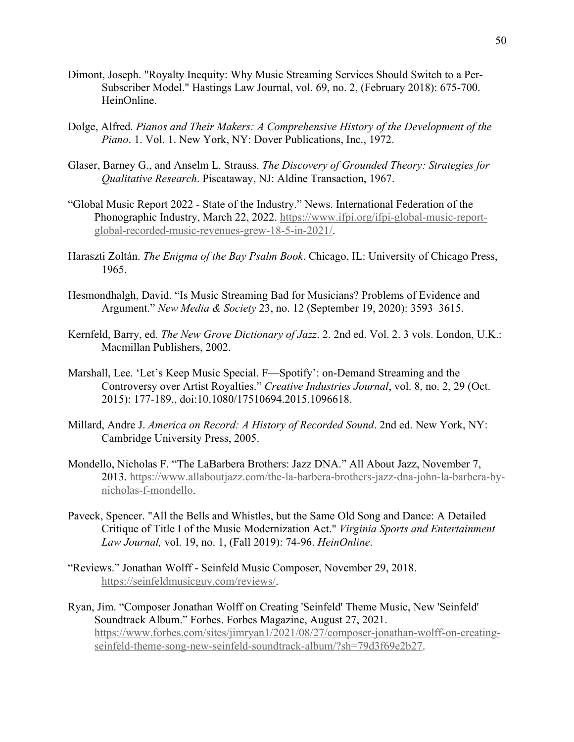Dimont, Joseph. "Royalty Inequity: Why Music Streaming Services Should Switch to a Per-Subscriber Model." Hastings Law Journal, vol. 69, no. 2, (February 2018): 675-700. HeinOnline.

Dolge, Alfred. *Pianos and Their Makers: A Comprehensive History of the Development of the Piano*. 1. Vol. 1. New York, NY: Dover Publications, Inc., 1972.

Glaser, Barney G., and Anselm L. Strauss. *The Discovery of Grounded Theory: Strategies for Qualitative Research*. Piscataway, NJ: Aldine Transaction, 1967.

"Global Music Report 2022 - State of the Industry." News. International Federation of the Phonographic Industry, March 22, 2022. https://www.ifpi.org/ifpi-global-music-report-global-recorded-music-revenues-grew-18-5-in-2021/.

Haraszti Zoltán. *The Enigma of the Bay Psalm Book*. Chicago, IL: University of Chicago Press, 1965.

Hesmondhalgh, David. "Is Music Streaming Bad for Musicians? Problems of Evidence and Argument." *New Media & Society* 23, no. 12 (September 19, 2020): 3593–3615.

Kernfeld, Barry, ed. *The New Grove Dictionary of Jazz*. 2. 2nd ed. Vol. 2. 3 vols. London, U.K.: Macmillan Publishers, 2002.

Marshall, Lee. 'Let's Keep Music Special. F—Spotify': on-Demand Streaming and the Controversy over Artist Royalties." *Creative Industries Journal*, vol. 8, no. 2, 29 (Oct. 2015): 177-189., doi:10.1080/17510694.2015.1096618.

Millard, Andre J. *America on Record: A History of Recorded Sound*. 2nd ed. New York, NY: Cambridge University Press, 2005.

Mondello, Nicholas F. "The LaBarbera Brothers: Jazz DNA." All About Jazz, November 7, 2013. https://www.allaboutjazz.com/the-la-barbera-brothers-jazz-dna-john-la-barbera-by-nicholas-f-mondello.

Paveck, Spencer. "All the Bells and Whistles, but the Same Old Song and Dance: A Detailed Critique of Title I of the Music Modernization Act." *Virginia Sports and Entertainment Law Journal,* vol. 19, no. 1, (Fall 2019): 74-96. *HeinOnline*.

"Reviews." Jonathan Wolff - Seinfeld Music Composer, November 29, 2018. https://seinfeldmusicguy.com/reviews/.

Ryan, Jim. "Composer Jonathan Wolff on Creating 'Seinfeld' Theme Music, New 'Seinfeld' Soundtrack Album." Forbes. Forbes Magazine, August 27, 2021. https://www.forbes.com/sites/jimryan1/2021/08/27/composer-jonathan-wolff-on-creating-seinfeld-theme-song-new-seinfeld-soundtrack-album/?sh=79d3f69e2b27.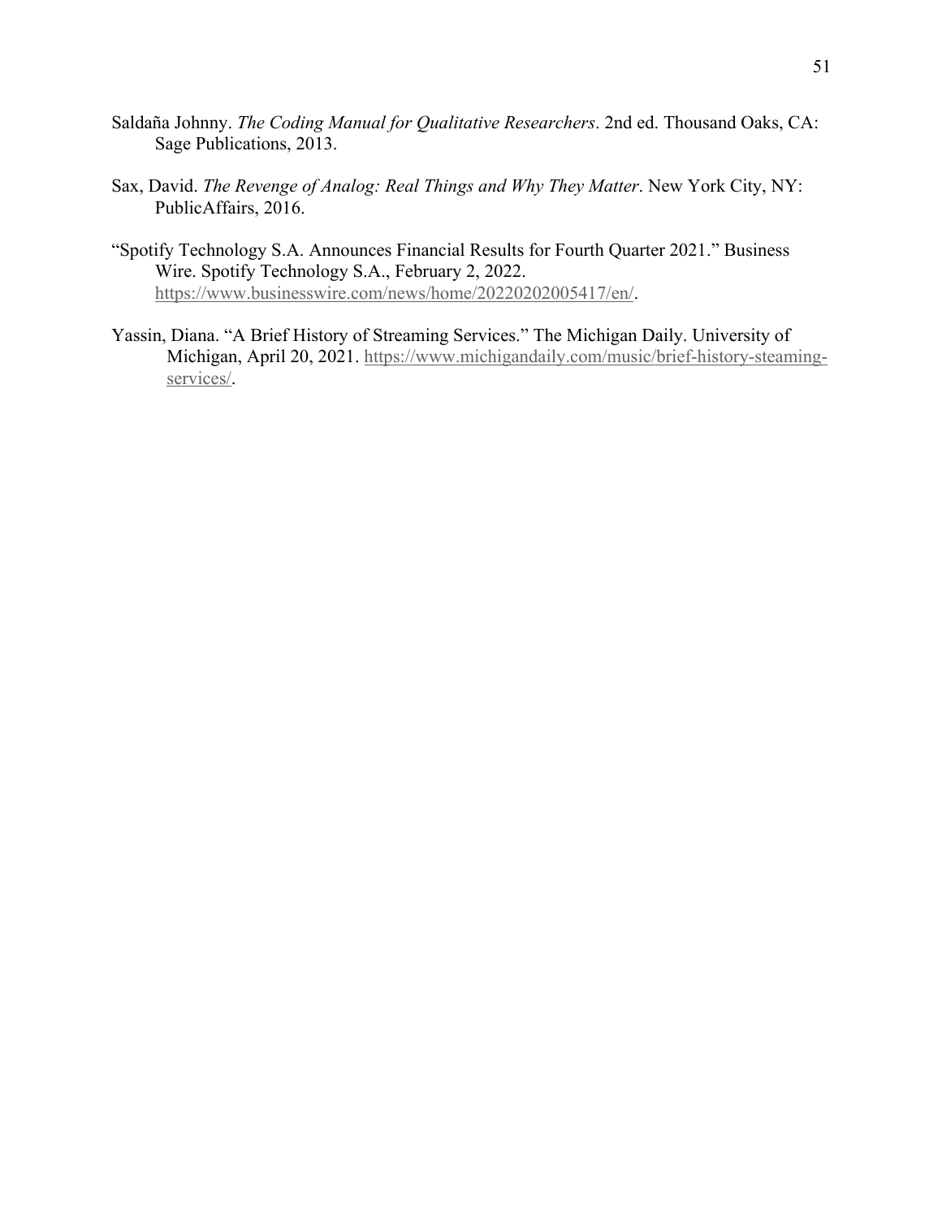Saldaña Johnny. *The Coding Manual for Qualitative Researchers*. 2nd ed. Thousand Oaks, CA: Sage Publications, 2013.

Sax, David. *The Revenge of Analog: Real Things and Why They Matter*. New York City, NY: PublicAffairs, 2016.

"Spotify Technology S.A. Announces Financial Results for Fourth Quarter 2021." Business Wire. Spotify Technology S.A., February 2, 2022. https://www.businesswire.com/news/home/20220202005417/en/.

Yassin, Diana. "A Brief History of Streaming Services." The Michigan Daily. University of Michigan, April 20, 2021. https://www.michigandaily.com/music/brief-history-steaming-services/.